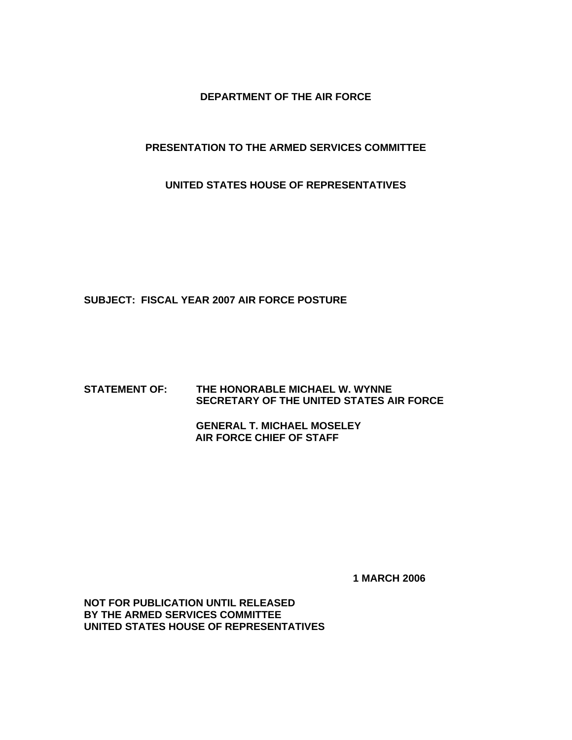**DEPARTMENT OF THE AIR FORCE**

**PRESENTATION TO THE ARMED SERVICES COMMITTEE**

**UNITED STATES HOUSE OF REPRESENTATIVES**

**SUBJECT: FISCAL YEAR 2007 AIR FORCE POSTURE**

**STATEMENT OF:** **THE HONORABLE MICHAEL W. WYNNE**
**SECRETARY OF THE UNITED STATES AIR FORCE**

**GENERAL T. MICHAEL MOSELEY**
**AIR FORCE CHIEF OF STAFF**

**1 MARCH 2006**

**NOT FOR PUBLICATION UNTIL RELEASED**
**BY THE ARMED SERVICES COMMITTEE**
**UNITED STATES HOUSE OF REPRESENTATIVES**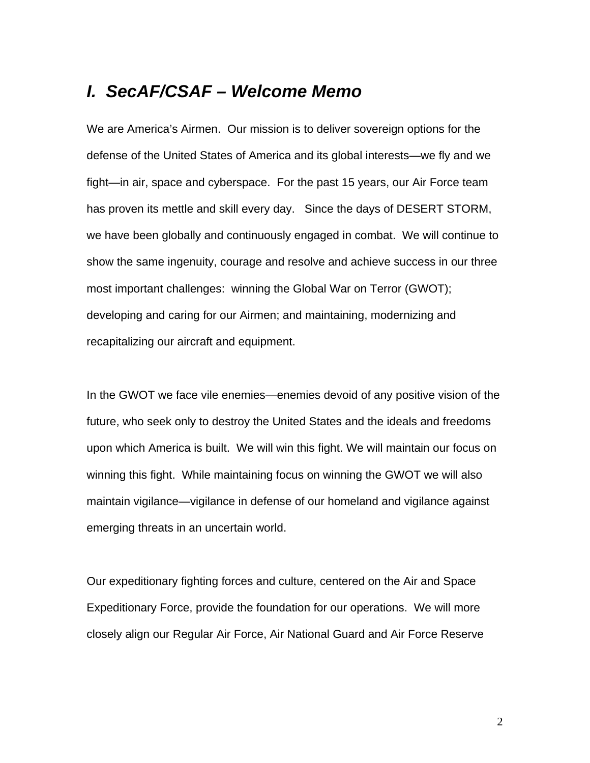## *I. SecAF/CSAF – Welcome Memo*

We are America's Airmen. Our mission is to deliver sovereign options for the defense of the United States of America and its global interests—we fly and we fight—in air, space and cyberspace. For the past 15 years, our Air Force team has proven its mettle and skill every day. Since the days of DESERT STORM, we have been globally and continuously engaged in combat. We will continue to show the same ingenuity, courage and resolve and achieve success in our three most important challenges: winning the Global War on Terror (GWOT); developing and caring for our Airmen; and maintaining, modernizing and recapitalizing our aircraft and equipment.

In the GWOT we face vile enemies—enemies devoid of any positive vision of the future, who seek only to destroy the United States and the ideals and freedoms upon which America is built. We will win this fight. We will maintain our focus on winning this fight. While maintaining focus on winning the GWOT we will also maintain vigilance—vigilance in defense of our homeland and vigilance against emerging threats in an uncertain world.

Our expeditionary fighting forces and culture, centered on the Air and Space Expeditionary Force, provide the foundation for our operations. We will more closely align our Regular Air Force, Air National Guard and Air Force Reserve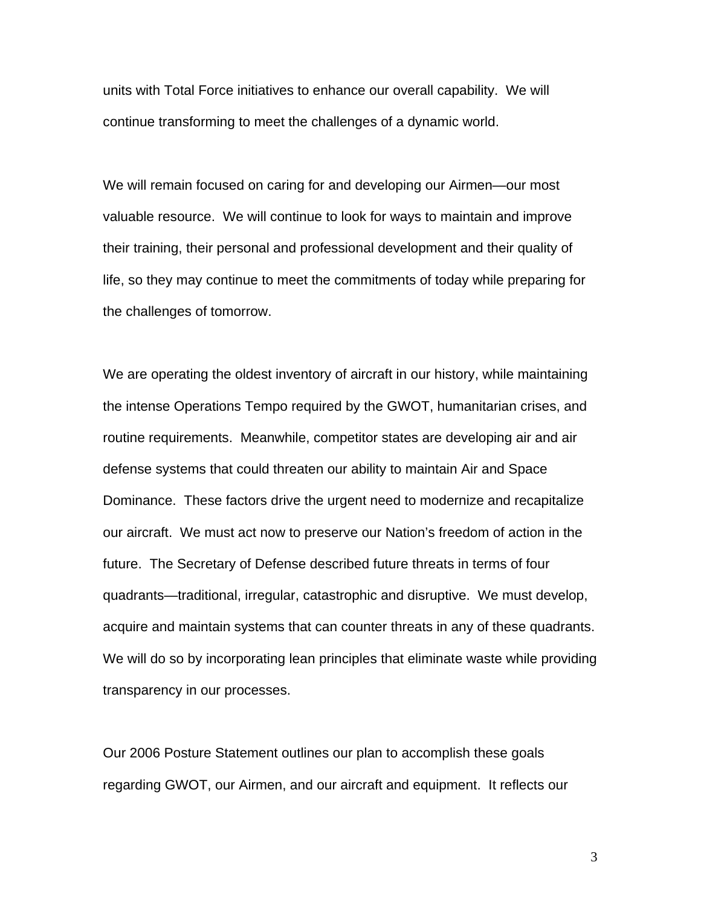units with Total Force initiatives to enhance our overall capability. We will continue transforming to meet the challenges of a dynamic world.

We will remain focused on caring for and developing our Airmen—our most valuable resource. We will continue to look for ways to maintain and improve their training, their personal and professional development and their quality of life, so they may continue to meet the commitments of today while preparing for the challenges of tomorrow.

We are operating the oldest inventory of aircraft in our history, while maintaining the intense Operations Tempo required by the GWOT, humanitarian crises, and routine requirements. Meanwhile, competitor states are developing air and air defense systems that could threaten our ability to maintain Air and Space Dominance. These factors drive the urgent need to modernize and recapitalize our aircraft. We must act now to preserve our Nation's freedom of action in the future. The Secretary of Defense described future threats in terms of four quadrants—traditional, irregular, catastrophic and disruptive. We must develop, acquire and maintain systems that can counter threats in any of these quadrants. We will do so by incorporating lean principles that eliminate waste while providing transparency in our processes.

Our 2006 Posture Statement outlines our plan to accomplish these goals regarding GWOT, our Airmen, and our aircraft and equipment. It reflects our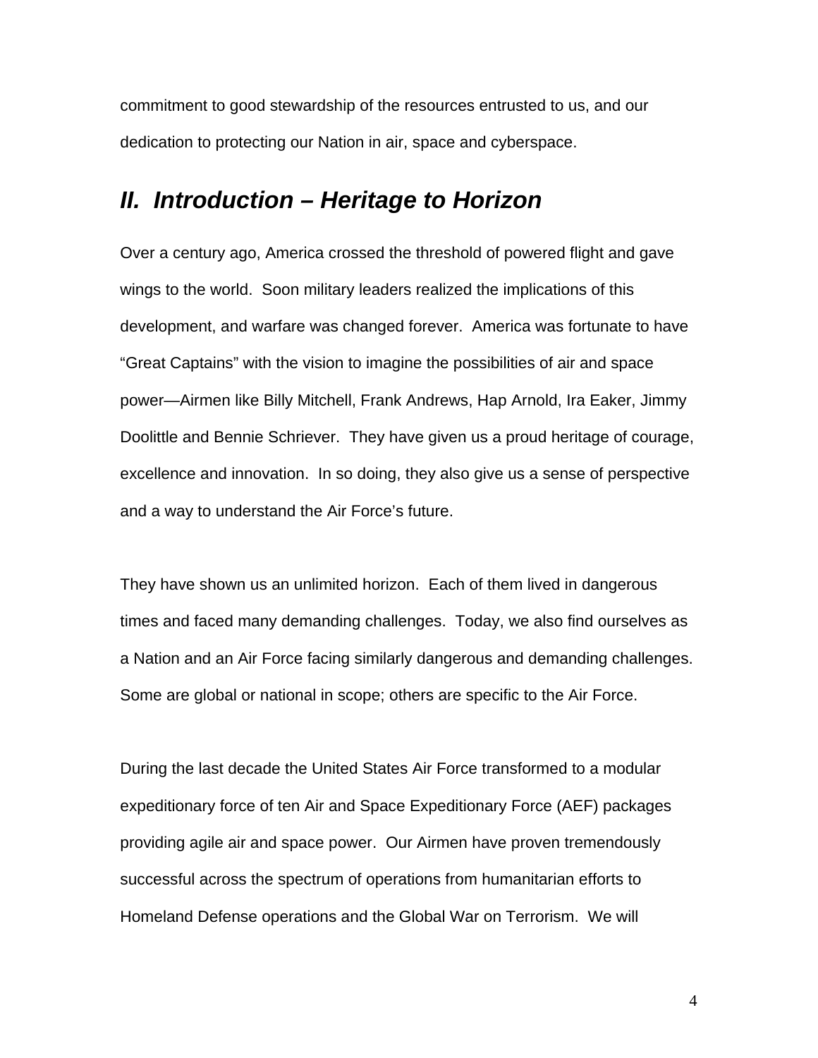commitment to good stewardship of the resources entrusted to us, and our dedication to protecting our Nation in air, space and cyberspace.

## *II. Introduction – Heritage to Horizon*

Over a century ago, America crossed the threshold of powered flight and gave wings to the world. Soon military leaders realized the implications of this development, and warfare was changed forever. America was fortunate to have "Great Captains" with the vision to imagine the possibilities of air and space power—Airmen like Billy Mitchell, Frank Andrews, Hap Arnold, Ira Eaker, Jimmy Doolittle and Bennie Schriever. They have given us a proud heritage of courage, excellence and innovation. In so doing, they also give us a sense of perspective and a way to understand the Air Force's future.

They have shown us an unlimited horizon. Each of them lived in dangerous times and faced many demanding challenges. Today, we also find ourselves as a Nation and an Air Force facing similarly dangerous and demanding challenges. Some are global or national in scope; others are specific to the Air Force.

During the last decade the United States Air Force transformed to a modular expeditionary force of ten Air and Space Expeditionary Force (AEF) packages providing agile air and space power. Our Airmen have proven tremendously successful across the spectrum of operations from humanitarian efforts to Homeland Defense operations and the Global War on Terrorism. We will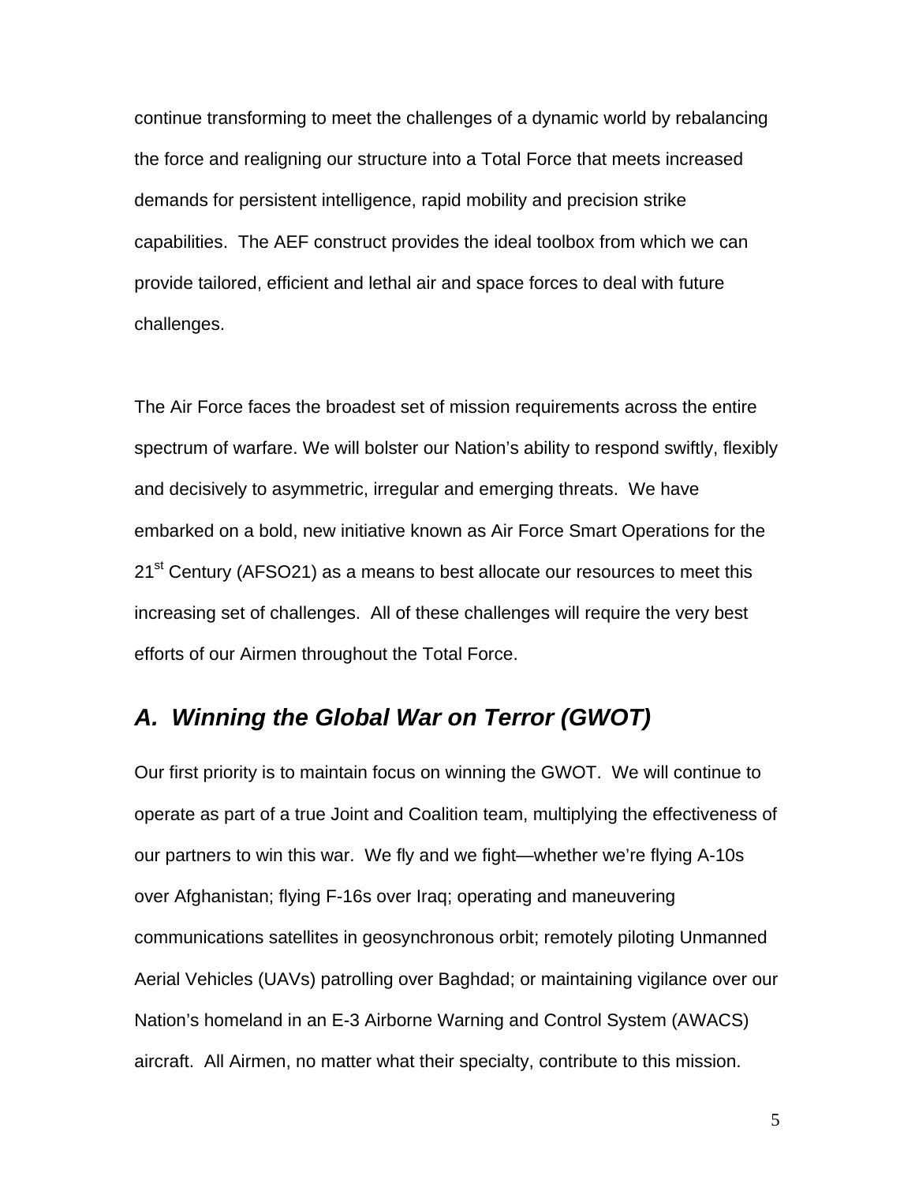continue transforming to meet the challenges of a dynamic world by rebalancing the force and realigning our structure into a Total Force that meets increased demands for persistent intelligence, rapid mobility and precision strike capabilities. The AEF construct provides the ideal toolbox from which we can provide tailored, efficient and lethal air and space forces to deal with future challenges.

The Air Force faces the broadest set of mission requirements across the entire spectrum of warfare. We will bolster our Nation's ability to respond swiftly, flexibly and decisively to asymmetric, irregular and emerging threats. We have embarked on a bold, new initiative known as Air Force Smart Operations for the 21st Century (AFSO21) as a means to best allocate our resources to meet this increasing set of challenges. All of these challenges will require the very best efforts of our Airmen throughout the Total Force.

## *A. Winning the Global War on Terror (GWOT)*

Our first priority is to maintain focus on winning the GWOT. We will continue to operate as part of a true Joint and Coalition team, multiplying the effectiveness of our partners to win this war. We fly and we fight—whether we're flying A-10s over Afghanistan; flying F-16s over Iraq; operating and maneuvering communications satellites in geosynchronous orbit; remotely piloting Unmanned Aerial Vehicles (UAVs) patrolling over Baghdad; or maintaining vigilance over our Nation's homeland in an E-3 Airborne Warning and Control System (AWACS) aircraft. All Airmen, no matter what their specialty, contribute to this mission.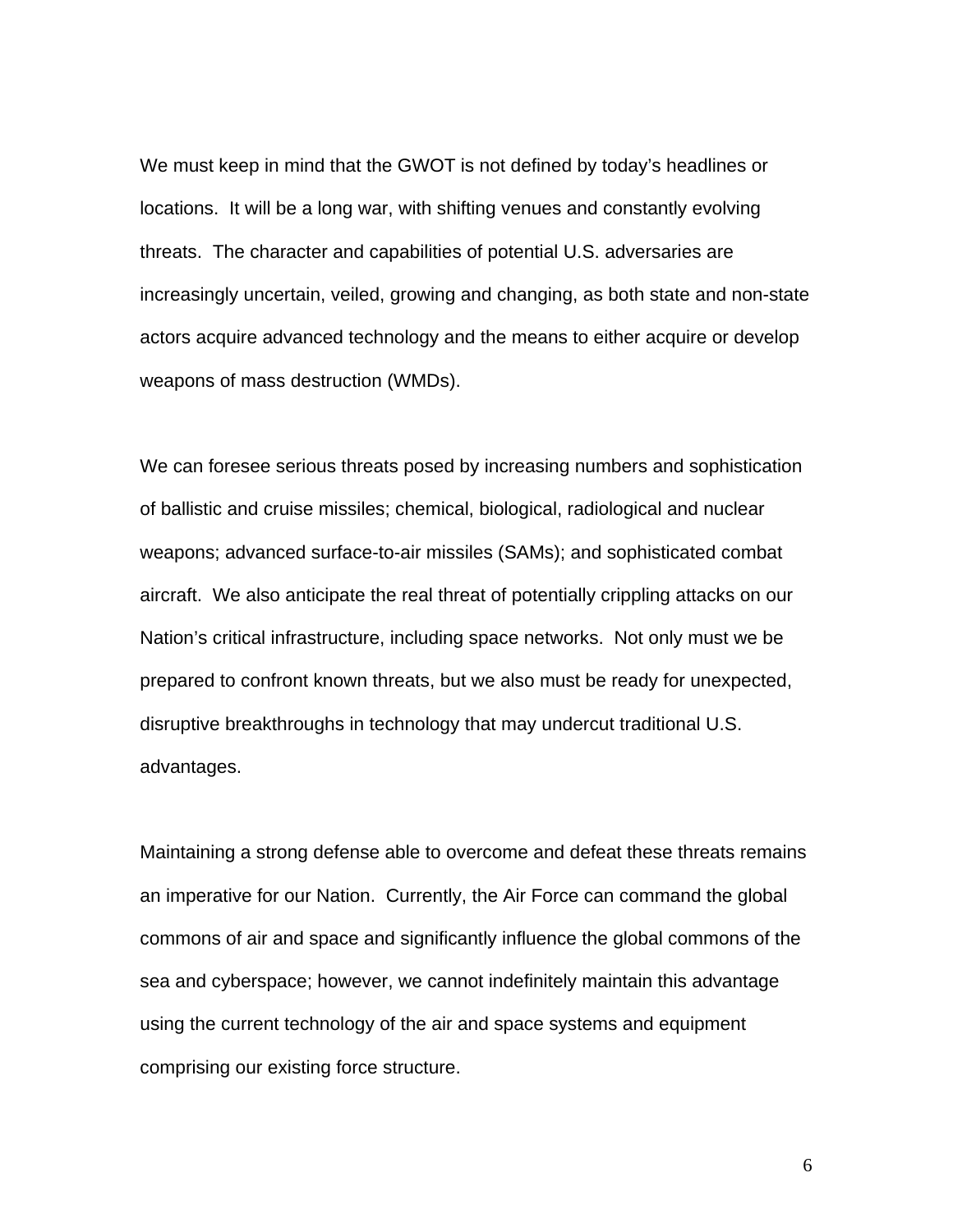We must keep in mind that the GWOT is not defined by today's headlines or locations. It will be a long war, with shifting venues and constantly evolving threats. The character and capabilities of potential U.S. adversaries are increasingly uncertain, veiled, growing and changing, as both state and non-state actors acquire advanced technology and the means to either acquire or develop weapons of mass destruction (WMDs).

We can foresee serious threats posed by increasing numbers and sophistication of ballistic and cruise missiles; chemical, biological, radiological and nuclear weapons; advanced surface-to-air missiles (SAMs); and sophisticated combat aircraft. We also anticipate the real threat of potentially crippling attacks on our Nation's critical infrastructure, including space networks. Not only must we be prepared to confront known threats, but we also must be ready for unexpected, disruptive breakthroughs in technology that may undercut traditional U.S. advantages.

Maintaining a strong defense able to overcome and defeat these threats remains an imperative for our Nation. Currently, the Air Force can command the global commons of air and space and significantly influence the global commons of the sea and cyberspace; however, we cannot indefinitely maintain this advantage using the current technology of the air and space systems and equipment comprising our existing force structure.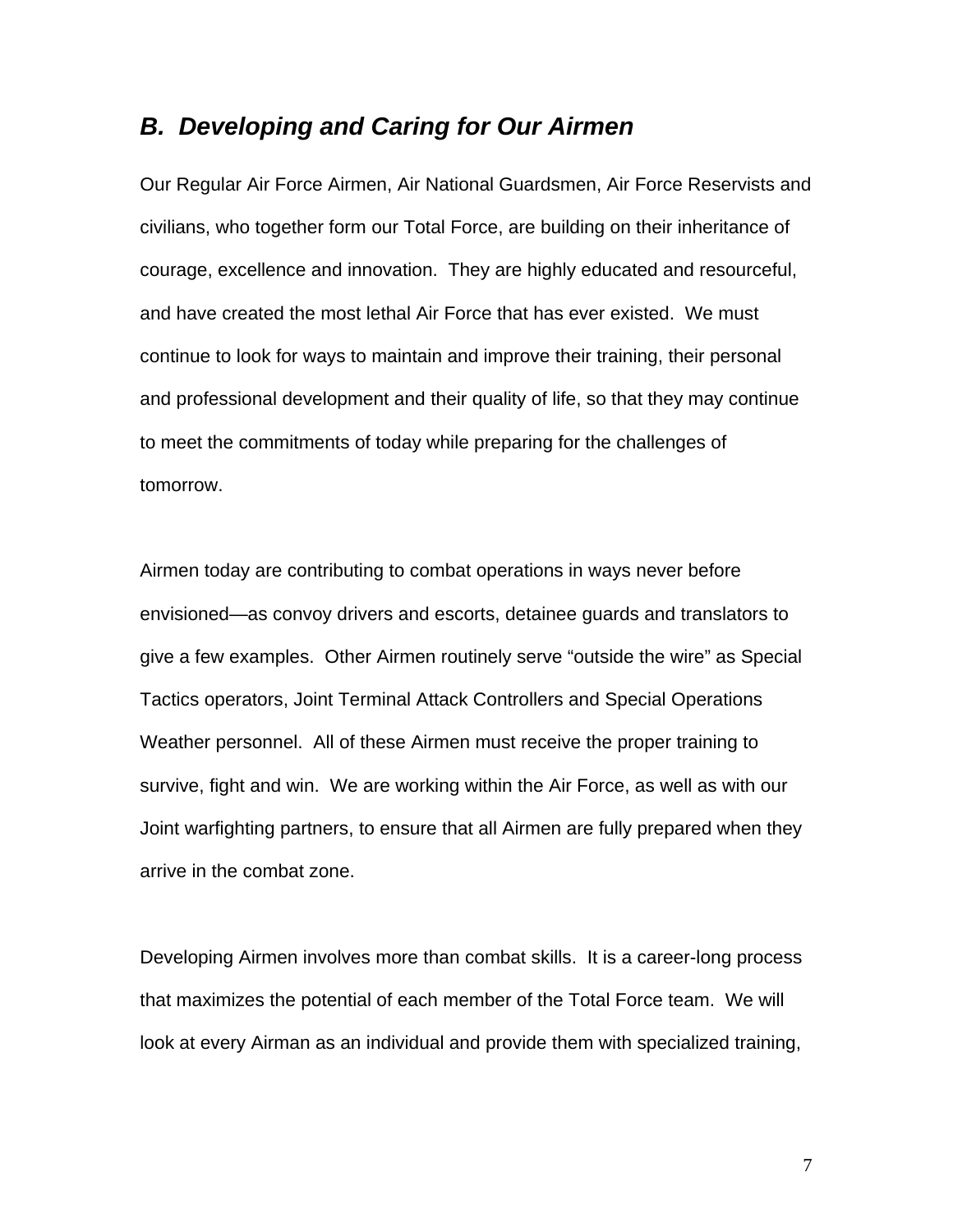## *B. Developing and Caring for Our Airmen*

Our Regular Air Force Airmen, Air National Guardsmen, Air Force Reservists and civilians, who together form our Total Force, are building on their inheritance of courage, excellence and innovation. They are highly educated and resourceful, and have created the most lethal Air Force that has ever existed. We must continue to look for ways to maintain and improve their training, their personal and professional development and their quality of life, so that they may continue to meet the commitments of today while preparing for the challenges of tomorrow.

Airmen today are contributing to combat operations in ways never before envisioned—as convoy drivers and escorts, detainee guards and translators to give a few examples. Other Airmen routinely serve "outside the wire" as Special Tactics operators, Joint Terminal Attack Controllers and Special Operations Weather personnel. All of these Airmen must receive the proper training to survive, fight and win. We are working within the Air Force, as well as with our Joint warfighting partners, to ensure that all Airmen are fully prepared when they arrive in the combat zone.

Developing Airmen involves more than combat skills. It is a career-long process that maximizes the potential of each member of the Total Force team. We will look at every Airman as an individual and provide them with specialized training,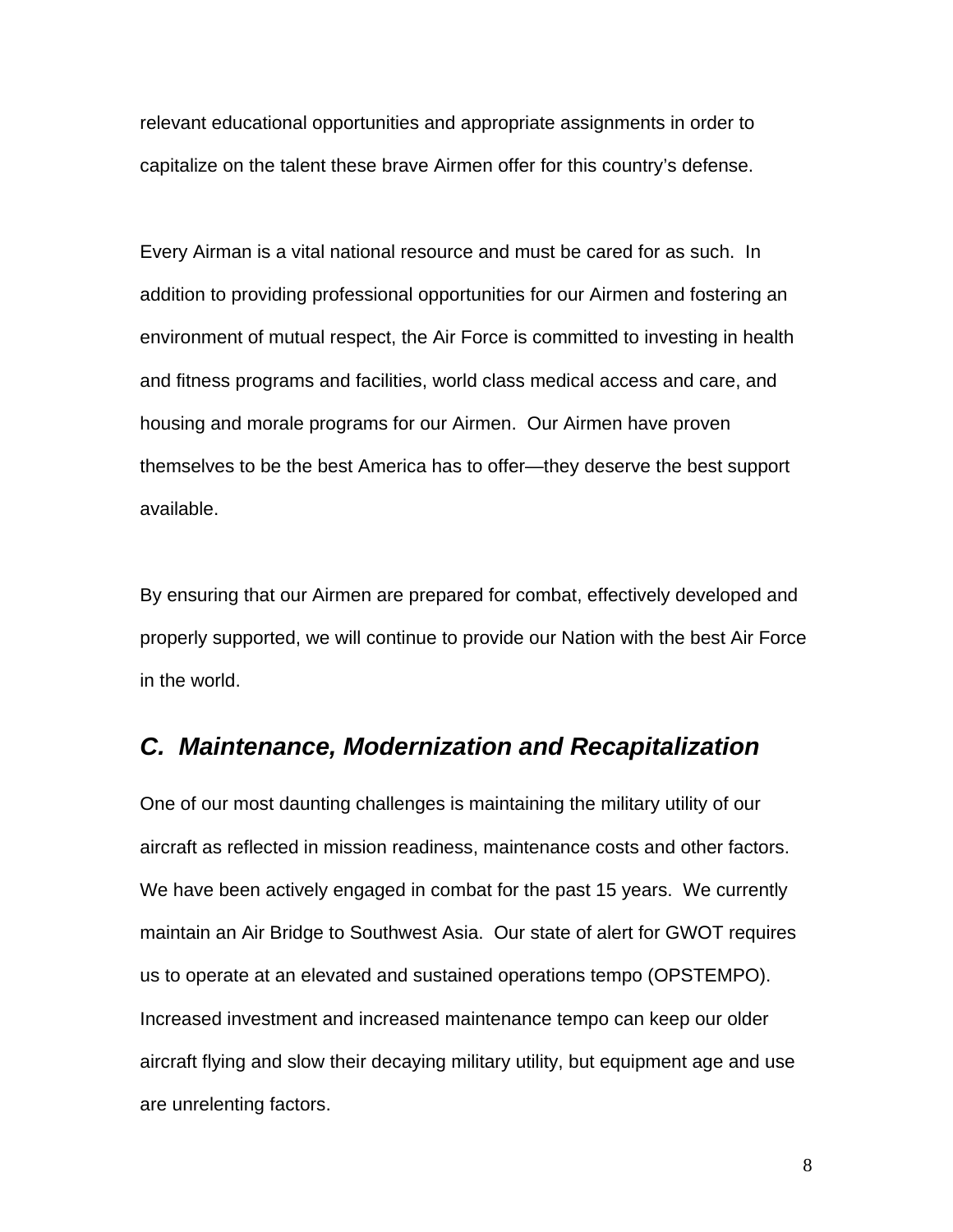relevant educational opportunities and appropriate assignments in order to capitalize on the talent these brave Airmen offer for this country's defense.

Every Airman is a vital national resource and must be cared for as such. In addition to providing professional opportunities for our Airmen and fostering an environment of mutual respect, the Air Force is committed to investing in health and fitness programs and facilities, world class medical access and care, and housing and morale programs for our Airmen. Our Airmen have proven themselves to be the best America has to offer—they deserve the best support available.

By ensuring that our Airmen are prepared for combat, effectively developed and properly supported, we will continue to provide our Nation with the best Air Force in the world.

## *C. Maintenance, Modernization and Recapitalization*

One of our most daunting challenges is maintaining the military utility of our aircraft as reflected in mission readiness, maintenance costs and other factors. We have been actively engaged in combat for the past 15 years. We currently maintain an Air Bridge to Southwest Asia. Our state of alert for GWOT requires us to operate at an elevated and sustained operations tempo (OPSTEMPO). Increased investment and increased maintenance tempo can keep our older aircraft flying and slow their decaying military utility, but equipment age and use are unrelenting factors.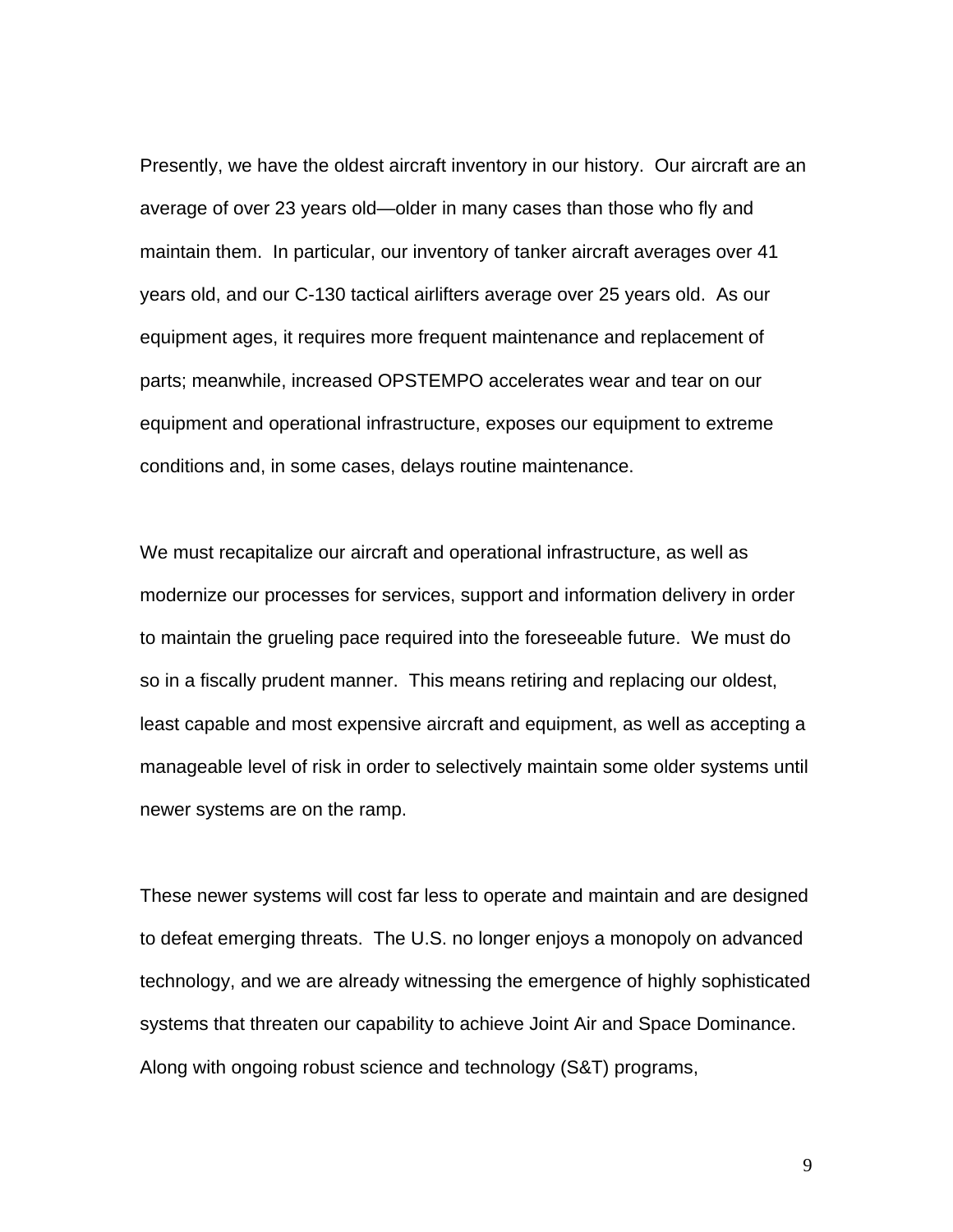Presently, we have the oldest aircraft inventory in our history. Our aircraft are an average of over 23 years old—older in many cases than those who fly and maintain them. In particular, our inventory of tanker aircraft averages over 41 years old, and our C-130 tactical airlifters average over 25 years old. As our equipment ages, it requires more frequent maintenance and replacement of parts; meanwhile, increased OPSTEMPO accelerates wear and tear on our equipment and operational infrastructure, exposes our equipment to extreme conditions and, in some cases, delays routine maintenance.

We must recapitalize our aircraft and operational infrastructure, as well as modernize our processes for services, support and information delivery in order to maintain the grueling pace required into the foreseeable future. We must do so in a fiscally prudent manner. This means retiring and replacing our oldest, least capable and most expensive aircraft and equipment, as well as accepting a manageable level of risk in order to selectively maintain some older systems until newer systems are on the ramp.

These newer systems will cost far less to operate and maintain and are designed to defeat emerging threats. The U.S. no longer enjoys a monopoly on advanced technology, and we are already witnessing the emergence of highly sophisticated systems that threaten our capability to achieve Joint Air and Space Dominance. Along with ongoing robust science and technology (S&T) programs,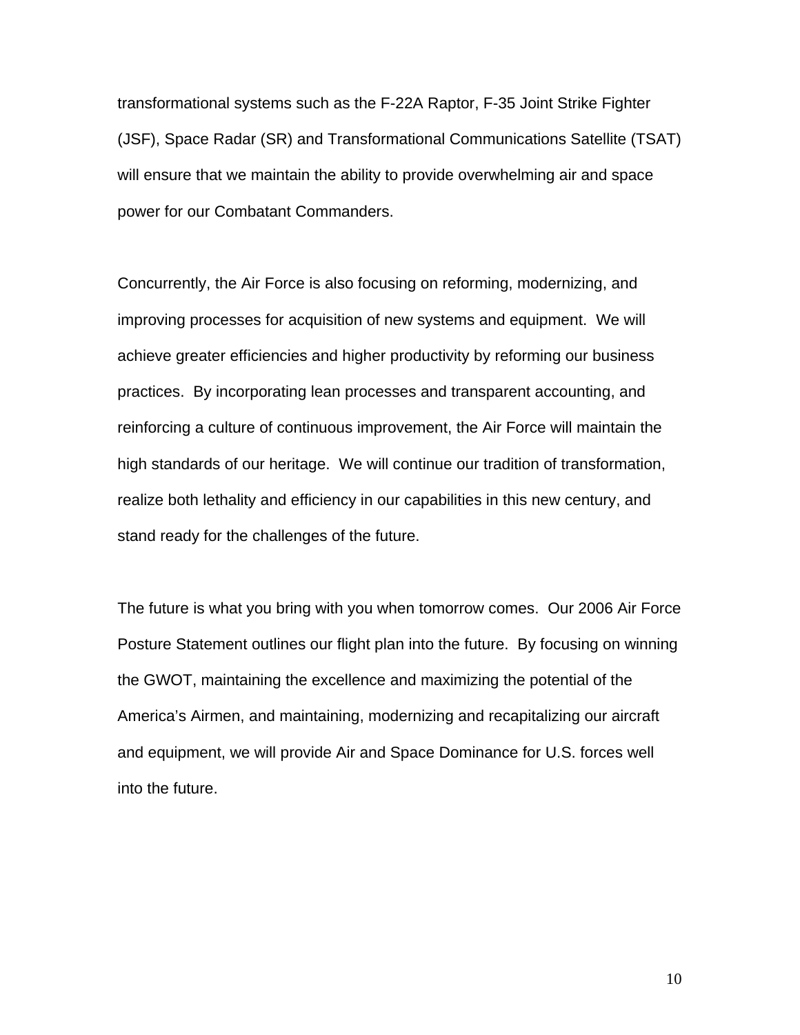transformational systems such as the F-22A Raptor, F-35 Joint Strike Fighter (JSF), Space Radar (SR) and Transformational Communications Satellite (TSAT) will ensure that we maintain the ability to provide overwhelming air and space power for our Combatant Commanders.

Concurrently, the Air Force is also focusing on reforming, modernizing, and improving processes for acquisition of new systems and equipment. We will achieve greater efficiencies and higher productivity by reforming our business practices. By incorporating lean processes and transparent accounting, and reinforcing a culture of continuous improvement, the Air Force will maintain the high standards of our heritage. We will continue our tradition of transformation, realize both lethality and efficiency in our capabilities in this new century, and stand ready for the challenges of the future.

The future is what you bring with you when tomorrow comes. Our 2006 Air Force Posture Statement outlines our flight plan into the future. By focusing on winning the GWOT, maintaining the excellence and maximizing the potential of the America's Airmen, and maintaining, modernizing and recapitalizing our aircraft and equipment, we will provide Air and Space Dominance for U.S. forces well into the future.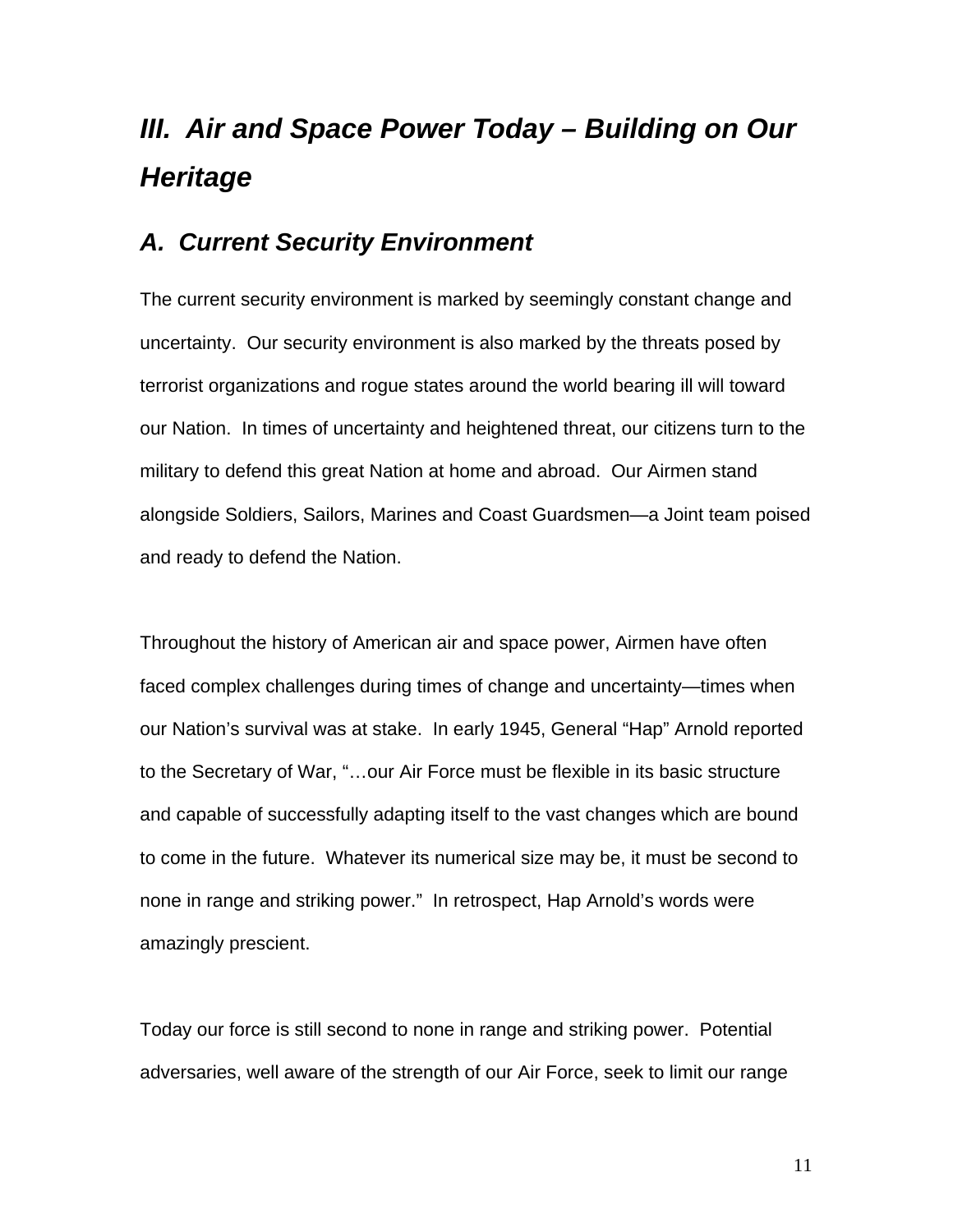# *III. Air and Space Power Today – Building on Our Heritage*

## *A. Current Security Environment*

The current security environment is marked by seemingly constant change and uncertainty. Our security environment is also marked by the threats posed by terrorist organizations and rogue states around the world bearing ill will toward our Nation. In times of uncertainty and heightened threat, our citizens turn to the military to defend this great Nation at home and abroad. Our Airmen stand alongside Soldiers, Sailors, Marines and Coast Guardsmen—a Joint team poised and ready to defend the Nation.

Throughout the history of American air and space power, Airmen have often faced complex challenges during times of change and uncertainty—times when our Nation's survival was at stake. In early 1945, General "Hap" Arnold reported to the Secretary of War, "…our Air Force must be flexible in its basic structure and capable of successfully adapting itself to the vast changes which are bound to come in the future. Whatever its numerical size may be, it must be second to none in range and striking power." In retrospect, Hap Arnold's words were amazingly prescient.

Today our force is still second to none in range and striking power. Potential adversaries, well aware of the strength of our Air Force, seek to limit our range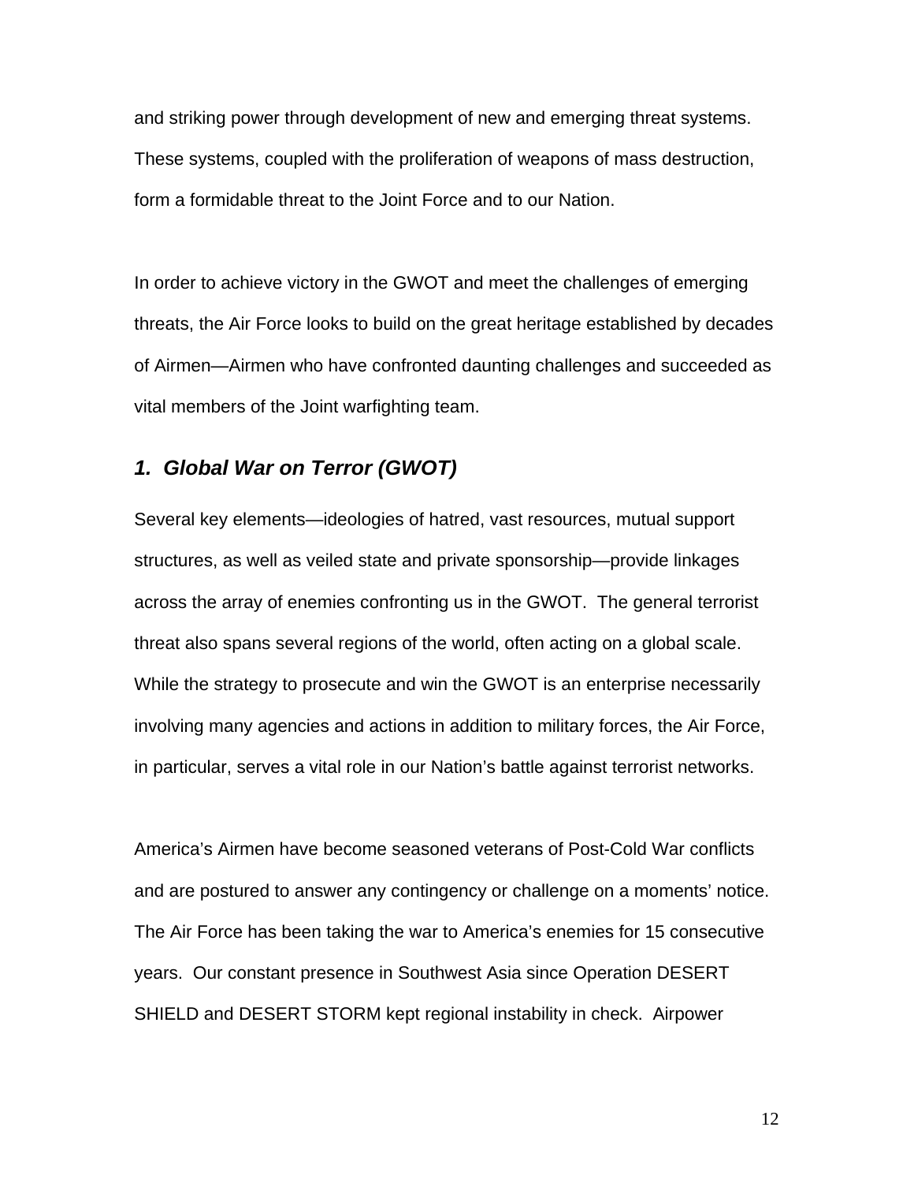and striking power through development of new and emerging threat systems. These systems, coupled with the proliferation of weapons of mass destruction, form a formidable threat to the Joint Force and to our Nation.

In order to achieve victory in the GWOT and meet the challenges of emerging threats, the Air Force looks to build on the great heritage established by decades of Airmen—Airmen who have confronted daunting challenges and succeeded as vital members of the Joint warfighting team.

### *1. Global War on Terror (GWOT)*

Several key elements—ideologies of hatred, vast resources, mutual support structures, as well as veiled state and private sponsorship—provide linkages across the array of enemies confronting us in the GWOT. The general terrorist threat also spans several regions of the world, often acting on a global scale. While the strategy to prosecute and win the GWOT is an enterprise necessarily involving many agencies and actions in addition to military forces, the Air Force, in particular, serves a vital role in our Nation's battle against terrorist networks.

America's Airmen have become seasoned veterans of Post-Cold War conflicts and are postured to answer any contingency or challenge on a moments' notice. The Air Force has been taking the war to America's enemies for 15 consecutive years. Our constant presence in Southwest Asia since Operation DESERT SHIELD and DESERT STORM kept regional instability in check. Airpower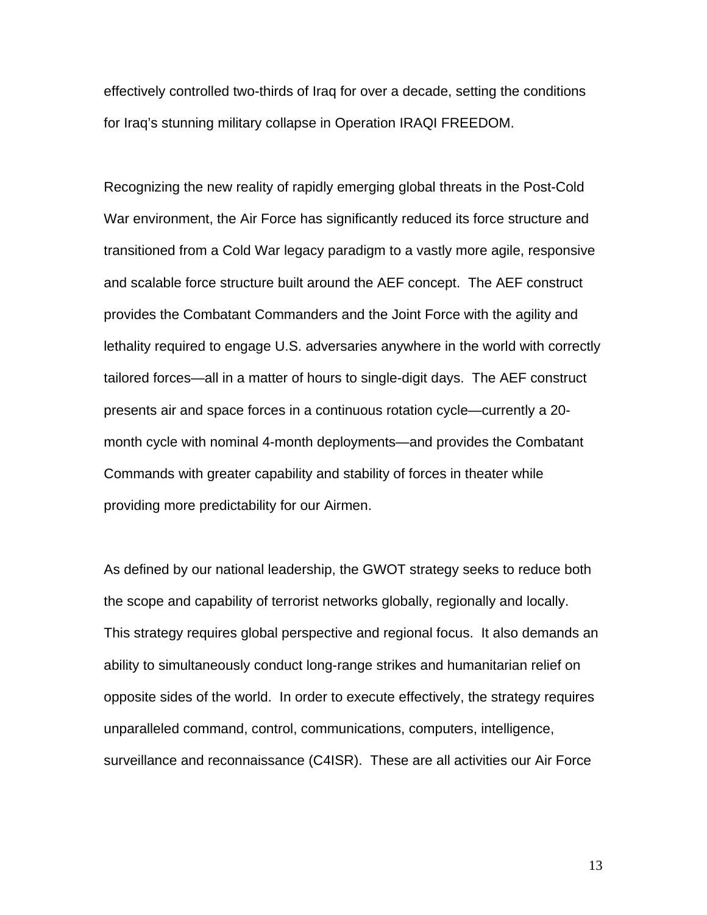effectively controlled two-thirds of Iraq for over a decade, setting the conditions for Iraq's stunning military collapse in Operation IRAQI FREEDOM.

Recognizing the new reality of rapidly emerging global threats in the Post-Cold War environment, the Air Force has significantly reduced its force structure and transitioned from a Cold War legacy paradigm to a vastly more agile, responsive and scalable force structure built around the AEF concept. The AEF construct provides the Combatant Commanders and the Joint Force with the agility and lethality required to engage U.S. adversaries anywhere in the world with correctly tailored forces—all in a matter of hours to single-digit days. The AEF construct presents air and space forces in a continuous rotation cycle—currently a 20-month cycle with nominal 4-month deployments—and provides the Combatant Commands with greater capability and stability of forces in theater while providing more predictability for our Airmen.

As defined by our national leadership, the GWOT strategy seeks to reduce both the scope and capability of terrorist networks globally, regionally and locally. This strategy requires global perspective and regional focus. It also demands an ability to simultaneously conduct long-range strikes and humanitarian relief on opposite sides of the world. In order to execute effectively, the strategy requires unparalleled command, control, communications, computers, intelligence, surveillance and reconnaissance (C4ISR). These are all activities our Air Force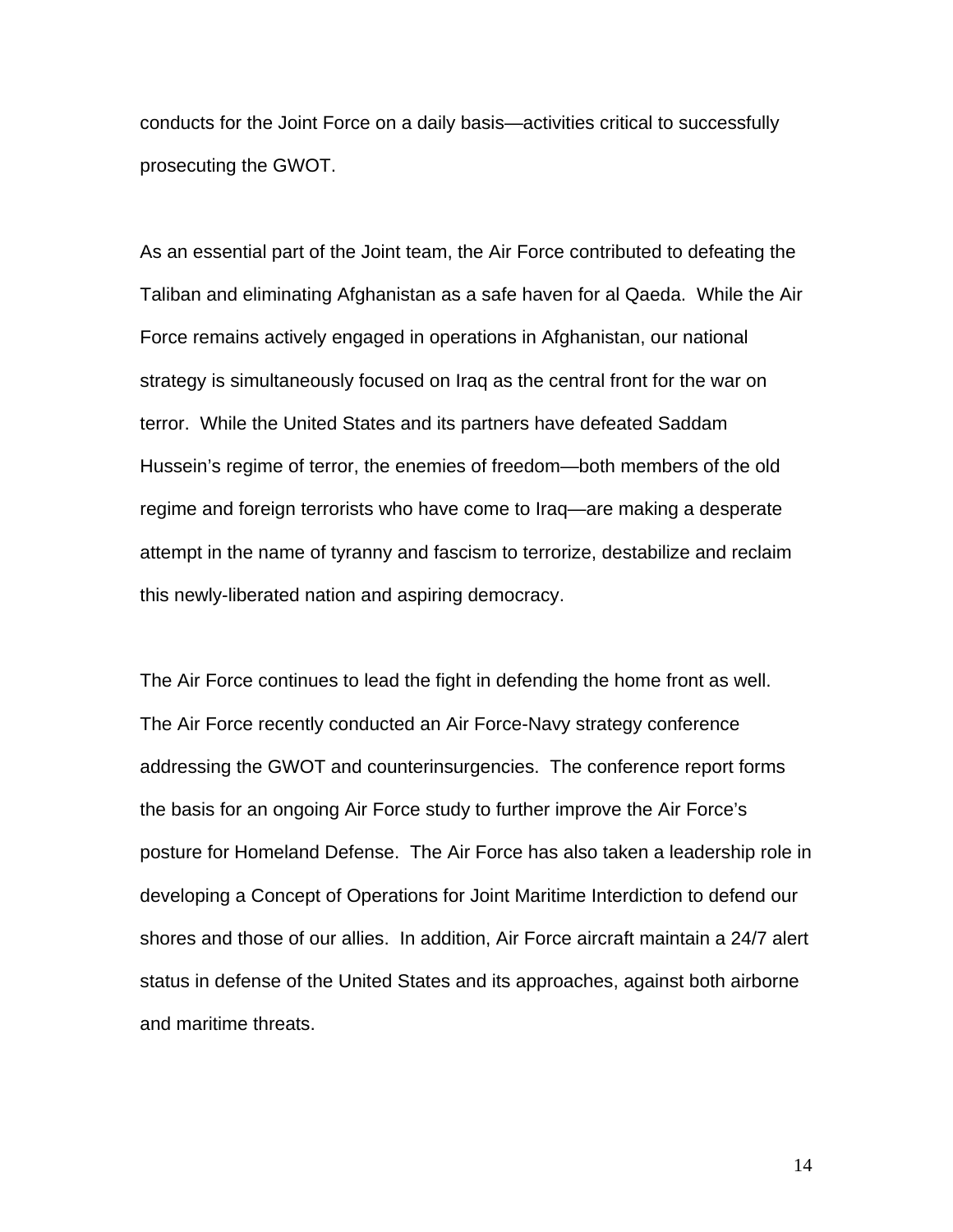conducts for the Joint Force on a daily basis—activities critical to successfully prosecuting the GWOT.

As an essential part of the Joint team, the Air Force contributed to defeating the Taliban and eliminating Afghanistan as a safe haven for al Qaeda. While the Air Force remains actively engaged in operations in Afghanistan, our national strategy is simultaneously focused on Iraq as the central front for the war on terror. While the United States and its partners have defeated Saddam Hussein's regime of terror, the enemies of freedom—both members of the old regime and foreign terrorists who have come to Iraq—are making a desperate attempt in the name of tyranny and fascism to terrorize, destabilize and reclaim this newly-liberated nation and aspiring democracy.

The Air Force continues to lead the fight in defending the home front as well. The Air Force recently conducted an Air Force-Navy strategy conference addressing the GWOT and counterinsurgencies. The conference report forms the basis for an ongoing Air Force study to further improve the Air Force's posture for Homeland Defense. The Air Force has also taken a leadership role in developing a Concept of Operations for Joint Maritime Interdiction to defend our shores and those of our allies. In addition, Air Force aircraft maintain a 24/7 alert status in defense of the United States and its approaches, against both airborne and maritime threats.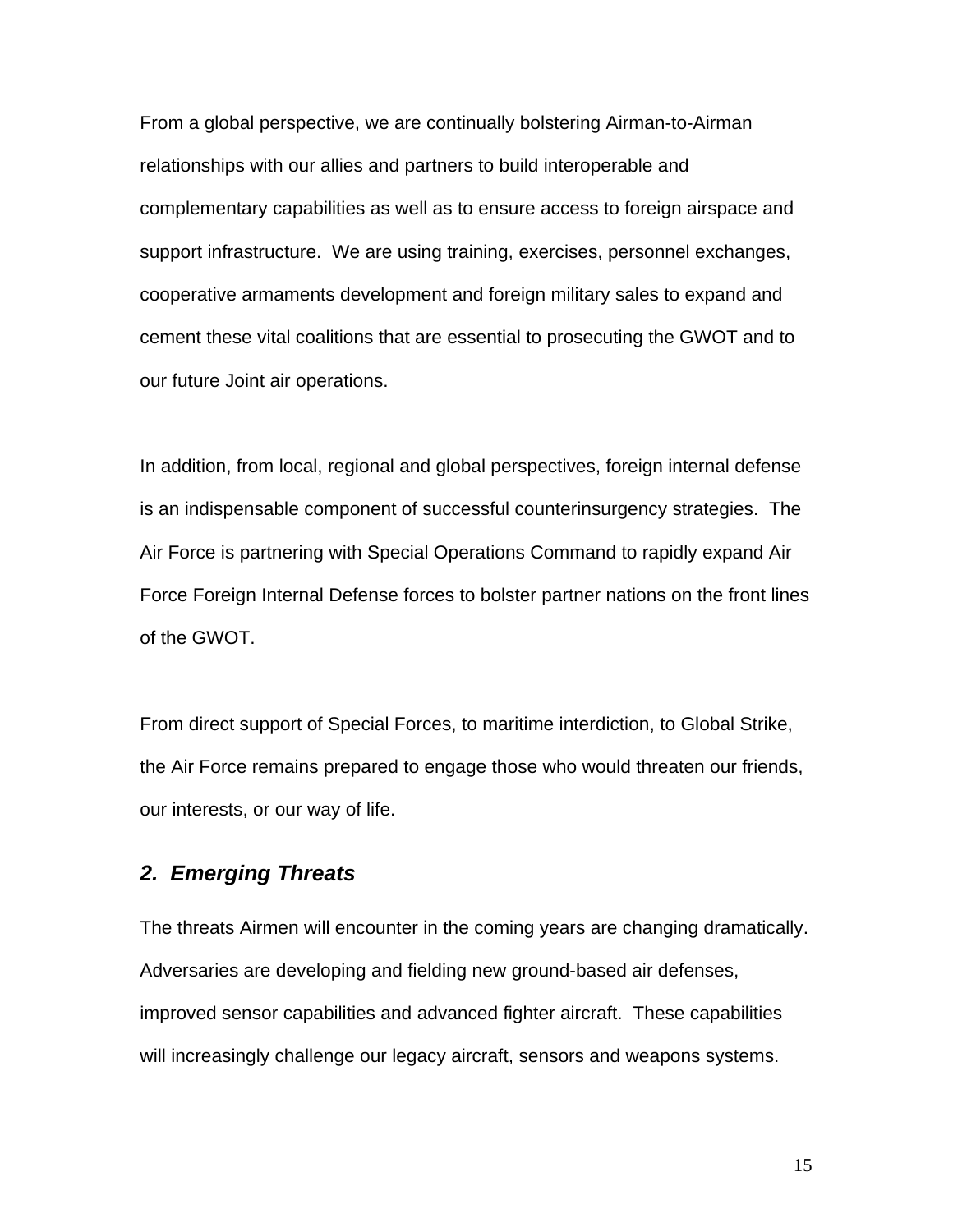From a global perspective, we are continually bolstering Airman-to-Airman relationships with our allies and partners to build interoperable and complementary capabilities as well as to ensure access to foreign airspace and support infrastructure. We are using training, exercises, personnel exchanges, cooperative armaments development and foreign military sales to expand and cement these vital coalitions that are essential to prosecuting the GWOT and to our future Joint air operations.

In addition, from local, regional and global perspectives, foreign internal defense is an indispensable component of successful counterinsurgency strategies. The Air Force is partnering with Special Operations Command to rapidly expand Air Force Foreign Internal Defense forces to bolster partner nations on the front lines of the GWOT.

From direct support of Special Forces, to maritime interdiction, to Global Strike, the Air Force remains prepared to engage those who would threaten our friends, our interests, or our way of life.

### *2. Emerging Threats*

The threats Airmen will encounter in the coming years are changing dramatically. Adversaries are developing and fielding new ground-based air defenses, improved sensor capabilities and advanced fighter aircraft. These capabilities will increasingly challenge our legacy aircraft, sensors and weapons systems.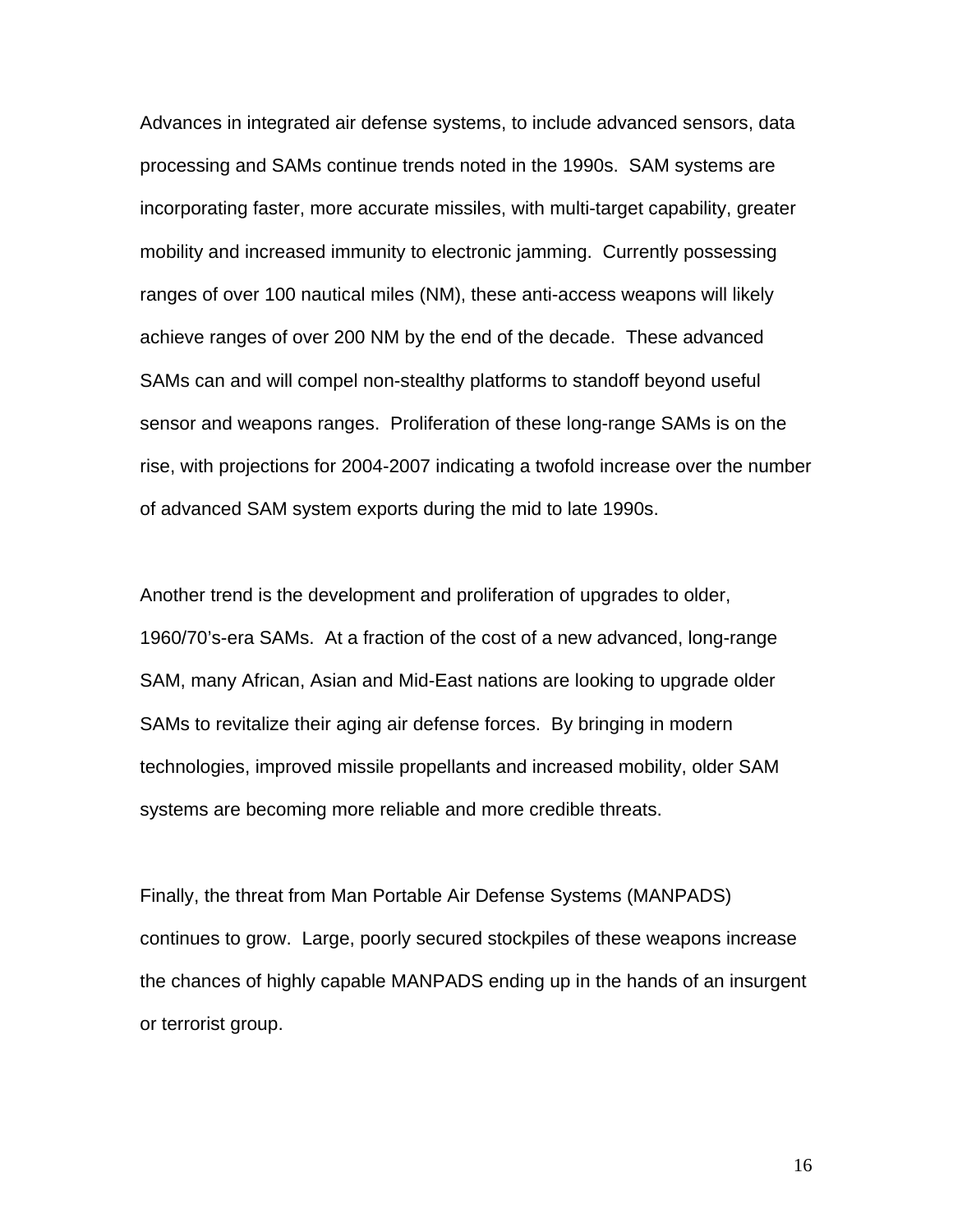Advances in integrated air defense systems, to include advanced sensors, data processing and SAMs continue trends noted in the 1990s. SAM systems are incorporating faster, more accurate missiles, with multi-target capability, greater mobility and increased immunity to electronic jamming. Currently possessing ranges of over 100 nautical miles (NM), these anti-access weapons will likely achieve ranges of over 200 NM by the end of the decade. These advanced SAMs can and will compel non-stealthy platforms to standoff beyond useful sensor and weapons ranges. Proliferation of these long-range SAMs is on the rise, with projections for 2004-2007 indicating a twofold increase over the number of advanced SAM system exports during the mid to late 1990s.

Another trend is the development and proliferation of upgrades to older, 1960/70's-era SAMs. At a fraction of the cost of a new advanced, long-range SAM, many African, Asian and Mid-East nations are looking to upgrade older SAMs to revitalize their aging air defense forces. By bringing in modern technologies, improved missile propellants and increased mobility, older SAM systems are becoming more reliable and more credible threats.

Finally, the threat from Man Portable Air Defense Systems (MANPADS) continues to grow. Large, poorly secured stockpiles of these weapons increase the chances of highly capable MANPADS ending up in the hands of an insurgent or terrorist group.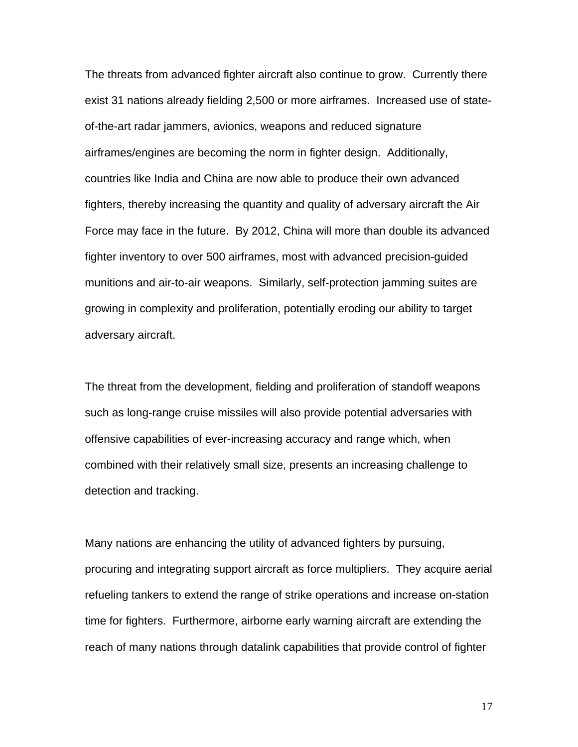The threats from advanced fighter aircraft also continue to grow. Currently there exist 31 nations already fielding 2,500 or more airframes. Increased use of state-of-the-art radar jammers, avionics, weapons and reduced signature airframes/engines are becoming the norm in fighter design. Additionally, countries like India and China are now able to produce their own advanced fighters, thereby increasing the quantity and quality of adversary aircraft the Air Force may face in the future. By 2012, China will more than double its advanced fighter inventory to over 500 airframes, most with advanced precision-guided munitions and air-to-air weapons. Similarly, self-protection jamming suites are growing in complexity and proliferation, potentially eroding our ability to target adversary aircraft.

The threat from the development, fielding and proliferation of standoff weapons such as long-range cruise missiles will also provide potential adversaries with offensive capabilities of ever-increasing accuracy and range which, when combined with their relatively small size, presents an increasing challenge to detection and tracking.

Many nations are enhancing the utility of advanced fighters by pursuing, procuring and integrating support aircraft as force multipliers. They acquire aerial refueling tankers to extend the range of strike operations and increase on-station time for fighters. Furthermore, airborne early warning aircraft are extending the reach of many nations through datalink capabilities that provide control of fighter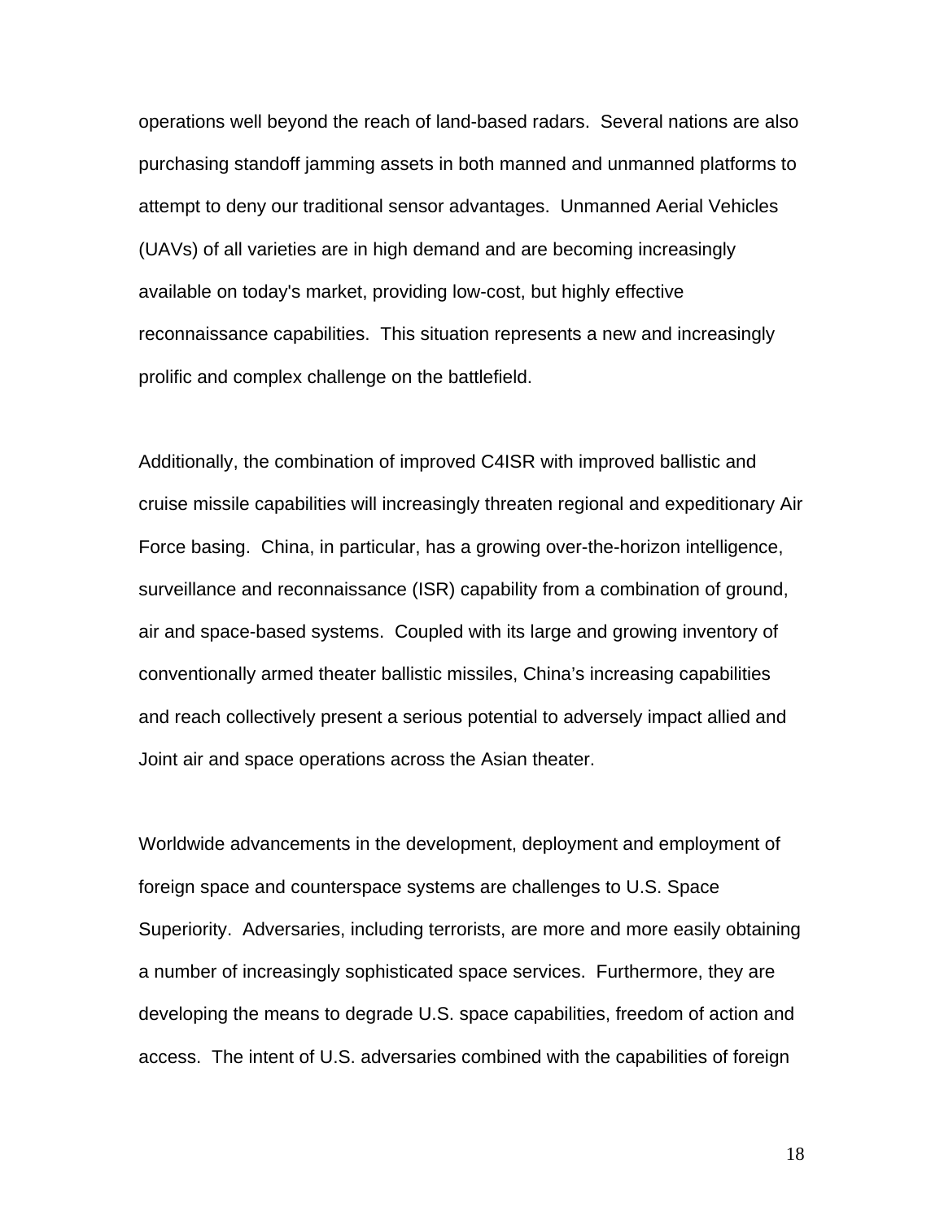operations well beyond the reach of land-based radars. Several nations are also purchasing standoff jamming assets in both manned and unmanned platforms to attempt to deny our traditional sensor advantages. Unmanned Aerial Vehicles (UAVs) of all varieties are in high demand and are becoming increasingly available on today's market, providing low-cost, but highly effective reconnaissance capabilities. This situation represents a new and increasingly prolific and complex challenge on the battlefield.

Additionally, the combination of improved C4ISR with improved ballistic and cruise missile capabilities will increasingly threaten regional and expeditionary Air Force basing. China, in particular, has a growing over-the-horizon intelligence, surveillance and reconnaissance (ISR) capability from a combination of ground, air and space-based systems. Coupled with its large and growing inventory of conventionally armed theater ballistic missiles, China's increasing capabilities and reach collectively present a serious potential to adversely impact allied and Joint air and space operations across the Asian theater.

Worldwide advancements in the development, deployment and employment of foreign space and counterspace systems are challenges to U.S. Space Superiority. Adversaries, including terrorists, are more and more easily obtaining a number of increasingly sophisticated space services. Furthermore, they are developing the means to degrade U.S. space capabilities, freedom of action and access. The intent of U.S. adversaries combined with the capabilities of foreign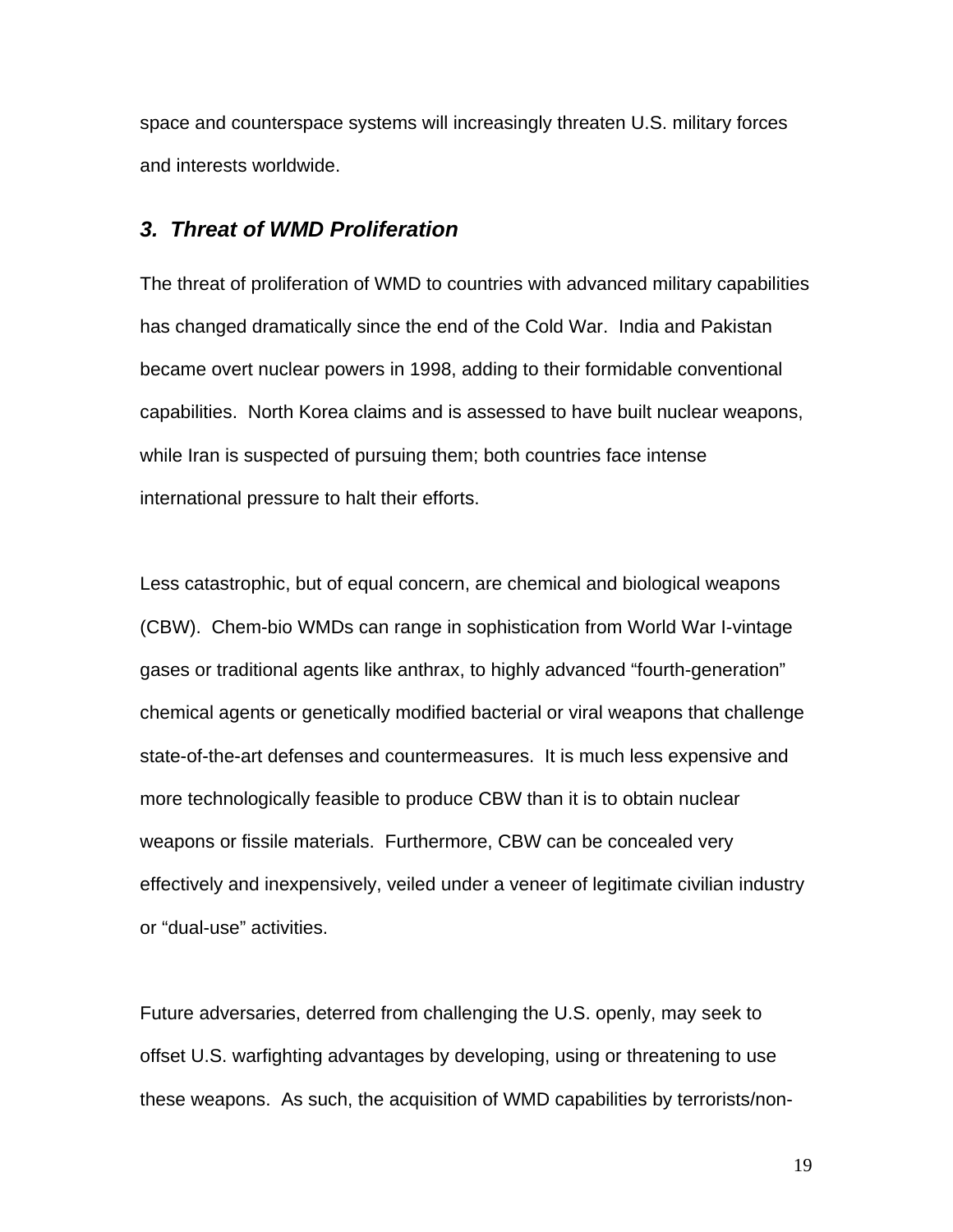space and counterspace systems will increasingly threaten U.S. military forces and interests worldwide.

### *3. Threat of WMD Proliferation*

The threat of proliferation of WMD to countries with advanced military capabilities has changed dramatically since the end of the Cold War. India and Pakistan became overt nuclear powers in 1998, adding to their formidable conventional capabilities. North Korea claims and is assessed to have built nuclear weapons, while Iran is suspected of pursuing them; both countries face intense international pressure to halt their efforts.

Less catastrophic, but of equal concern, are chemical and biological weapons (CBW). Chem-bio WMDs can range in sophistication from World War I-vintage gases or traditional agents like anthrax, to highly advanced "fourth-generation" chemical agents or genetically modified bacterial or viral weapons that challenge state-of-the-art defenses and countermeasures. It is much less expensive and more technologically feasible to produce CBW than it is to obtain nuclear weapons or fissile materials. Furthermore, CBW can be concealed very effectively and inexpensively, veiled under a veneer of legitimate civilian industry or "dual-use" activities.

Future adversaries, deterred from challenging the U.S. openly, may seek to offset U.S. warfighting advantages by developing, using or threatening to use these weapons. As such, the acquisition of WMD capabilities by terrorists/non-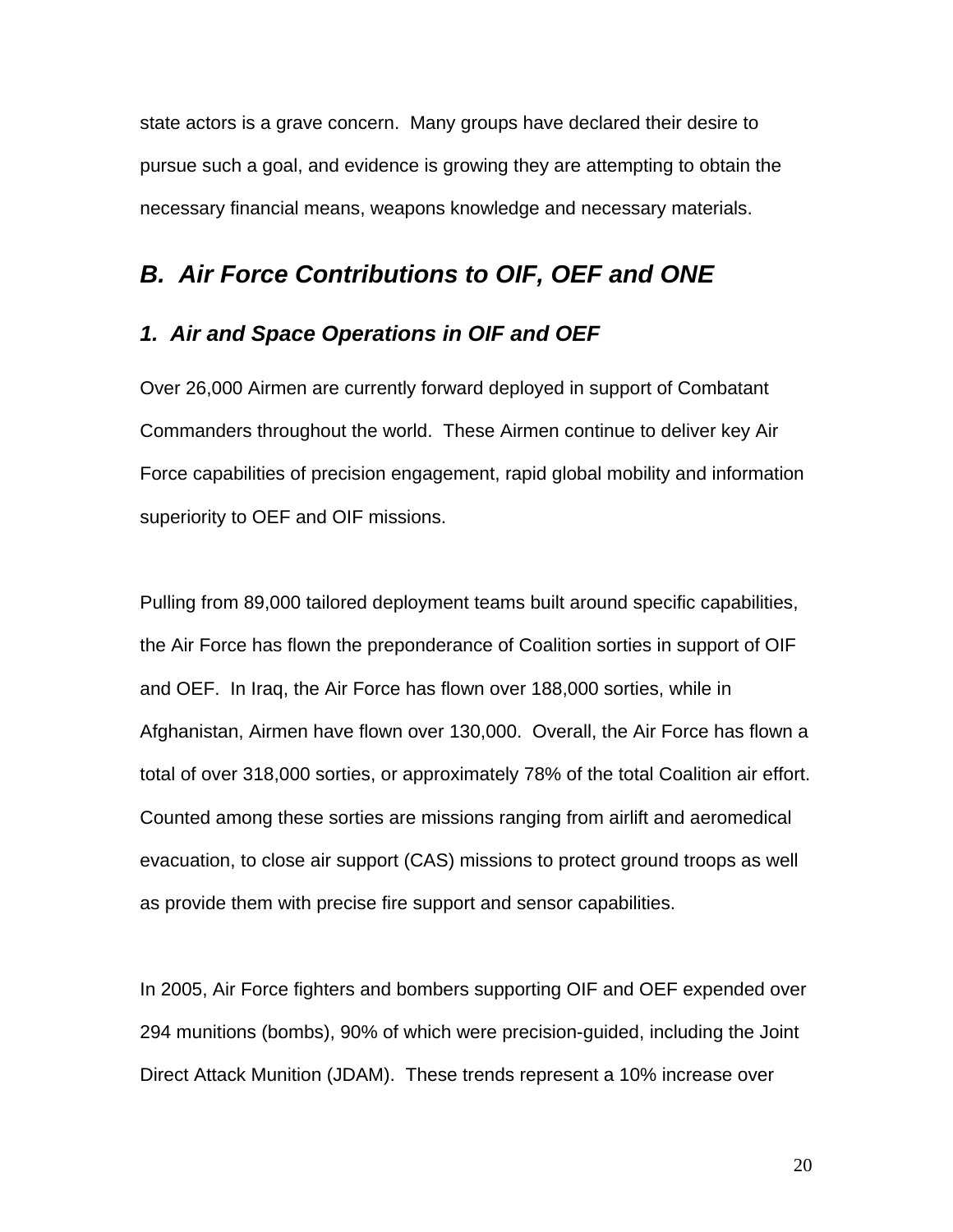state actors is a grave concern. Many groups have declared their desire to pursue such a goal, and evidence is growing they are attempting to obtain the necessary financial means, weapons knowledge and necessary materials.

## *B. Air Force Contributions to OIF, OEF and ONE*

### *1. Air and Space Operations in OIF and OEF*

Over 26,000 Airmen are currently forward deployed in support of Combatant Commanders throughout the world. These Airmen continue to deliver key Air Force capabilities of precision engagement, rapid global mobility and information superiority to OEF and OIF missions.

Pulling from 89,000 tailored deployment teams built around specific capabilities, the Air Force has flown the preponderance of Coalition sorties in support of OIF and OEF. In Iraq, the Air Force has flown over 188,000 sorties, while in Afghanistan, Airmen have flown over 130,000. Overall, the Air Force has flown a total of over 318,000 sorties, or approximately 78% of the total Coalition air effort. Counted among these sorties are missions ranging from airlift and aeromedical evacuation, to close air support (CAS) missions to protect ground troops as well as provide them with precise fire support and sensor capabilities.

In 2005, Air Force fighters and bombers supporting OIF and OEF expended over 294 munitions (bombs), 90% of which were precision-guided, including the Joint Direct Attack Munition (JDAM). These trends represent a 10% increase over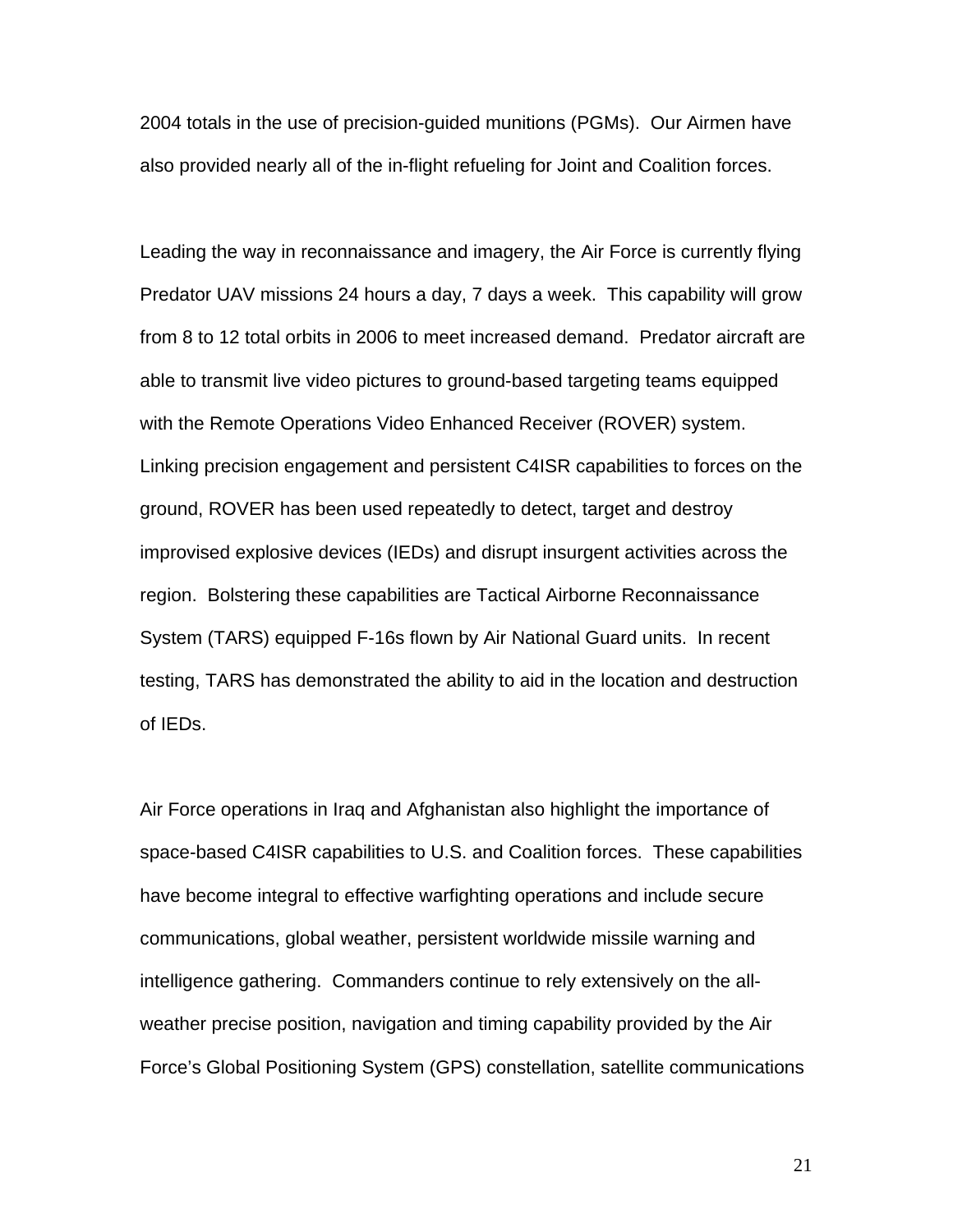2004 totals in the use of precision-guided munitions (PGMs). Our Airmen have also provided nearly all of the in-flight refueling for Joint and Coalition forces.

Leading the way in reconnaissance and imagery, the Air Force is currently flying Predator UAV missions 24 hours a day, 7 days a week. This capability will grow from 8 to 12 total orbits in 2006 to meet increased demand. Predator aircraft are able to transmit live video pictures to ground-based targeting teams equipped with the Remote Operations Video Enhanced Receiver (ROVER) system. Linking precision engagement and persistent C4ISR capabilities to forces on the ground, ROVER has been used repeatedly to detect, target and destroy improvised explosive devices (IEDs) and disrupt insurgent activities across the region. Bolstering these capabilities are Tactical Airborne Reconnaissance System (TARS) equipped F-16s flown by Air National Guard units. In recent testing, TARS has demonstrated the ability to aid in the location and destruction of IEDs.

Air Force operations in Iraq and Afghanistan also highlight the importance of space-based C4ISR capabilities to U.S. and Coalition forces. These capabilities have become integral to effective warfighting operations and include secure communications, global weather, persistent worldwide missile warning and intelligence gathering. Commanders continue to rely extensively on the all-weather precise position, navigation and timing capability provided by the Air Force's Global Positioning System (GPS) constellation, satellite communications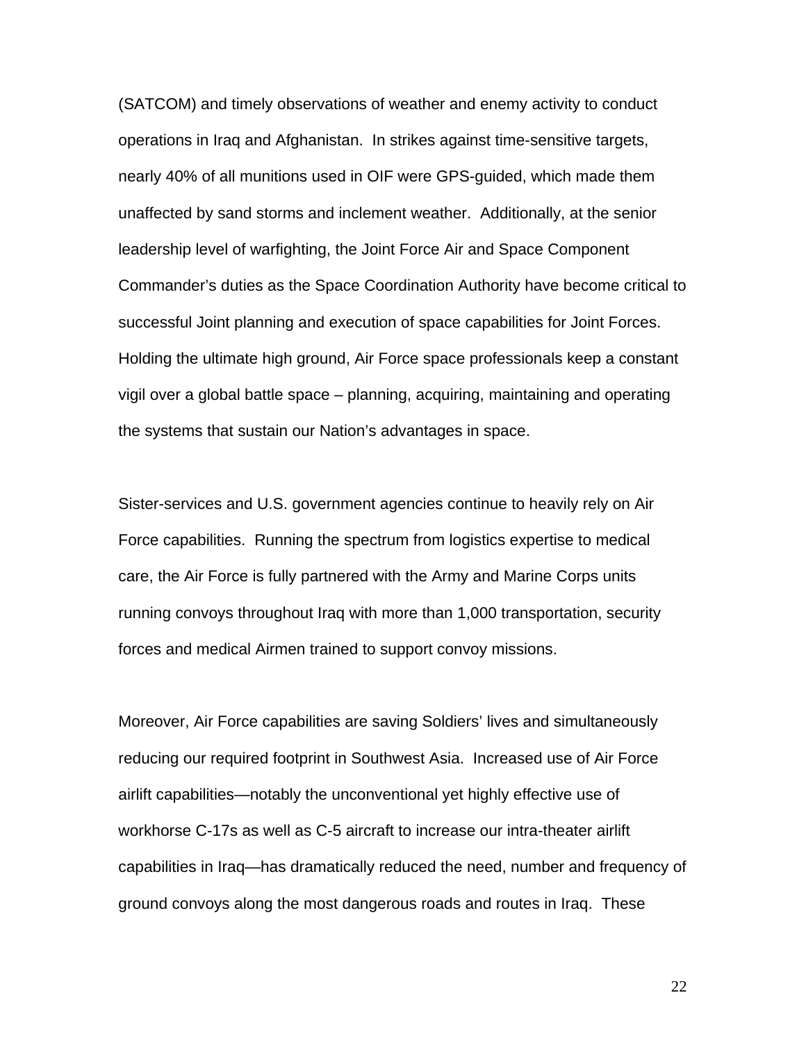(SATCOM) and timely observations of weather and enemy activity to conduct operations in Iraq and Afghanistan. In strikes against time-sensitive targets, nearly 40% of all munitions used in OIF were GPS-guided, which made them unaffected by sand storms and inclement weather. Additionally, at the senior leadership level of warfighting, the Joint Force Air and Space Component Commander's duties as the Space Coordination Authority have become critical to successful Joint planning and execution of space capabilities for Joint Forces. Holding the ultimate high ground, Air Force space professionals keep a constant vigil over a global battle space – planning, acquiring, maintaining and operating the systems that sustain our Nation's advantages in space.

Sister-services and U.S. government agencies continue to heavily rely on Air Force capabilities. Running the spectrum from logistics expertise to medical care, the Air Force is fully partnered with the Army and Marine Corps units running convoys throughout Iraq with more than 1,000 transportation, security forces and medical Airmen trained to support convoy missions.

Moreover, Air Force capabilities are saving Soldiers' lives and simultaneously reducing our required footprint in Southwest Asia. Increased use of Air Force airlift capabilities—notably the unconventional yet highly effective use of workhorse C-17s as well as C-5 aircraft to increase our intra-theater airlift capabilities in Iraq—has dramatically reduced the need, number and frequency of ground convoys along the most dangerous roads and routes in Iraq. These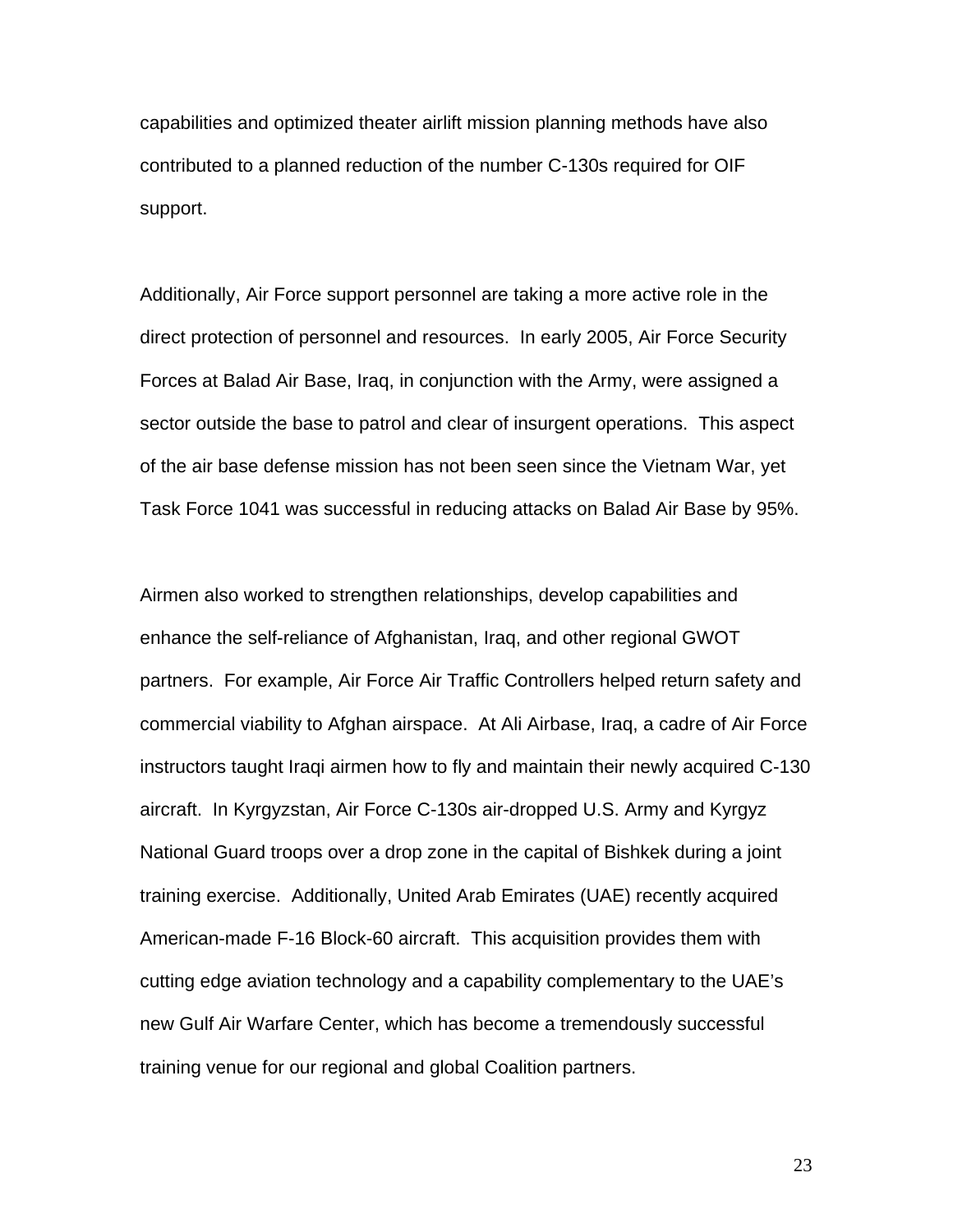capabilities and optimized theater airlift mission planning methods have also contributed to a planned reduction of the number C-130s required for OIF support.

Additionally, Air Force support personnel are taking a more active role in the direct protection of personnel and resources. In early 2005, Air Force Security Forces at Balad Air Base, Iraq, in conjunction with the Army, were assigned a sector outside the base to patrol and clear of insurgent operations. This aspect of the air base defense mission has not been seen since the Vietnam War, yet Task Force 1041 was successful in reducing attacks on Balad Air Base by 95%.

Airmen also worked to strengthen relationships, develop capabilities and enhance the self-reliance of Afghanistan, Iraq, and other regional GWOT partners. For example, Air Force Air Traffic Controllers helped return safety and commercial viability to Afghan airspace. At Ali Airbase, Iraq, a cadre of Air Force instructors taught Iraqi airmen how to fly and maintain their newly acquired C-130 aircraft. In Kyrgyzstan, Air Force C-130s air-dropped U.S. Army and Kyrgyz National Guard troops over a drop zone in the capital of Bishkek during a joint training exercise. Additionally, United Arab Emirates (UAE) recently acquired American-made F-16 Block-60 aircraft. This acquisition provides them with cutting edge aviation technology and a capability complementary to the UAE's new Gulf Air Warfare Center, which has become a tremendously successful training venue for our regional and global Coalition partners.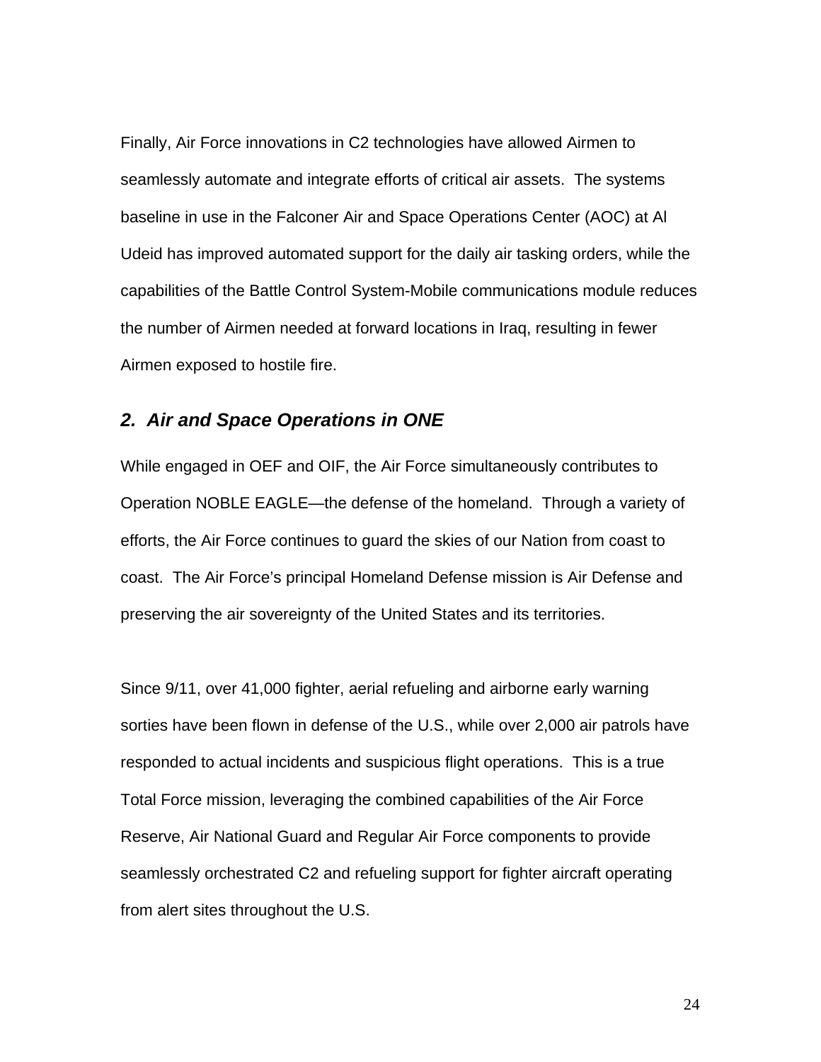Finally, Air Force innovations in C2 technologies have allowed Airmen to seamlessly automate and integrate efforts of critical air assets.  The systems baseline in use in the Falconer Air and Space Operations Center (AOC) at Al Udeid has improved automated support for the daily air tasking orders, while the capabilities of the Battle Control System-Mobile communications module reduces the number of Airmen needed at forward locations in Iraq, resulting in fewer Airmen exposed to hostile fire.

### *2.  Air and Space Operations in ONE*

While engaged in OEF and OIF, the Air Force simultaneously contributes to Operation NOBLE EAGLE—the defense of the homeland.  Through a variety of efforts, the Air Force continues to guard the skies of our Nation from coast to coast.  The Air Force's principal Homeland Defense mission is Air Defense and preserving the air sovereignty of the United States and its territories.

Since 9/11, over 41,000 fighter, aerial refueling and airborne early warning sorties have been flown in defense of the U.S., while over 2,000 air patrols have responded to actual incidents and suspicious flight operations.  This is a true Total Force mission, leveraging the combined capabilities of the Air Force Reserve, Air National Guard and Regular Air Force components to provide seamlessly orchestrated C2 and refueling support for fighter aircraft operating from alert sites throughout the U.S.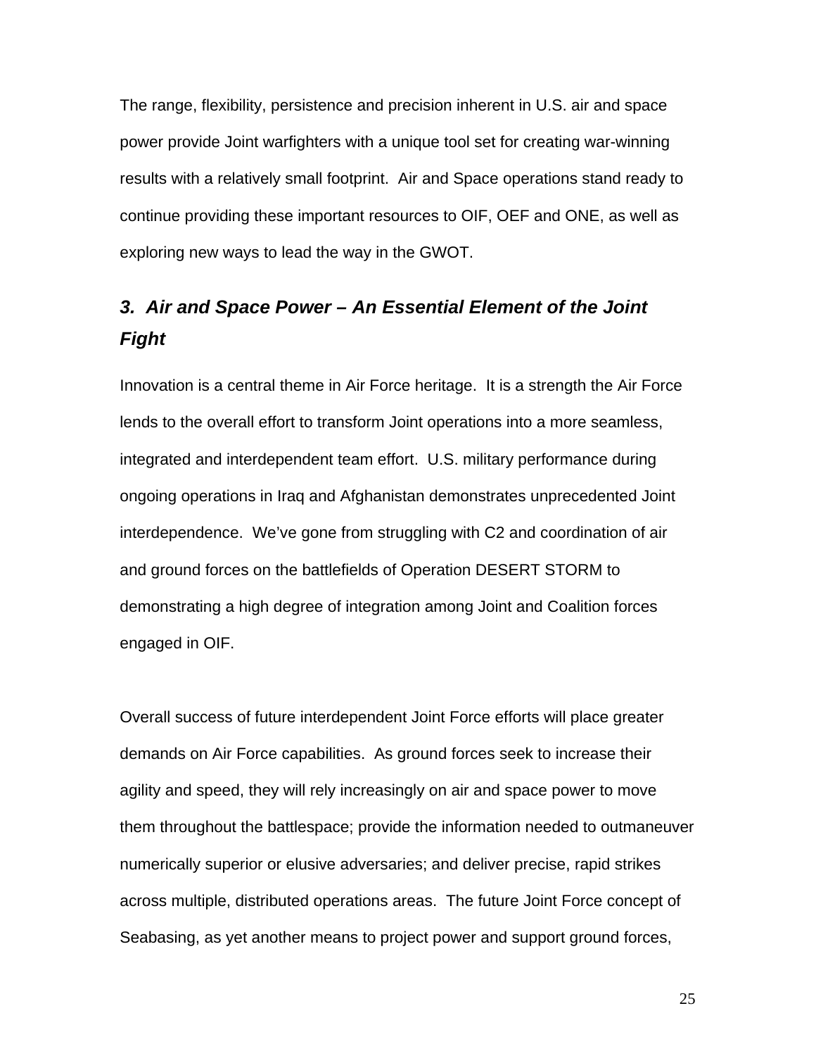The range, flexibility, persistence and precision inherent in U.S. air and space power provide Joint warfighters with a unique tool set for creating war-winning results with a relatively small footprint. Air and Space operations stand ready to continue providing these important resources to OIF, OEF and ONE, as well as exploring new ways to lead the way in the GWOT.

### *3. Air and Space Power – An Essential Element of the Joint Fight*

Innovation is a central theme in Air Force heritage. It is a strength the Air Force lends to the overall effort to transform Joint operations into a more seamless, integrated and interdependent team effort. U.S. military performance during ongoing operations in Iraq and Afghanistan demonstrates unprecedented Joint interdependence. We've gone from struggling with C2 and coordination of air and ground forces on the battlefields of Operation DESERT STORM to demonstrating a high degree of integration among Joint and Coalition forces engaged in OIF.

Overall success of future interdependent Joint Force efforts will place greater demands on Air Force capabilities. As ground forces seek to increase their agility and speed, they will rely increasingly on air and space power to move them throughout the battlespace; provide the information needed to outmaneuver numerically superior or elusive adversaries; and deliver precise, rapid strikes across multiple, distributed operations areas. The future Joint Force concept of Seabasing, as yet another means to project power and support ground forces,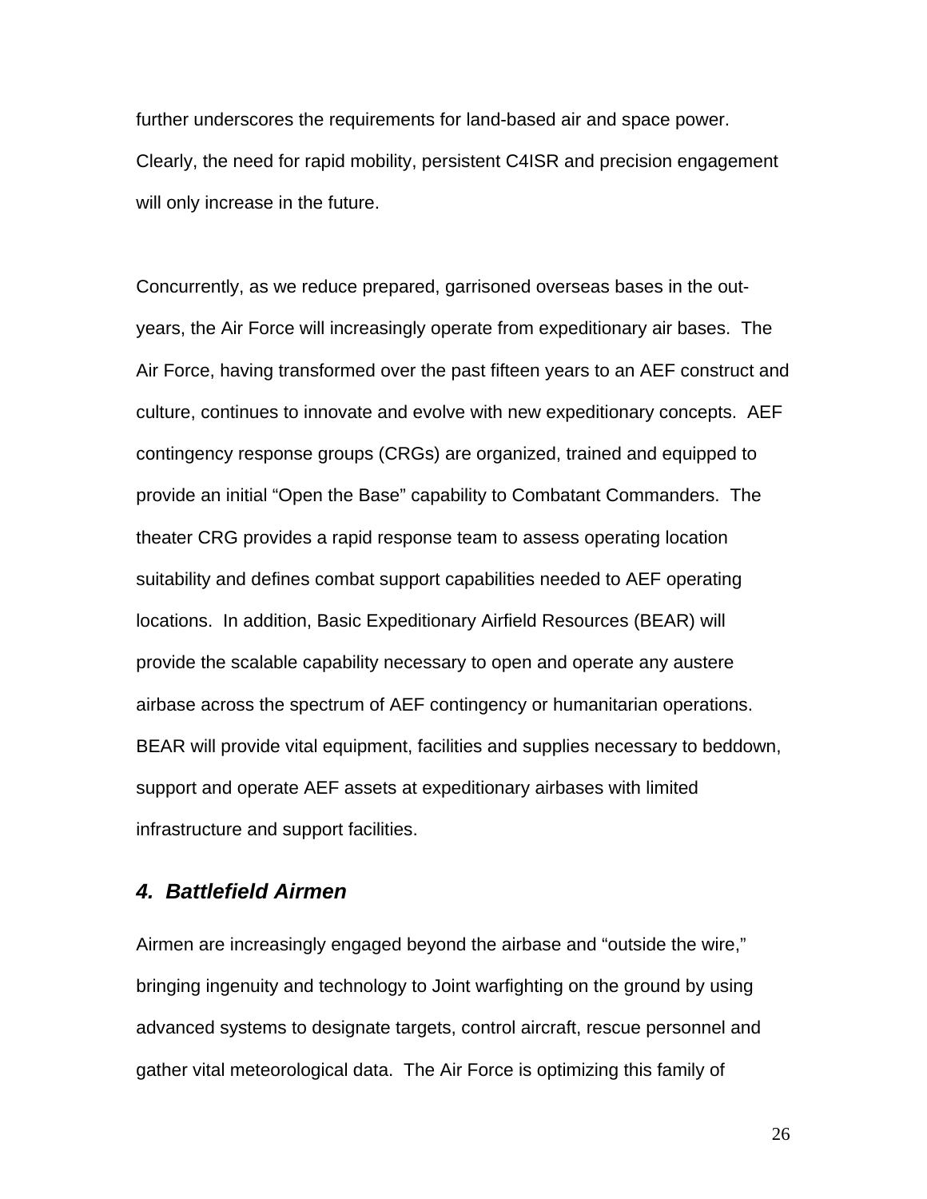further underscores the requirements for land-based air and space power. Clearly, the need for rapid mobility, persistent C4ISR and precision engagement will only increase in the future.

Concurrently, as we reduce prepared, garrisoned overseas bases in the out-years, the Air Force will increasingly operate from expeditionary air bases. The Air Force, having transformed over the past fifteen years to an AEF construct and culture, continues to innovate and evolve with new expeditionary concepts. AEF contingency response groups (CRGs) are organized, trained and equipped to provide an initial "Open the Base" capability to Combatant Commanders. The theater CRG provides a rapid response team to assess operating location suitability and defines combat support capabilities needed to AEF operating locations. In addition, Basic Expeditionary Airfield Resources (BEAR) will provide the scalable capability necessary to open and operate any austere airbase across the spectrum of AEF contingency or humanitarian operations. BEAR will provide vital equipment, facilities and supplies necessary to beddown, support and operate AEF assets at expeditionary airbases with limited infrastructure and support facilities.

### *4. Battlefield Airmen*

Airmen are increasingly engaged beyond the airbase and "outside the wire," bringing ingenuity and technology to Joint warfighting on the ground by using advanced systems to designate targets, control aircraft, rescue personnel and gather vital meteorological data. The Air Force is optimizing this family of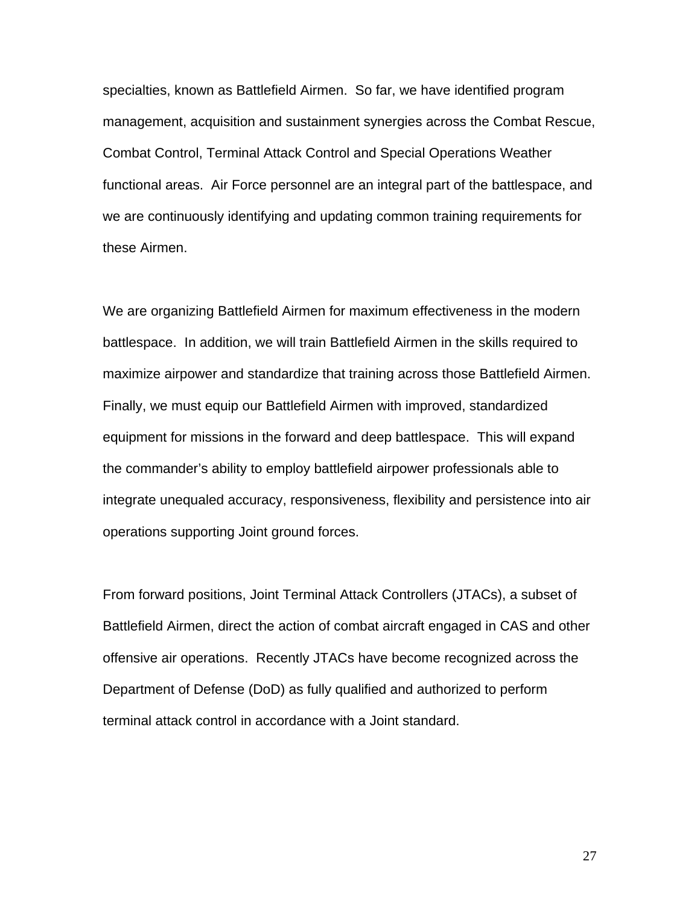specialties, known as Battlefield Airmen. So far, we have identified program management, acquisition and sustainment synergies across the Combat Rescue, Combat Control, Terminal Attack Control and Special Operations Weather functional areas. Air Force personnel are an integral part of the battlespace, and we are continuously identifying and updating common training requirements for these Airmen.

We are organizing Battlefield Airmen for maximum effectiveness in the modern battlespace. In addition, we will train Battlefield Airmen in the skills required to maximize airpower and standardize that training across those Battlefield Airmen. Finally, we must equip our Battlefield Airmen with improved, standardized equipment for missions in the forward and deep battlespace. This will expand the commander's ability to employ battlefield airpower professionals able to integrate unequaled accuracy, responsiveness, flexibility and persistence into air operations supporting Joint ground forces.

From forward positions, Joint Terminal Attack Controllers (JTACs), a subset of Battlefield Airmen, direct the action of combat aircraft engaged in CAS and other offensive air operations. Recently JTACs have become recognized across the Department of Defense (DoD) as fully qualified and authorized to perform terminal attack control in accordance with a Joint standard.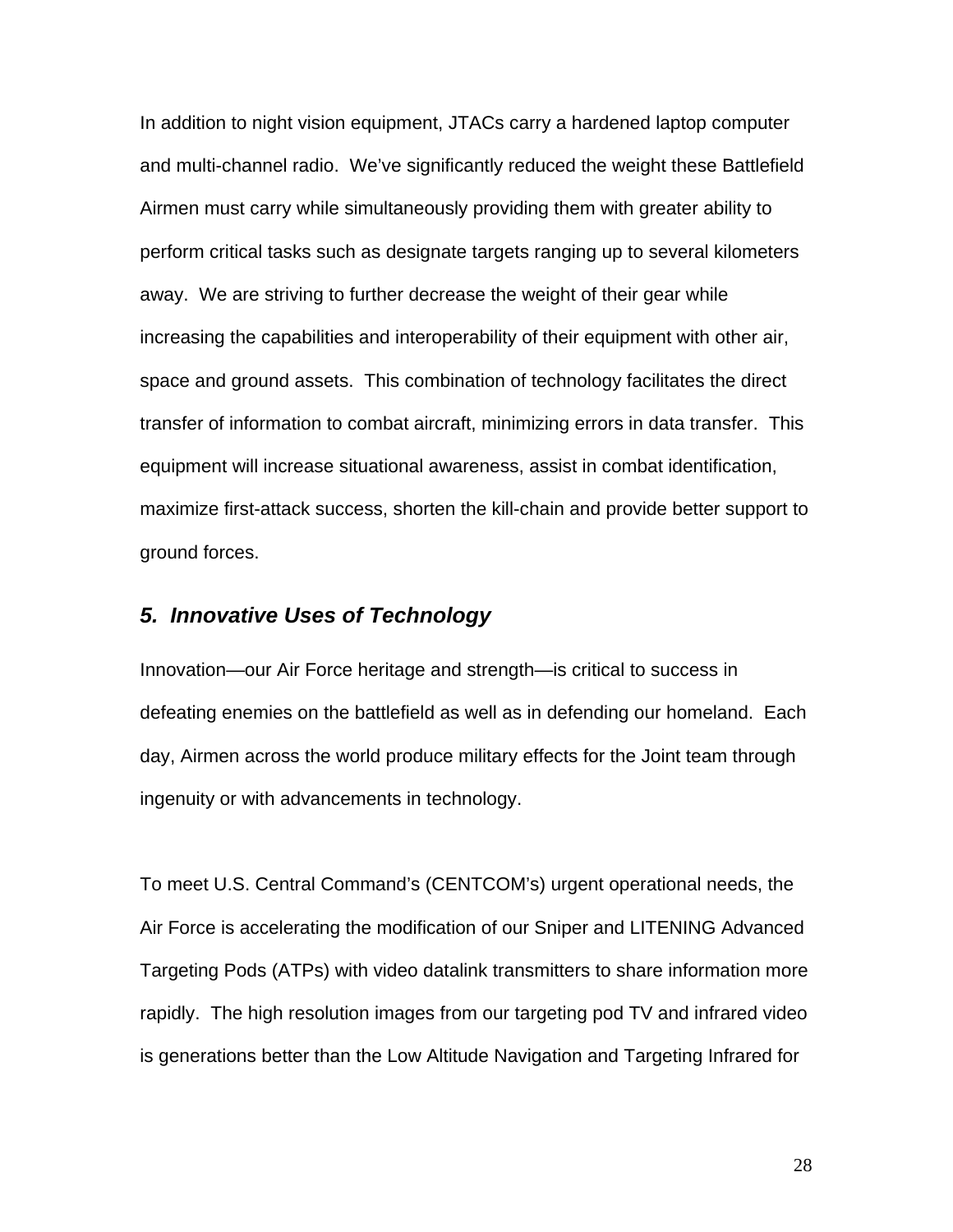In addition to night vision equipment, JTACs carry a hardened laptop computer and multi-channel radio. We've significantly reduced the weight these Battlefield Airmen must carry while simultaneously providing them with greater ability to perform critical tasks such as designate targets ranging up to several kilometers away. We are striving to further decrease the weight of their gear while increasing the capabilities and interoperability of their equipment with other air, space and ground assets. This combination of technology facilitates the direct transfer of information to combat aircraft, minimizing errors in data transfer. This equipment will increase situational awareness, assist in combat identification, maximize first-attack success, shorten the kill-chain and provide better support to ground forces.

### *5. Innovative Uses of Technology*

Innovation—our Air Force heritage and strength—is critical to success in defeating enemies on the battlefield as well as in defending our homeland. Each day, Airmen across the world produce military effects for the Joint team through ingenuity or with advancements in technology.

To meet U.S. Central Command's (CENTCOM's) urgent operational needs, the Air Force is accelerating the modification of our Sniper and LITENING Advanced Targeting Pods (ATPs) with video datalink transmitters to share information more rapidly. The high resolution images from our targeting pod TV and infrared video is generations better than the Low Altitude Navigation and Targeting Infrared for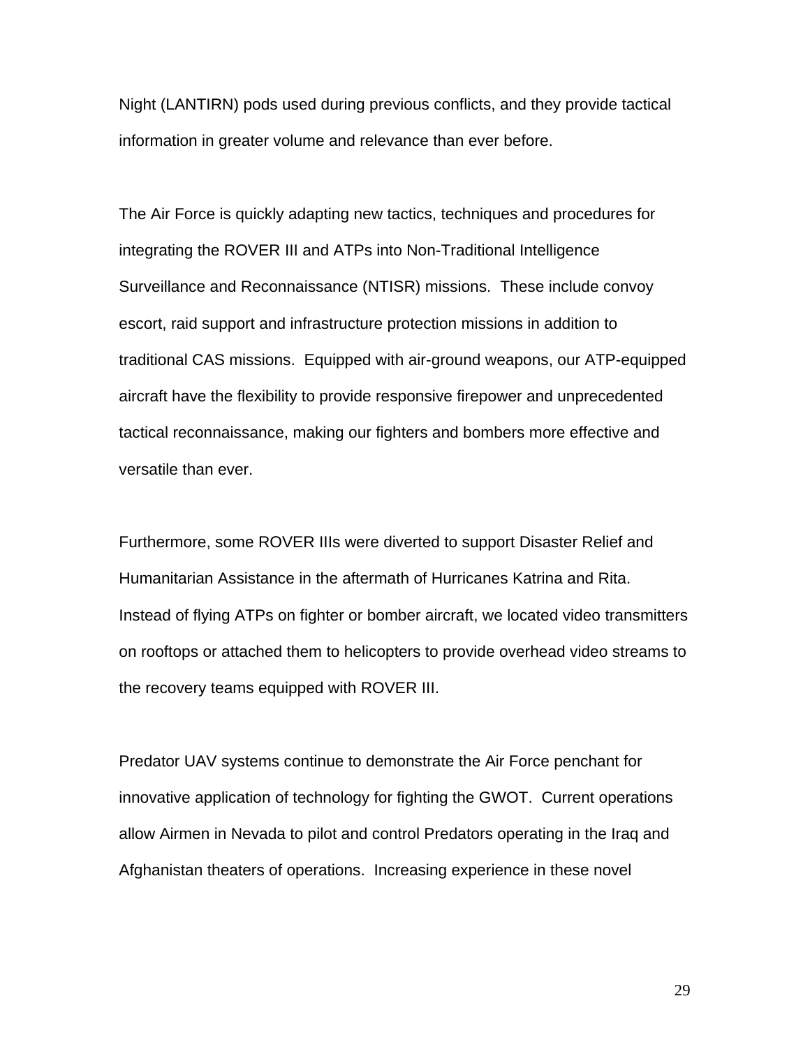Night (LANTIRN) pods used during previous conflicts, and they provide tactical information in greater volume and relevance than ever before.

The Air Force is quickly adapting new tactics, techniques and procedures for integrating the ROVER III and ATPs into Non-Traditional Intelligence Surveillance and Reconnaissance (NTISR) missions. These include convoy escort, raid support and infrastructure protection missions in addition to traditional CAS missions. Equipped with air-ground weapons, our ATP-equipped aircraft have the flexibility to provide responsive firepower and unprecedented tactical reconnaissance, making our fighters and bombers more effective and versatile than ever.

Furthermore, some ROVER IIIs were diverted to support Disaster Relief and Humanitarian Assistance in the aftermath of Hurricanes Katrina and Rita. Instead of flying ATPs on fighter or bomber aircraft, we located video transmitters on rooftops or attached them to helicopters to provide overhead video streams to the recovery teams equipped with ROVER III.

Predator UAV systems continue to demonstrate the Air Force penchant for innovative application of technology for fighting the GWOT. Current operations allow Airmen in Nevada to pilot and control Predators operating in the Iraq and Afghanistan theaters of operations. Increasing experience in these novel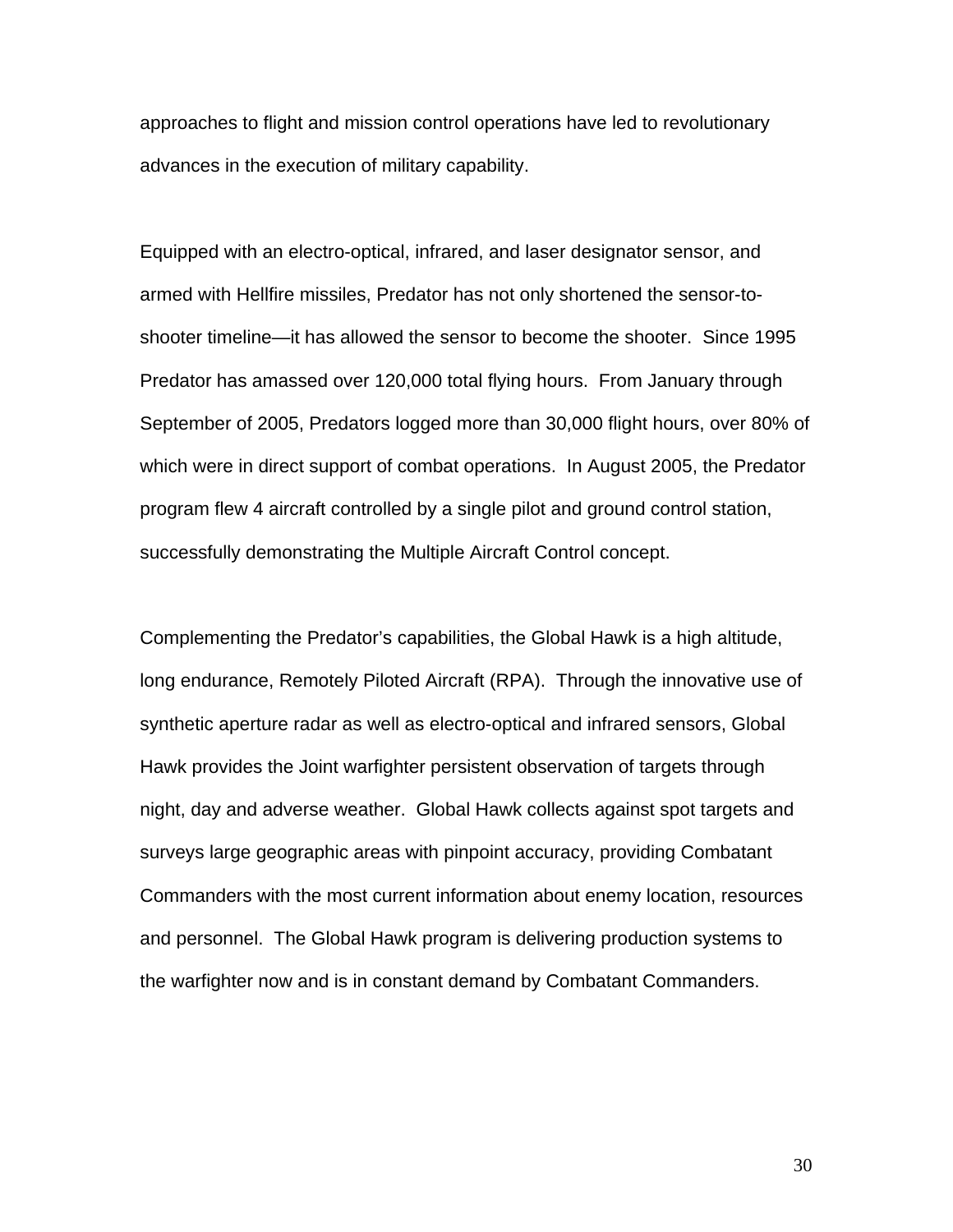approaches to flight and mission control operations have led to revolutionary advances in the execution of military capability.

Equipped with an electro-optical, infrared, and laser designator sensor, and armed with Hellfire missiles, Predator has not only shortened the sensor-to-shooter timeline—it has allowed the sensor to become the shooter. Since 1995 Predator has amassed over 120,000 total flying hours. From January through September of 2005, Predators logged more than 30,000 flight hours, over 80% of which were in direct support of combat operations. In August 2005, the Predator program flew 4 aircraft controlled by a single pilot and ground control station, successfully demonstrating the Multiple Aircraft Control concept.

Complementing the Predator's capabilities, the Global Hawk is a high altitude, long endurance, Remotely Piloted Aircraft (RPA). Through the innovative use of synthetic aperture radar as well as electro-optical and infrared sensors, Global Hawk provides the Joint warfighter persistent observation of targets through night, day and adverse weather. Global Hawk collects against spot targets and surveys large geographic areas with pinpoint accuracy, providing Combatant Commanders with the most current information about enemy location, resources and personnel. The Global Hawk program is delivering production systems to the warfighter now and is in constant demand by Combatant Commanders.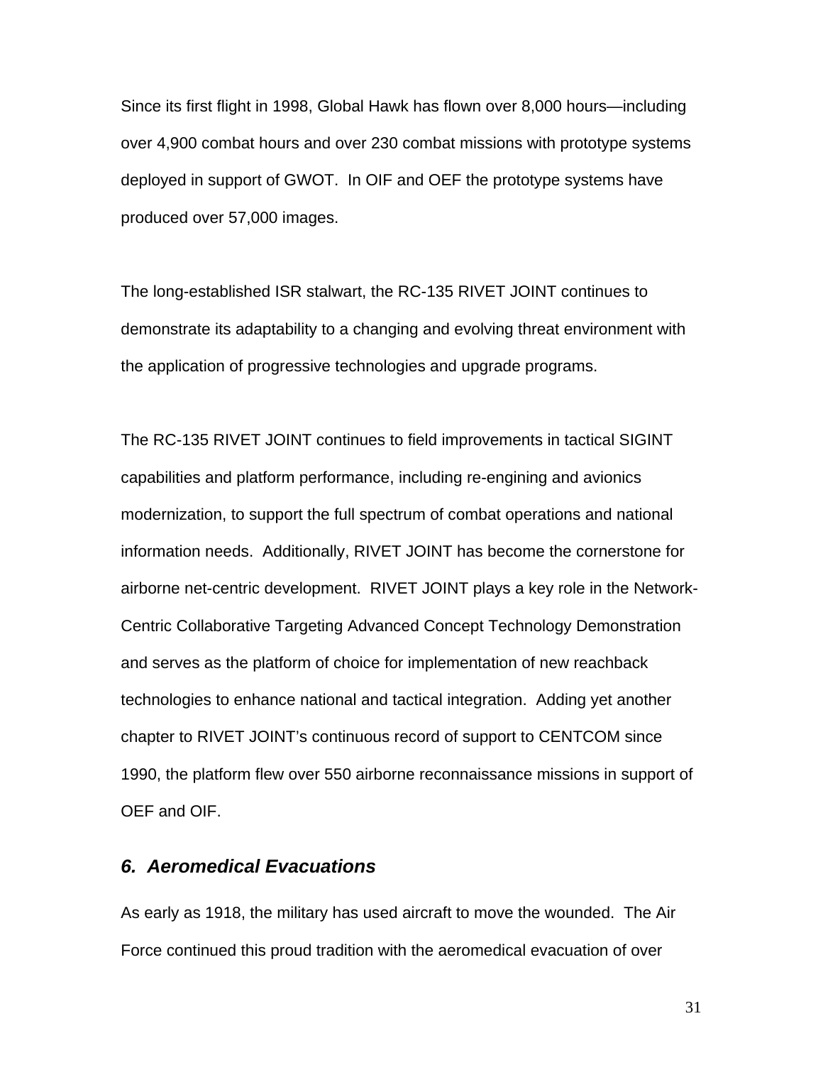Since its first flight in 1998, Global Hawk has flown over 8,000 hours—including over 4,900 combat hours and over 230 combat missions with prototype systems deployed in support of GWOT. In OIF and OEF the prototype systems have produced over 57,000 images.

The long-established ISR stalwart, the RC-135 RIVET JOINT continues to demonstrate its adaptability to a changing and evolving threat environment with the application of progressive technologies and upgrade programs.

The RC-135 RIVET JOINT continues to field improvements in tactical SIGINT capabilities and platform performance, including re-engining and avionics modernization, to support the full spectrum of combat operations and national information needs. Additionally, RIVET JOINT has become the cornerstone for airborne net-centric development. RIVET JOINT plays a key role in the Network-Centric Collaborative Targeting Advanced Concept Technology Demonstration and serves as the platform of choice for implementation of new reachback technologies to enhance national and tactical integration. Adding yet another chapter to RIVET JOINT's continuous record of support to CENTCOM since 1990, the platform flew over 550 airborne reconnaissance missions in support of OEF and OIF.

### *6. Aeromedical Evacuations*

As early as 1918, the military has used aircraft to move the wounded. The Air Force continued this proud tradition with the aeromedical evacuation of over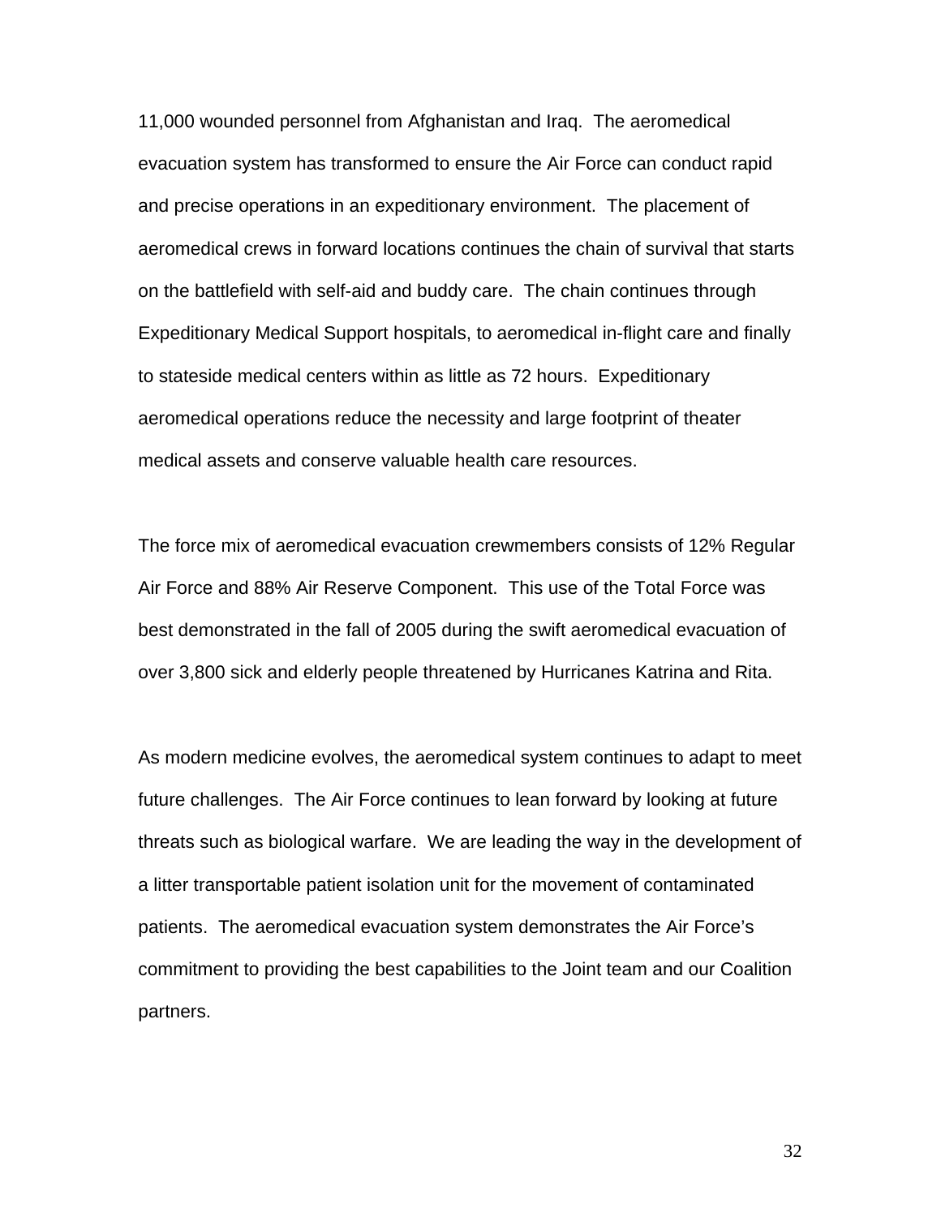11,000 wounded personnel from Afghanistan and Iraq. The aeromedical evacuation system has transformed to ensure the Air Force can conduct rapid and precise operations in an expeditionary environment. The placement of aeromedical crews in forward locations continues the chain of survival that starts on the battlefield with self-aid and buddy care. The chain continues through Expeditionary Medical Support hospitals, to aeromedical in-flight care and finally to stateside medical centers within as little as 72 hours. Expeditionary aeromedical operations reduce the necessity and large footprint of theater medical assets and conserve valuable health care resources.

The force mix of aeromedical evacuation crewmembers consists of 12% Regular Air Force and 88% Air Reserve Component. This use of the Total Force was best demonstrated in the fall of 2005 during the swift aeromedical evacuation of over 3,800 sick and elderly people threatened by Hurricanes Katrina and Rita.

As modern medicine evolves, the aeromedical system continues to adapt to meet future challenges. The Air Force continues to lean forward by looking at future threats such as biological warfare. We are leading the way in the development of a litter transportable patient isolation unit for the movement of contaminated patients. The aeromedical evacuation system demonstrates the Air Force's commitment to providing the best capabilities to the Joint team and our Coalition partners.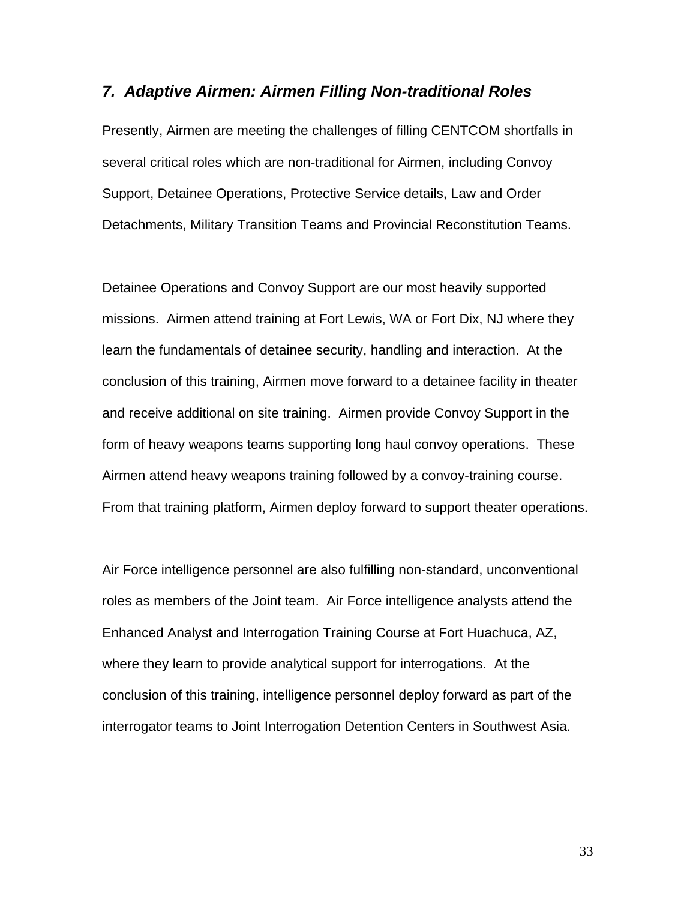## *7. Adaptive Airmen: Airmen Filling Non-traditional Roles*

Presently, Airmen are meeting the challenges of filling CENTCOM shortfalls in several critical roles which are non-traditional for Airmen, including Convoy Support, Detainee Operations, Protective Service details, Law and Order Detachments, Military Transition Teams and Provincial Reconstitution Teams.

Detainee Operations and Convoy Support are our most heavily supported missions. Airmen attend training at Fort Lewis, WA or Fort Dix, NJ where they learn the fundamentals of detainee security, handling and interaction. At the conclusion of this training, Airmen move forward to a detainee facility in theater and receive additional on site training. Airmen provide Convoy Support in the form of heavy weapons teams supporting long haul convoy operations. These Airmen attend heavy weapons training followed by a convoy-training course. From that training platform, Airmen deploy forward to support theater operations.

Air Force intelligence personnel are also fulfilling non-standard, unconventional roles as members of the Joint team. Air Force intelligence analysts attend the Enhanced Analyst and Interrogation Training Course at Fort Huachuca, AZ, where they learn to provide analytical support for interrogations. At the conclusion of this training, intelligence personnel deploy forward as part of the interrogator teams to Joint Interrogation Detention Centers in Southwest Asia.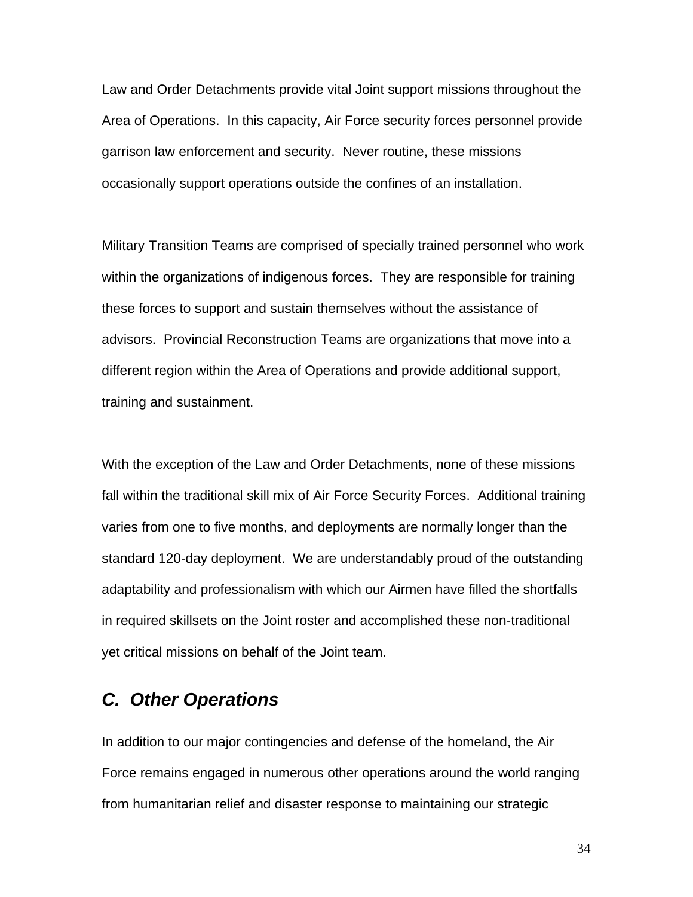Law and Order Detachments provide vital Joint support missions throughout the Area of Operations. In this capacity, Air Force security forces personnel provide garrison law enforcement and security. Never routine, these missions occasionally support operations outside the confines of an installation.

Military Transition Teams are comprised of specially trained personnel who work within the organizations of indigenous forces. They are responsible for training these forces to support and sustain themselves without the assistance of advisors. Provincial Reconstruction Teams are organizations that move into a different region within the Area of Operations and provide additional support, training and sustainment.

With the exception of the Law and Order Detachments, none of these missions fall within the traditional skill mix of Air Force Security Forces. Additional training varies from one to five months, and deployments are normally longer than the standard 120-day deployment. We are understandably proud of the outstanding adaptability and professionalism with which our Airmen have filled the shortfalls in required skillsets on the Joint roster and accomplished these non-traditional yet critical missions on behalf of the Joint team.

## *C. Other Operations*

In addition to our major contingencies and defense of the homeland, the Air Force remains engaged in numerous other operations around the world ranging from humanitarian relief and disaster response to maintaining our strategic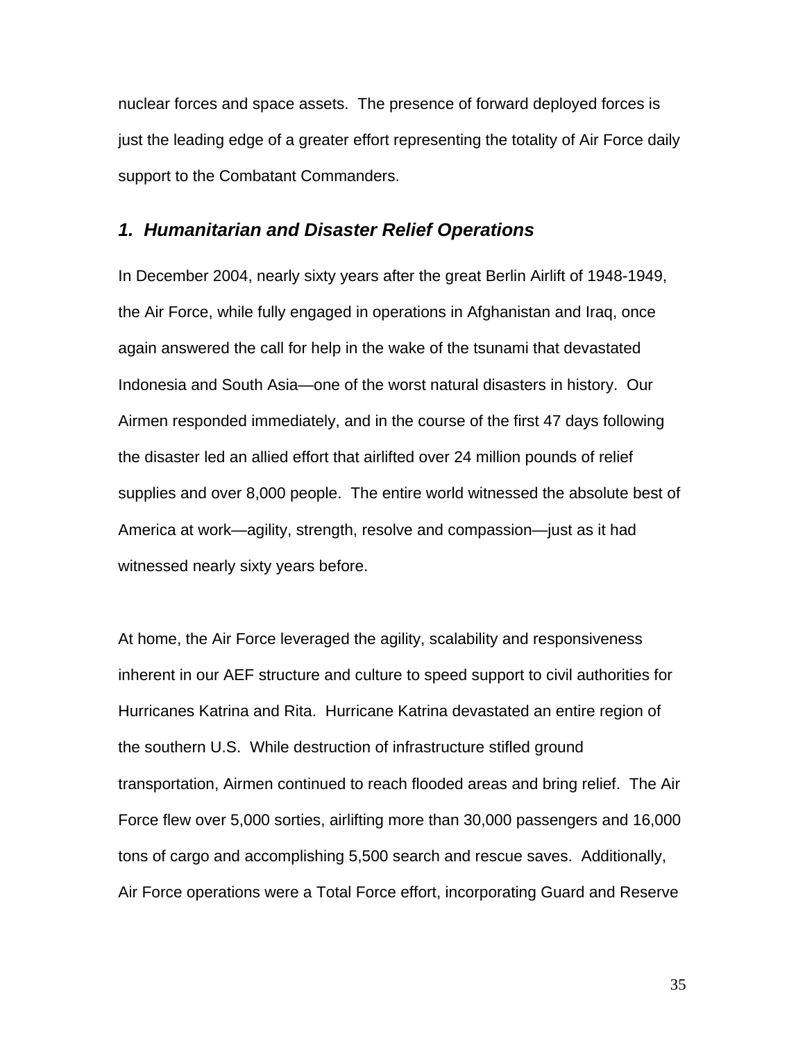nuclear forces and space assets. The presence of forward deployed forces is just the leading edge of a greater effort representing the totality of Air Force daily support to the Combatant Commanders.

### *1. Humanitarian and Disaster Relief Operations*

In December 2004, nearly sixty years after the great Berlin Airlift of 1948-1949, the Air Force, while fully engaged in operations in Afghanistan and Iraq, once again answered the call for help in the wake of the tsunami that devastated Indonesia and South Asia—one of the worst natural disasters in history. Our Airmen responded immediately, and in the course of the first 47 days following the disaster led an allied effort that airlifted over 24 million pounds of relief supplies and over 8,000 people. The entire world witnessed the absolute best of America at work—agility, strength, resolve and compassion—just as it had witnessed nearly sixty years before.

At home, the Air Force leveraged the agility, scalability and responsiveness inherent in our AEF structure and culture to speed support to civil authorities for Hurricanes Katrina and Rita. Hurricane Katrina devastated an entire region of the southern U.S. While destruction of infrastructure stifled ground transportation, Airmen continued to reach flooded areas and bring relief. The Air Force flew over 5,000 sorties, airlifting more than 30,000 passengers and 16,000 tons of cargo and accomplishing 5,500 search and rescue saves. Additionally, Air Force operations were a Total Force effort, incorporating Guard and Reserve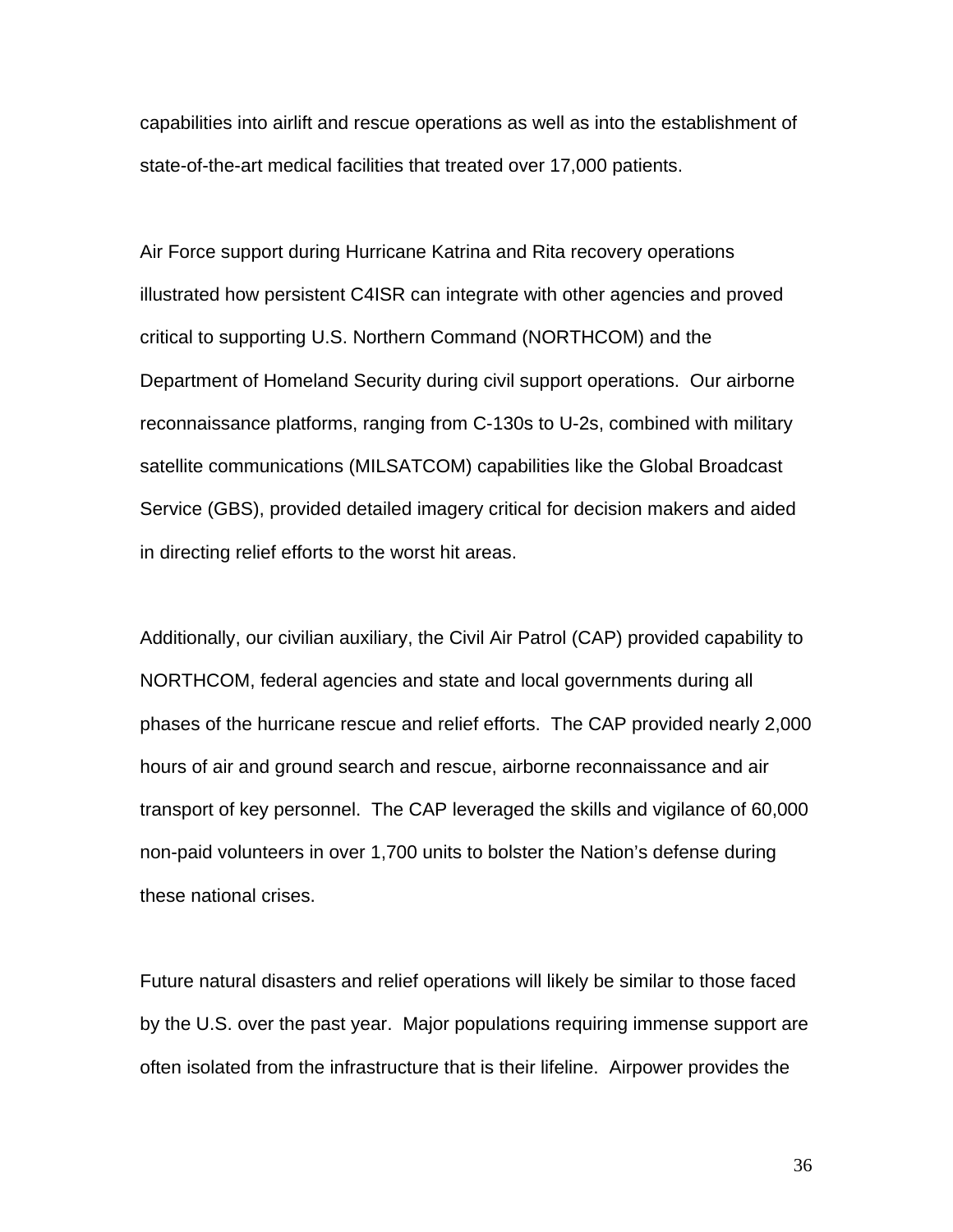capabilities into airlift and rescue operations as well as into the establishment of state-of-the-art medical facilities that treated over 17,000 patients.

Air Force support during Hurricane Katrina and Rita recovery operations illustrated how persistent C4ISR can integrate with other agencies and proved critical to supporting U.S. Northern Command (NORTHCOM) and the Department of Homeland Security during civil support operations. Our airborne reconnaissance platforms, ranging from C-130s to U-2s, combined with military satellite communications (MILSATCOM) capabilities like the Global Broadcast Service (GBS), provided detailed imagery critical for decision makers and aided in directing relief efforts to the worst hit areas.

Additionally, our civilian auxiliary, the Civil Air Patrol (CAP) provided capability to NORTHCOM, federal agencies and state and local governments during all phases of the hurricane rescue and relief efforts. The CAP provided nearly 2,000 hours of air and ground search and rescue, airborne reconnaissance and air transport of key personnel. The CAP leveraged the skills and vigilance of 60,000 non-paid volunteers in over 1,700 units to bolster the Nation's defense during these national crises.

Future natural disasters and relief operations will likely be similar to those faced by the U.S. over the past year. Major populations requiring immense support are often isolated from the infrastructure that is their lifeline. Airpower provides the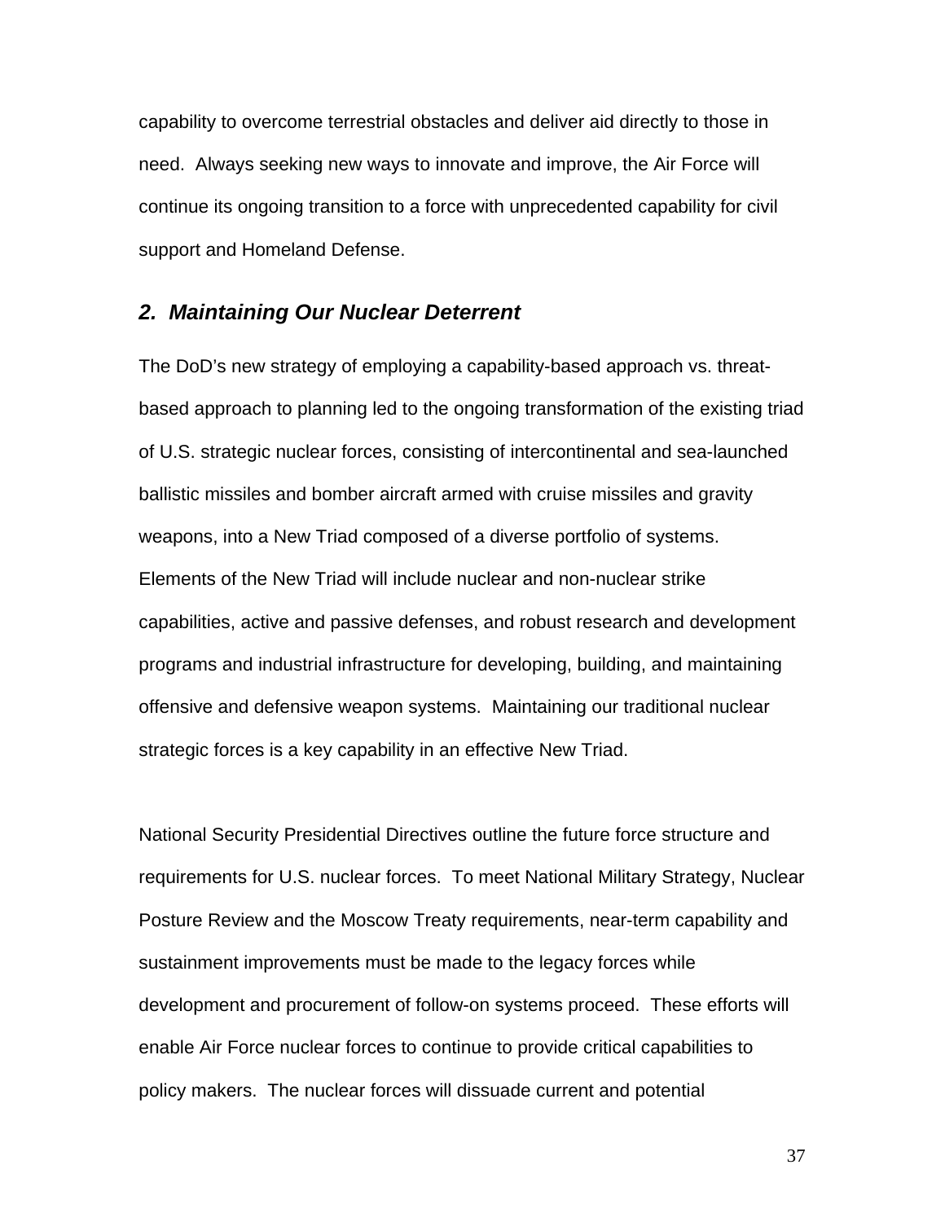capability to overcome terrestrial obstacles and deliver aid directly to those in need. Always seeking new ways to innovate and improve, the Air Force will continue its ongoing transition to a force with unprecedented capability for civil support and Homeland Defense.

### *2. Maintaining Our Nuclear Deterrent*

The DoD's new strategy of employing a capability-based approach vs. threat-based approach to planning led to the ongoing transformation of the existing triad of U.S. strategic nuclear forces, consisting of intercontinental and sea-launched ballistic missiles and bomber aircraft armed with cruise missiles and gravity weapons, into a New Triad composed of a diverse portfolio of systems. Elements of the New Triad will include nuclear and non-nuclear strike capabilities, active and passive defenses, and robust research and development programs and industrial infrastructure for developing, building, and maintaining offensive and defensive weapon systems. Maintaining our traditional nuclear strategic forces is a key capability in an effective New Triad.

National Security Presidential Directives outline the future force structure and requirements for U.S. nuclear forces. To meet National Military Strategy, Nuclear Posture Review and the Moscow Treaty requirements, near-term capability and sustainment improvements must be made to the legacy forces while development and procurement of follow-on systems proceed. These efforts will enable Air Force nuclear forces to continue to provide critical capabilities to policy makers. The nuclear forces will dissuade current and potential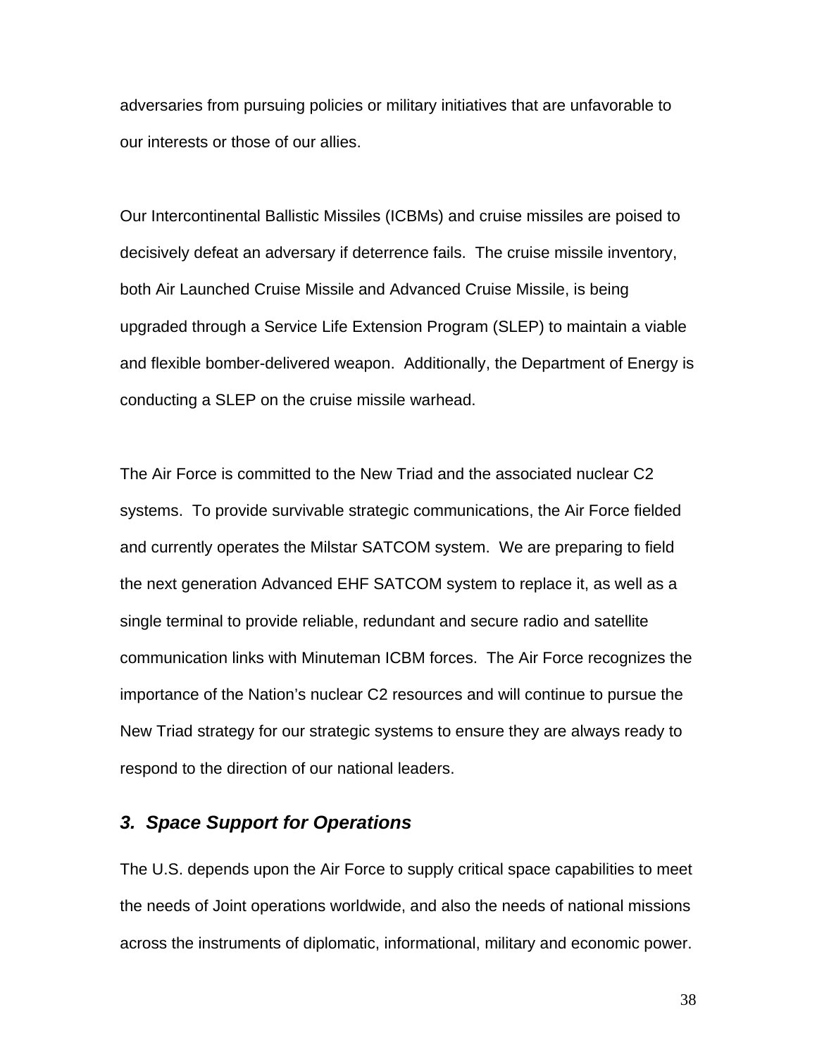adversaries from pursuing policies or military initiatives that are unfavorable to our interests or those of our allies.

Our Intercontinental Ballistic Missiles (ICBMs) and cruise missiles are poised to decisively defeat an adversary if deterrence fails. The cruise missile inventory, both Air Launched Cruise Missile and Advanced Cruise Missile, is being upgraded through a Service Life Extension Program (SLEP) to maintain a viable and flexible bomber-delivered weapon. Additionally, the Department of Energy is conducting a SLEP on the cruise missile warhead.

The Air Force is committed to the New Triad and the associated nuclear C2 systems. To provide survivable strategic communications, the Air Force fielded and currently operates the Milstar SATCOM system. We are preparing to field the next generation Advanced EHF SATCOM system to replace it, as well as a single terminal to provide reliable, redundant and secure radio and satellite communication links with Minuteman ICBM forces. The Air Force recognizes the importance of the Nation's nuclear C2 resources and will continue to pursue the New Triad strategy for our strategic systems to ensure they are always ready to respond to the direction of our national leaders.

### *3. Space Support for Operations*

The U.S. depends upon the Air Force to supply critical space capabilities to meet the needs of Joint operations worldwide, and also the needs of national missions across the instruments of diplomatic, informational, military and economic power.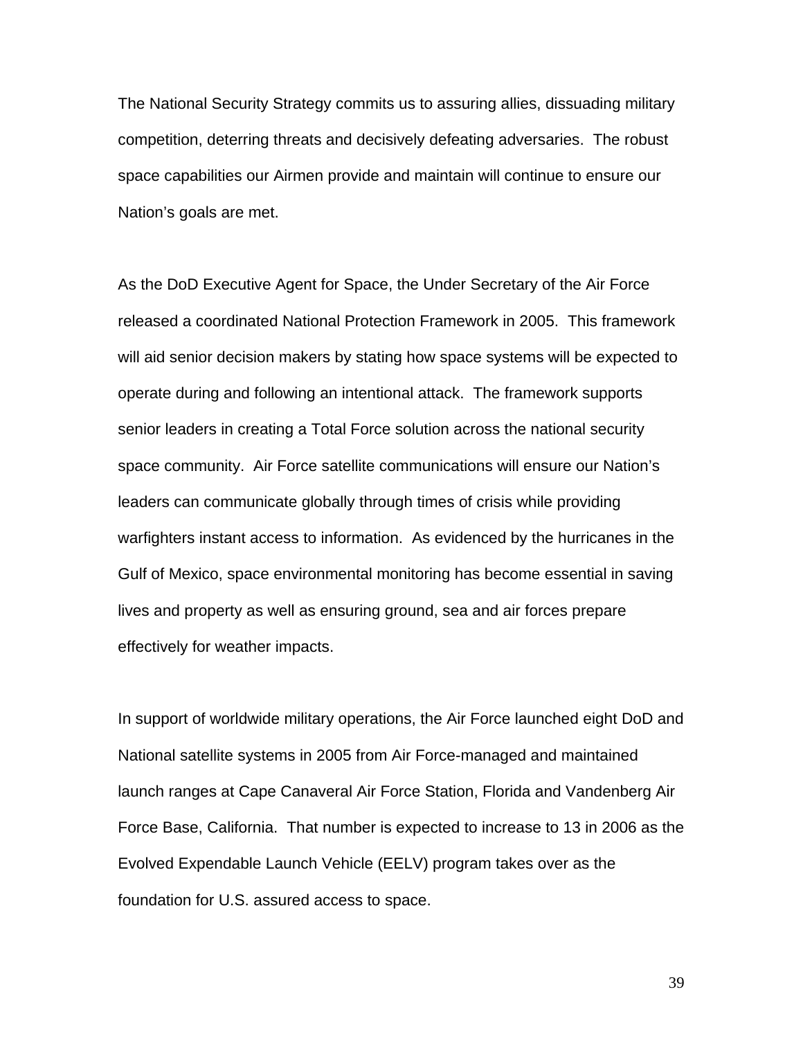The National Security Strategy commits us to assuring allies, dissuading military competition, deterring threats and decisively defeating adversaries. The robust space capabilities our Airmen provide and maintain will continue to ensure our Nation's goals are met.

As the DoD Executive Agent for Space, the Under Secretary of the Air Force released a coordinated National Protection Framework in 2005. This framework will aid senior decision makers by stating how space systems will be expected to operate during and following an intentional attack. The framework supports senior leaders in creating a Total Force solution across the national security space community. Air Force satellite communications will ensure our Nation's leaders can communicate globally through times of crisis while providing warfighters instant access to information. As evidenced by the hurricanes in the Gulf of Mexico, space environmental monitoring has become essential in saving lives and property as well as ensuring ground, sea and air forces prepare effectively for weather impacts.

In support of worldwide military operations, the Air Force launched eight DoD and National satellite systems in 2005 from Air Force-managed and maintained launch ranges at Cape Canaveral Air Force Station, Florida and Vandenberg Air Force Base, California. That number is expected to increase to 13 in 2006 as the Evolved Expendable Launch Vehicle (EELV) program takes over as the foundation for U.S. assured access to space.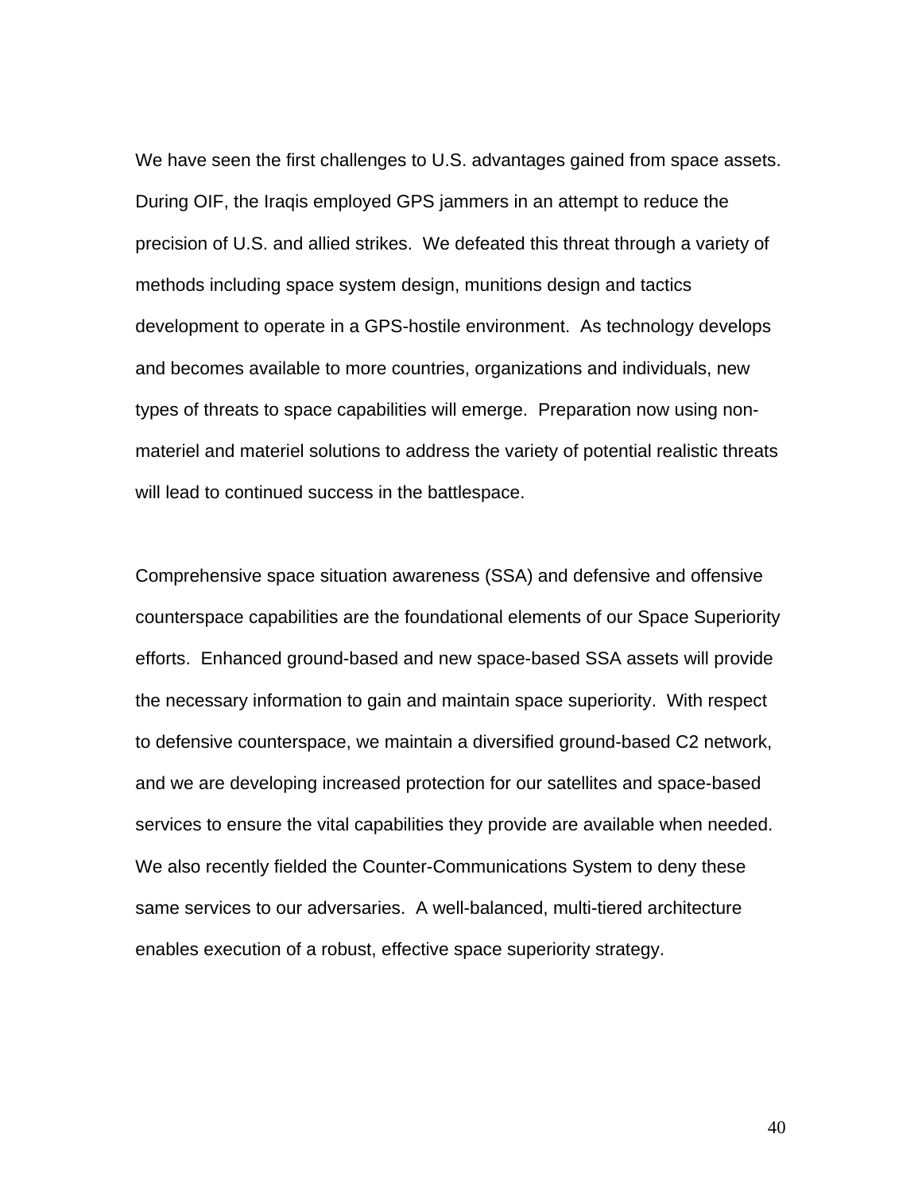We have seen the first challenges to U.S. advantages gained from space assets. During OIF, the Iraqis employed GPS jammers in an attempt to reduce the precision of U.S. and allied strikes. We defeated this threat through a variety of methods including space system design, munitions design and tactics development to operate in a GPS-hostile environment. As technology develops and becomes available to more countries, organizations and individuals, new types of threats to space capabilities will emerge. Preparation now using non-materiel and materiel solutions to address the variety of potential realistic threats will lead to continued success in the battlespace.

Comprehensive space situation awareness (SSA) and defensive and offensive counterspace capabilities are the foundational elements of our Space Superiority efforts. Enhanced ground-based and new space-based SSA assets will provide the necessary information to gain and maintain space superiority. With respect to defensive counterspace, we maintain a diversified ground-based C2 network, and we are developing increased protection for our satellites and space-based services to ensure the vital capabilities they provide are available when needed. We also recently fielded the Counter-Communications System to deny these same services to our adversaries. A well-balanced, multi-tiered architecture enables execution of a robust, effective space superiority strategy.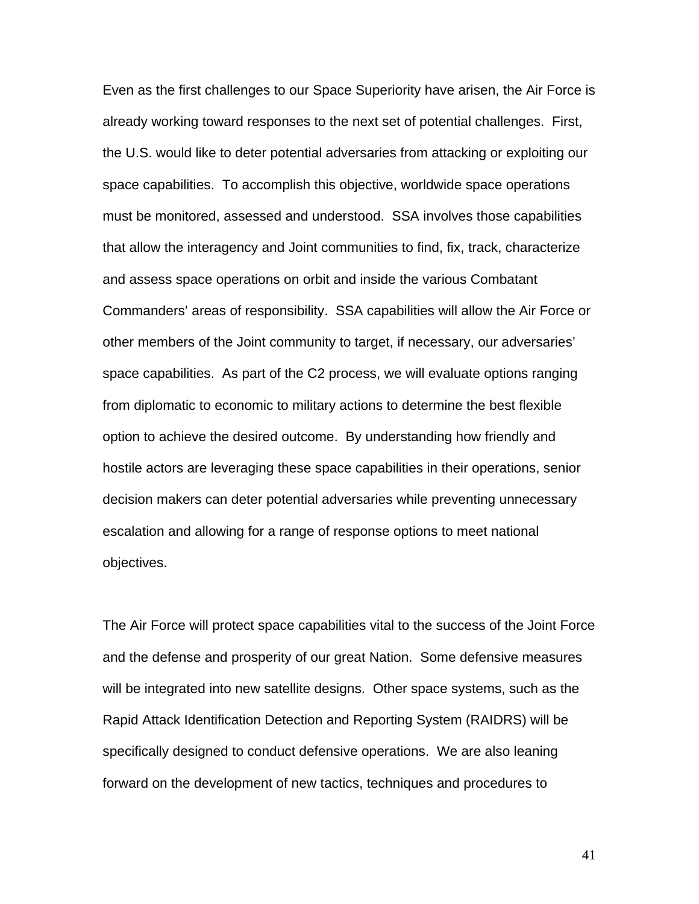Even as the first challenges to our Space Superiority have arisen, the Air Force is already working toward responses to the next set of potential challenges. First, the U.S. would like to deter potential adversaries from attacking or exploiting our space capabilities. To accomplish this objective, worldwide space operations must be monitored, assessed and understood. SSA involves those capabilities that allow the interagency and Joint communities to find, fix, track, characterize and assess space operations on orbit and inside the various Combatant Commanders' areas of responsibility. SSA capabilities will allow the Air Force or other members of the Joint community to target, if necessary, our adversaries' space capabilities. As part of the C2 process, we will evaluate options ranging from diplomatic to economic to military actions to determine the best flexible option to achieve the desired outcome. By understanding how friendly and hostile actors are leveraging these space capabilities in their operations, senior decision makers can deter potential adversaries while preventing unnecessary escalation and allowing for a range of response options to meet national objectives.

The Air Force will protect space capabilities vital to the success of the Joint Force and the defense and prosperity of our great Nation. Some defensive measures will be integrated into new satellite designs. Other space systems, such as the Rapid Attack Identification Detection and Reporting System (RAIDRS) will be specifically designed to conduct defensive operations. We are also leaning forward on the development of new tactics, techniques and procedures to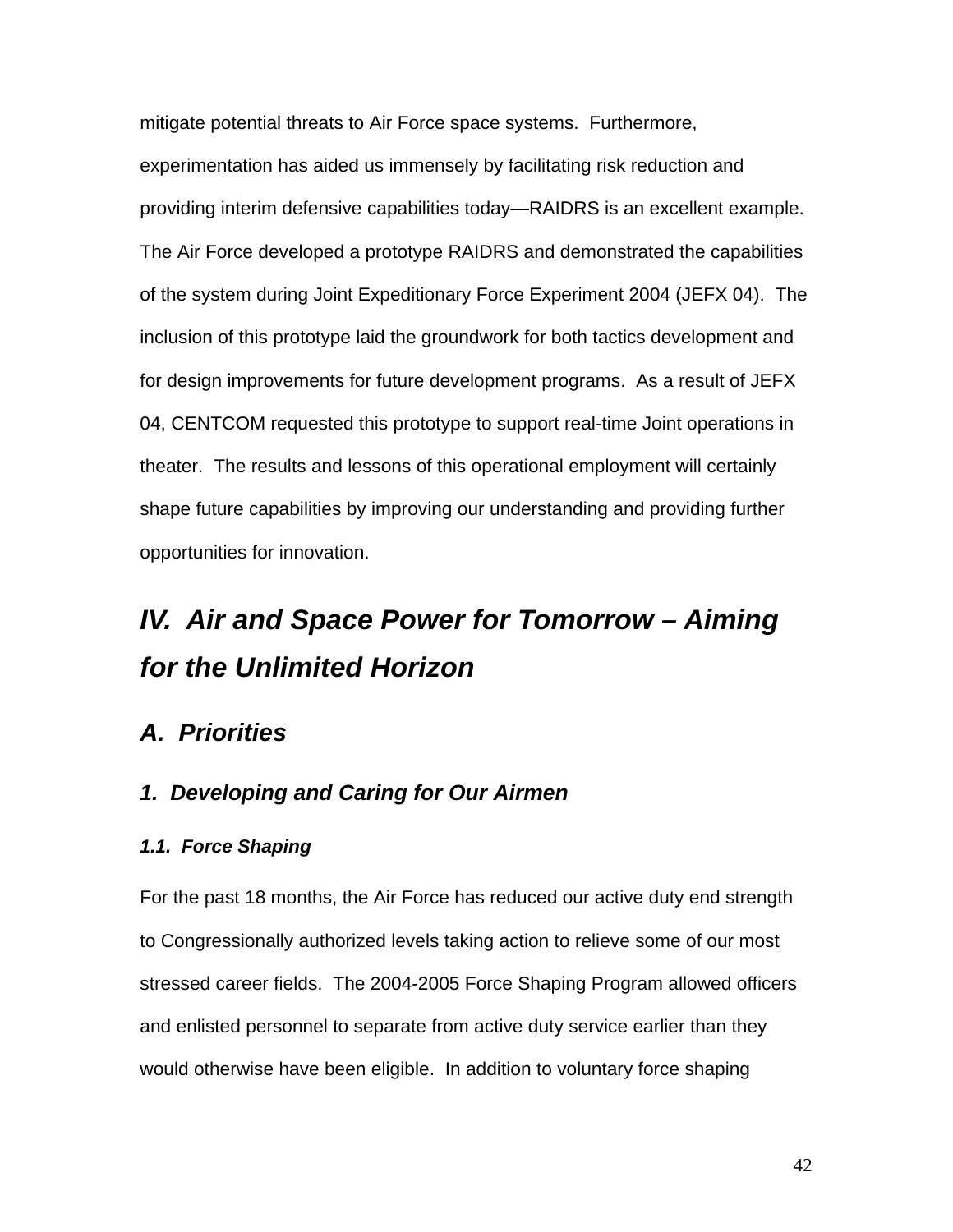mitigate potential threats to Air Force space systems. Furthermore, experimentation has aided us immensely by facilitating risk reduction and providing interim defensive capabilities today—RAIDRS is an excellent example. The Air Force developed a prototype RAIDRS and demonstrated the capabilities of the system during Joint Expeditionary Force Experiment 2004 (JEFX 04). The inclusion of this prototype laid the groundwork for both tactics development and for design improvements for future development programs. As a result of JEFX 04, CENTCOM requested this prototype to support real-time Joint operations in theater. The results and lessons of this operational employment will certainly shape future capabilities by improving our understanding and providing further opportunities for innovation.

# *IV. Air and Space Power for Tomorrow – Aiming for the Unlimited Horizon*

## *A. Priorities*

### *1. Developing and Caring for Our Airmen*

#### *1.1. Force Shaping*

For the past 18 months, the Air Force has reduced our active duty end strength to Congressionally authorized levels taking action to relieve some of our most stressed career fields. The 2004-2005 Force Shaping Program allowed officers and enlisted personnel to separate from active duty service earlier than they would otherwise have been eligible. In addition to voluntary force shaping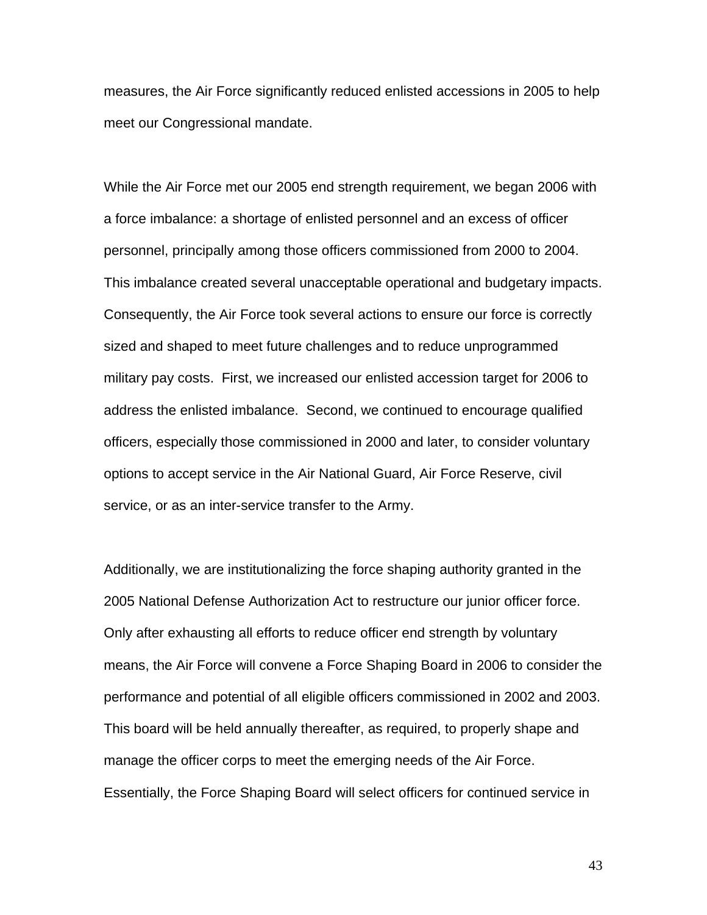measures, the Air Force significantly reduced enlisted accessions in 2005 to help meet our Congressional mandate.

While the Air Force met our 2005 end strength requirement, we began 2006 with a force imbalance: a shortage of enlisted personnel and an excess of officer personnel, principally among those officers commissioned from 2000 to 2004. This imbalance created several unacceptable operational and budgetary impacts. Consequently, the Air Force took several actions to ensure our force is correctly sized and shaped to meet future challenges and to reduce unprogrammed military pay costs. First, we increased our enlisted accession target for 2006 to address the enlisted imbalance. Second, we continued to encourage qualified officers, especially those commissioned in 2000 and later, to consider voluntary options to accept service in the Air National Guard, Air Force Reserve, civil service, or as an inter-service transfer to the Army.

Additionally, we are institutionalizing the force shaping authority granted in the 2005 National Defense Authorization Act to restructure our junior officer force. Only after exhausting all efforts to reduce officer end strength by voluntary means, the Air Force will convene a Force Shaping Board in 2006 to consider the performance and potential of all eligible officers commissioned in 2002 and 2003. This board will be held annually thereafter, as required, to properly shape and manage the officer corps to meet the emerging needs of the Air Force. Essentially, the Force Shaping Board will select officers for continued service in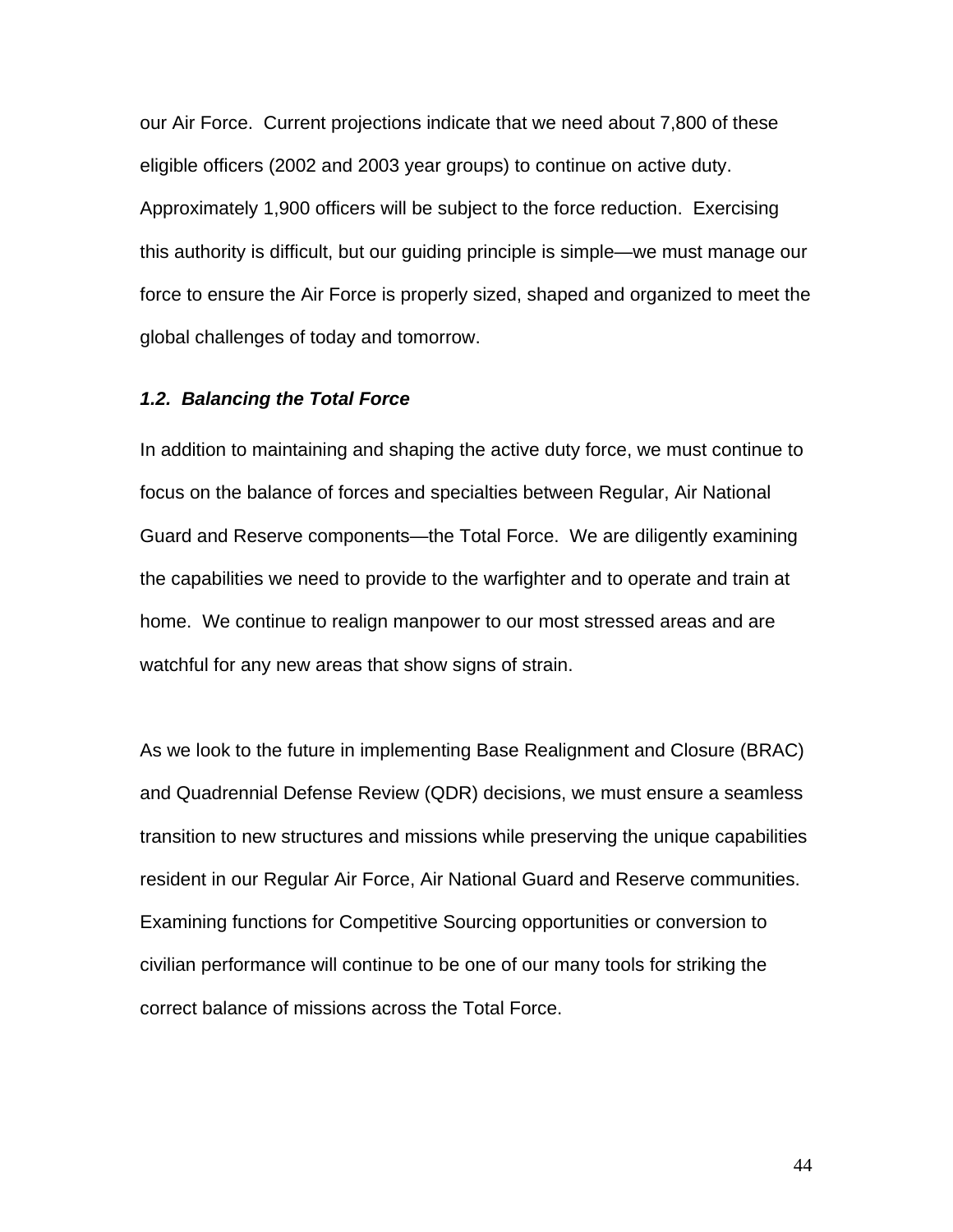our Air Force. Current projections indicate that we need about 7,800 of these eligible officers (2002 and 2003 year groups) to continue on active duty. Approximately 1,900 officers will be subject to the force reduction. Exercising this authority is difficult, but our guiding principle is simple—we must manage our force to ensure the Air Force is properly sized, shaped and organized to meet the global challenges of today and tomorrow.

### *1.2. Balancing the Total Force*

In addition to maintaining and shaping the active duty force, we must continue to focus on the balance of forces and specialties between Regular, Air National Guard and Reserve components—the Total Force. We are diligently examining the capabilities we need to provide to the warfighter and to operate and train at home. We continue to realign manpower to our most stressed areas and are watchful for any new areas that show signs of strain.

As we look to the future in implementing Base Realignment and Closure (BRAC) and Quadrennial Defense Review (QDR) decisions, we must ensure a seamless transition to new structures and missions while preserving the unique capabilities resident in our Regular Air Force, Air National Guard and Reserve communities. Examining functions for Competitive Sourcing opportunities or conversion to civilian performance will continue to be one of our many tools for striking the correct balance of missions across the Total Force.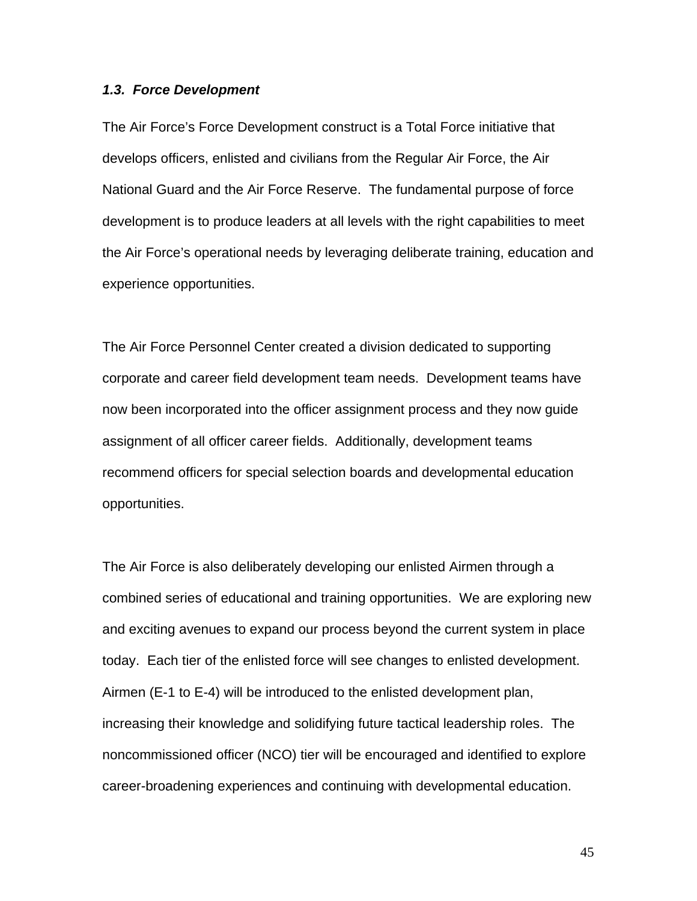### *1.3. Force Development*

The Air Force's Force Development construct is a Total Force initiative that develops officers, enlisted and civilians from the Regular Air Force, the Air National Guard and the Air Force Reserve. The fundamental purpose of force development is to produce leaders at all levels with the right capabilities to meet the Air Force's operational needs by leveraging deliberate training, education and experience opportunities.

The Air Force Personnel Center created a division dedicated to supporting corporate and career field development team needs. Development teams have now been incorporated into the officer assignment process and they now guide assignment of all officer career fields. Additionally, development teams recommend officers for special selection boards and developmental education opportunities.

The Air Force is also deliberately developing our enlisted Airmen through a combined series of educational and training opportunities. We are exploring new and exciting avenues to expand our process beyond the current system in place today. Each tier of the enlisted force will see changes to enlisted development. Airmen (E-1 to E-4) will be introduced to the enlisted development plan, increasing their knowledge and solidifying future tactical leadership roles. The noncommissioned officer (NCO) tier will be encouraged and identified to explore career-broadening experiences and continuing with developmental education.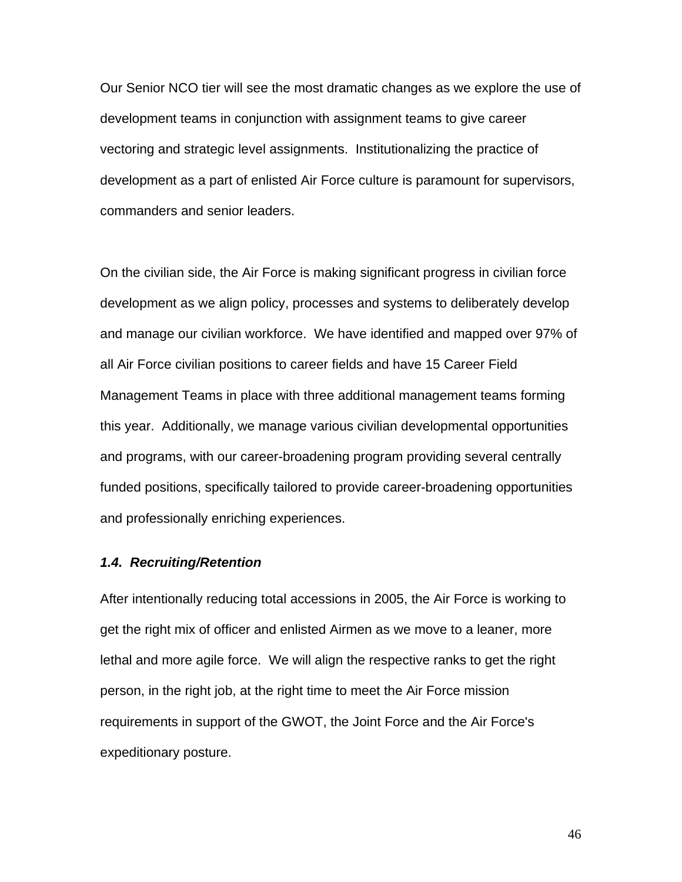Our Senior NCO tier will see the most dramatic changes as we explore the use of development teams in conjunction with assignment teams to give career vectoring and strategic level assignments. Institutionalizing the practice of development as a part of enlisted Air Force culture is paramount for supervisors, commanders and senior leaders.

On the civilian side, the Air Force is making significant progress in civilian force development as we align policy, processes and systems to deliberately develop and manage our civilian workforce. We have identified and mapped over 97% of all Air Force civilian positions to career fields and have 15 Career Field Management Teams in place with three additional management teams forming this year. Additionally, we manage various civilian developmental opportunities and programs, with our career-broadening program providing several centrally funded positions, specifically tailored to provide career-broadening opportunities and professionally enriching experiences.

### *1.4. Recruiting/Retention*

After intentionally reducing total accessions in 2005, the Air Force is working to get the right mix of officer and enlisted Airmen as we move to a leaner, more lethal and more agile force. We will align the respective ranks to get the right person, in the right job, at the right time to meet the Air Force mission requirements in support of the GWOT, the Joint Force and the Air Force's expeditionary posture.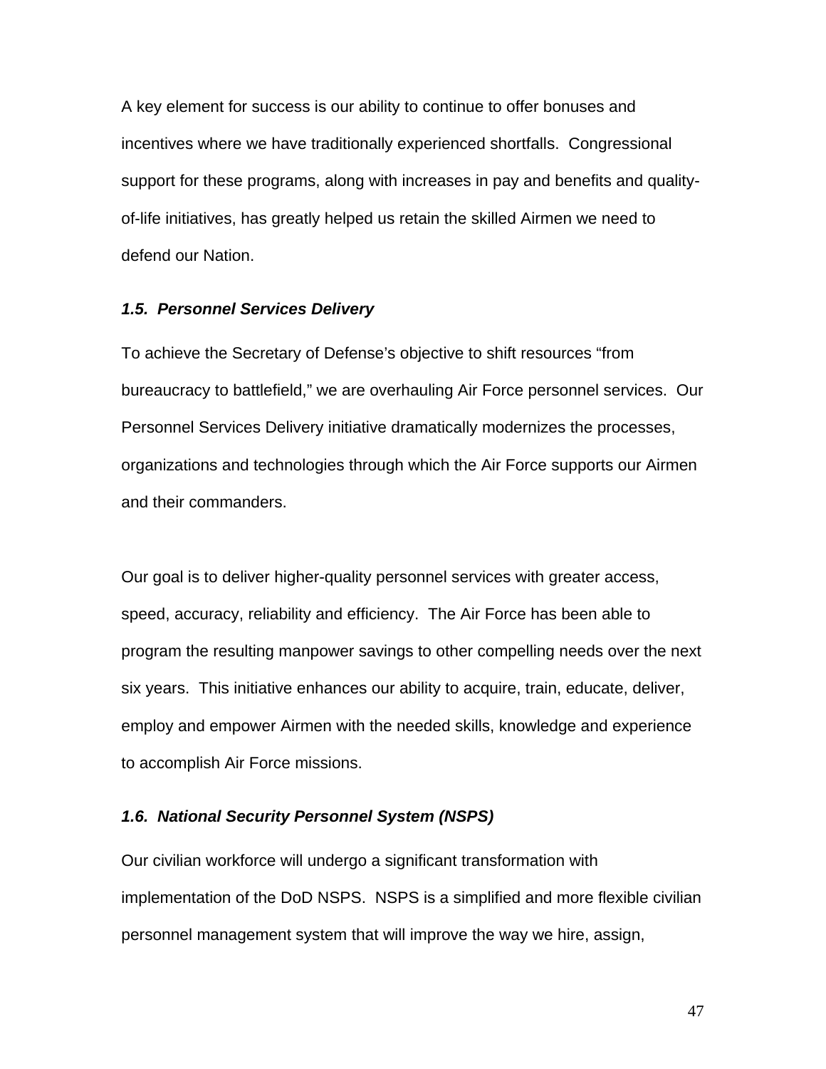A key element for success is our ability to continue to offer bonuses and incentives where we have traditionally experienced shortfalls. Congressional support for these programs, along with increases in pay and benefits and quality-of-life initiatives, has greatly helped us retain the skilled Airmen we need to defend our Nation.

### ***1.5. Personnel Services Delivery***

To achieve the Secretary of Defense's objective to shift resources "from bureaucracy to battlefield," we are overhauling Air Force personnel services. Our Personnel Services Delivery initiative dramatically modernizes the processes, organizations and technologies through which the Air Force supports our Airmen and their commanders.

Our goal is to deliver higher-quality personnel services with greater access, speed, accuracy, reliability and efficiency. The Air Force has been able to program the resulting manpower savings to other compelling needs over the next six years. This initiative enhances our ability to acquire, train, educate, deliver, employ and empower Airmen with the needed skills, knowledge and experience to accomplish Air Force missions.

### ***1.6. National Security Personnel System (NSPS)***

Our civilian workforce will undergo a significant transformation with implementation of the DoD NSPS. NSPS is a simplified and more flexible civilian personnel management system that will improve the way we hire, assign,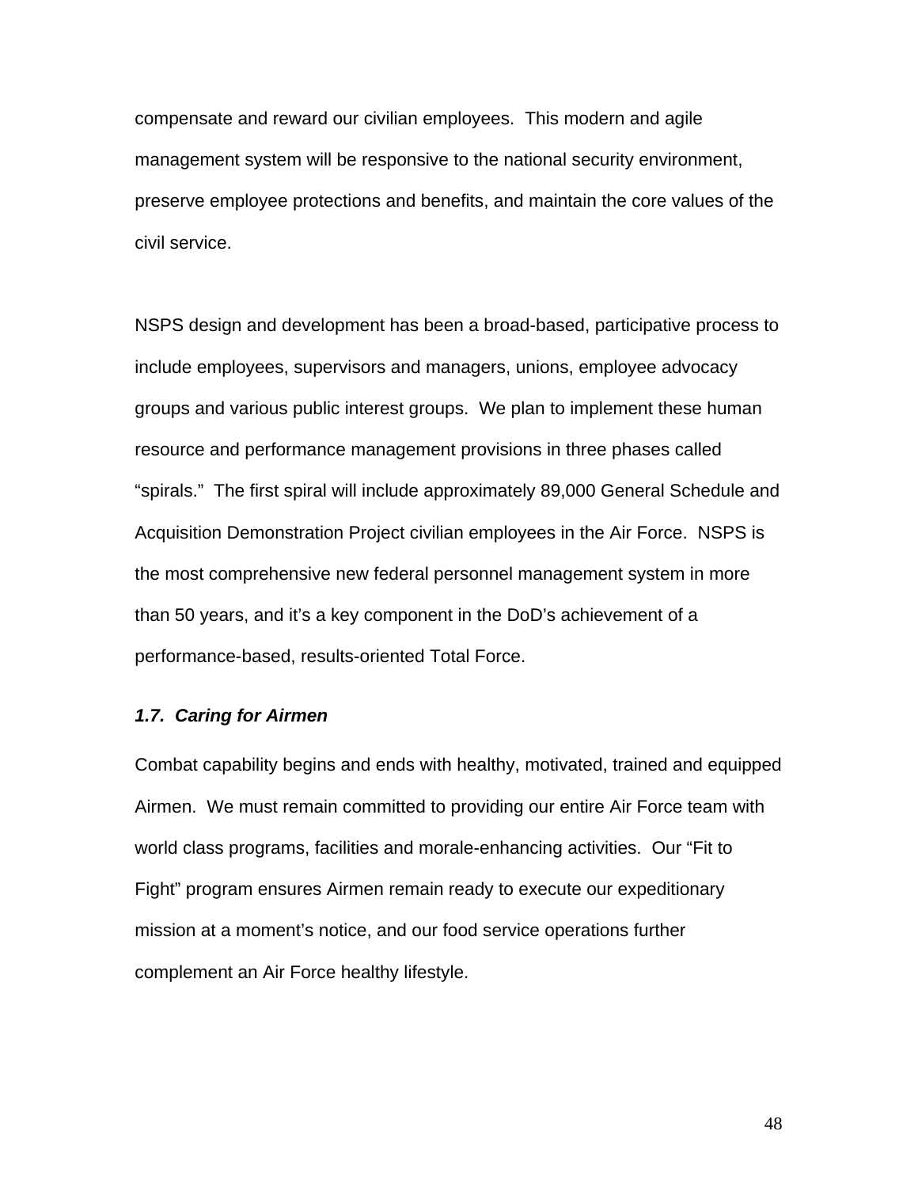compensate and reward our civilian employees.  This modern and agile management system will be responsive to the national security environment, preserve employee protections and benefits, and maintain the core values of the civil service.

NSPS design and development has been a broad-based, participative process to include employees, supervisors and managers, unions, employee advocacy groups and various public interest groups.  We plan to implement these human resource and performance management provisions in three phases called "spirals."  The first spiral will include approximately 89,000 General Schedule and Acquisition Demonstration Project civilian employees in the Air Force.  NSPS is the most comprehensive new federal personnel management system in more than 50 years, and it's a key component in the DoD's achievement of a performance-based, results-oriented Total Force.

### *1.7.  Caring for Airmen*

Combat capability begins and ends with healthy, motivated, trained and equipped Airmen.  We must remain committed to providing our entire Air Force team with world class programs, facilities and morale-enhancing activities.  Our "Fit to Fight" program ensures Airmen remain ready to execute our expeditionary mission at a moment's notice, and our food service operations further complement an Air Force healthy lifestyle.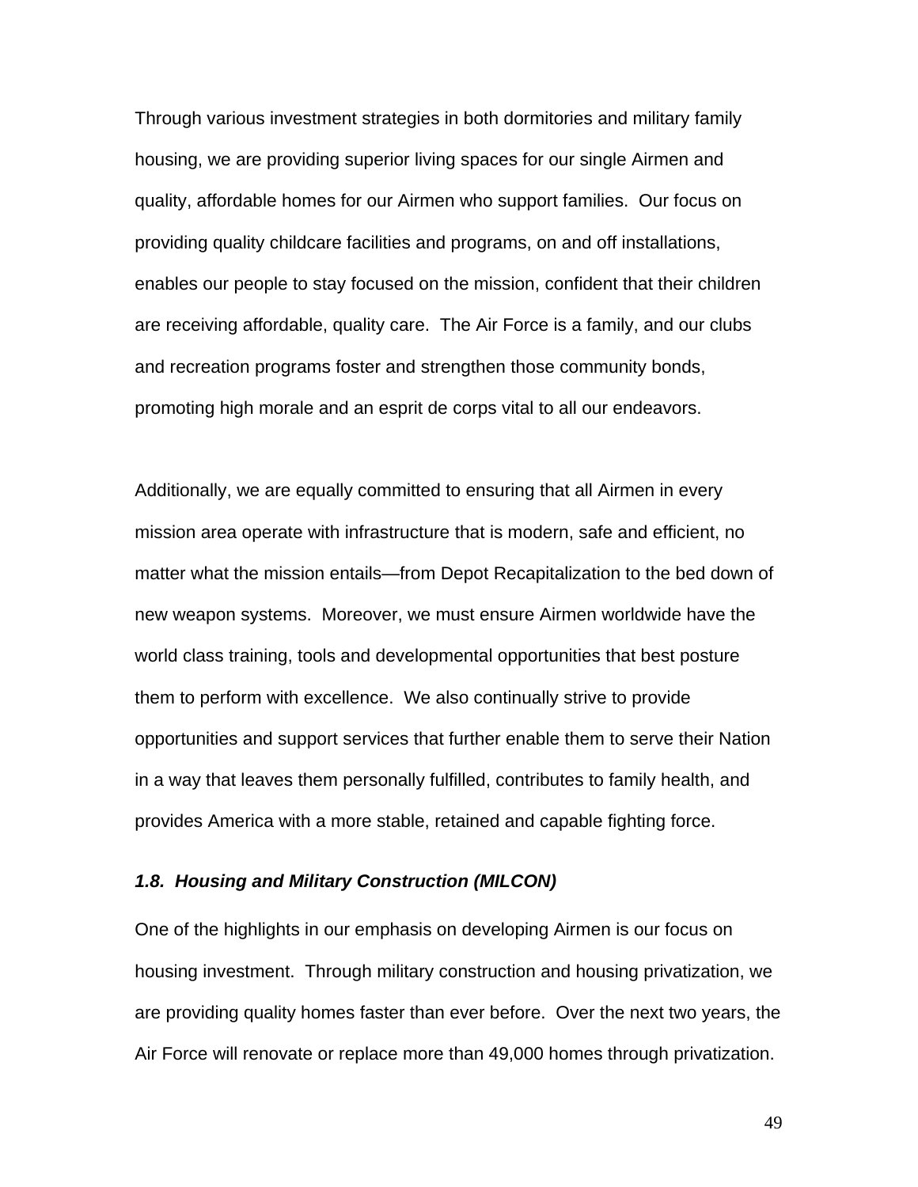Through various investment strategies in both dormitories and military family housing, we are providing superior living spaces for our single Airmen and quality, affordable homes for our Airmen who support families. Our focus on providing quality childcare facilities and programs, on and off installations, enables our people to stay focused on the mission, confident that their children are receiving affordable, quality care. The Air Force is a family, and our clubs and recreation programs foster and strengthen those community bonds, promoting high morale and an esprit de corps vital to all our endeavors.

Additionally, we are equally committed to ensuring that all Airmen in every mission area operate with infrastructure that is modern, safe and efficient, no matter what the mission entails—from Depot Recapitalization to the bed down of new weapon systems. Moreover, we must ensure Airmen worldwide have the world class training, tools and developmental opportunities that best posture them to perform with excellence. We also continually strive to provide opportunities and support services that further enable them to serve their Nation in a way that leaves them personally fulfilled, contributes to family health, and provides America with a more stable, retained and capable fighting force.

### *1.8. Housing and Military Construction (MILCON)*

One of the highlights in our emphasis on developing Airmen is our focus on housing investment. Through military construction and housing privatization, we are providing quality homes faster than ever before. Over the next two years, the Air Force will renovate or replace more than 49,000 homes through privatization.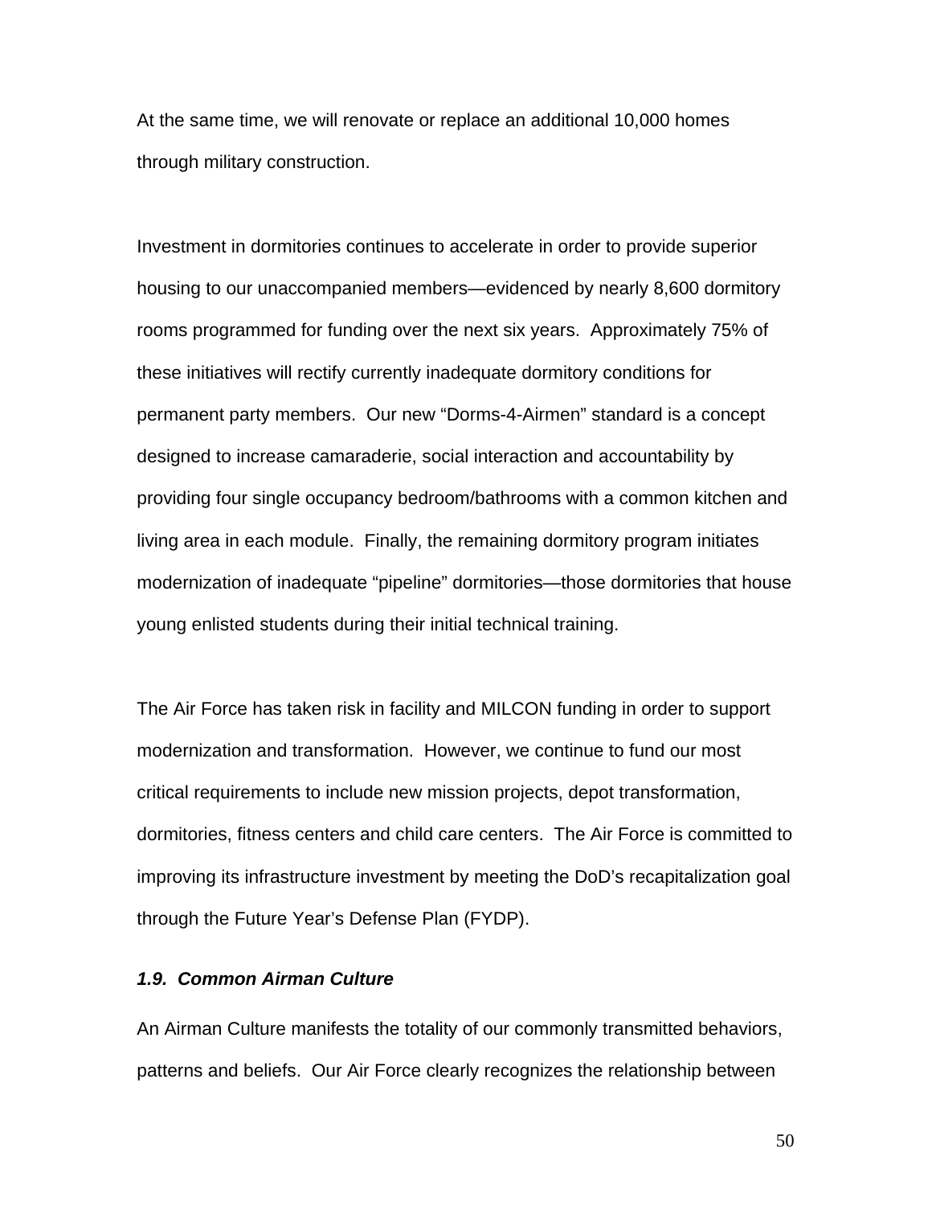At the same time, we will renovate or replace an additional 10,000 homes through military construction.

Investment in dormitories continues to accelerate in order to provide superior housing to our unaccompanied members—evidenced by nearly 8,600 dormitory rooms programmed for funding over the next six years. Approximately 75% of these initiatives will rectify currently inadequate dormitory conditions for permanent party members. Our new "Dorms-4-Airmen" standard is a concept designed to increase camaraderie, social interaction and accountability by providing four single occupancy bedroom/bathrooms with a common kitchen and living area in each module. Finally, the remaining dormitory program initiates modernization of inadequate "pipeline" dormitories—those dormitories that house young enlisted students during their initial technical training.

The Air Force has taken risk in facility and MILCON funding in order to support modernization and transformation. However, we continue to fund our most critical requirements to include new mission projects, depot transformation, dormitories, fitness centers and child care centers. The Air Force is committed to improving its infrastructure investment by meeting the DoD's recapitalization goal through the Future Year's Defense Plan (FYDP).

### *1.9. Common Airman Culture*

An Airman Culture manifests the totality of our commonly transmitted behaviors, patterns and beliefs. Our Air Force clearly recognizes the relationship between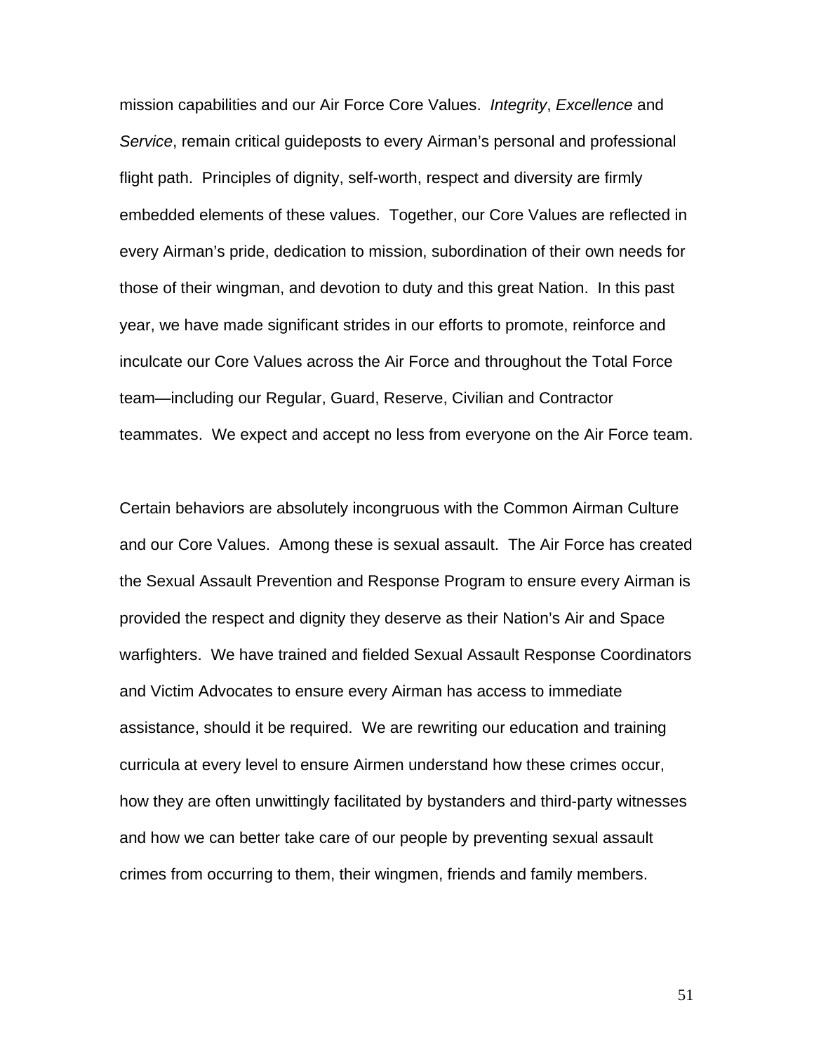mission capabilities and our Air Force Core Values. *Integrity*, *Excellence* and *Service*, remain critical guideposts to every Airman's personal and professional flight path. Principles of dignity, self-worth, respect and diversity are firmly embedded elements of these values. Together, our Core Values are reflected in every Airman's pride, dedication to mission, subordination of their own needs for those of their wingman, and devotion to duty and this great Nation. In this past year, we have made significant strides in our efforts to promote, reinforce and inculcate our Core Values across the Air Force and throughout the Total Force team—including our Regular, Guard, Reserve, Civilian and Contractor teammates. We expect and accept no less from everyone on the Air Force team.

Certain behaviors are absolutely incongruous with the Common Airman Culture and our Core Values. Among these is sexual assault. The Air Force has created the Sexual Assault Prevention and Response Program to ensure every Airman is provided the respect and dignity they deserve as their Nation's Air and Space warfighters. We have trained and fielded Sexual Assault Response Coordinators and Victim Advocates to ensure every Airman has access to immediate assistance, should it be required. We are rewriting our education and training curricula at every level to ensure Airmen understand how these crimes occur, how they are often unwittingly facilitated by bystanders and third-party witnesses and how we can better take care of our people by preventing sexual assault crimes from occurring to them, their wingmen, friends and family members.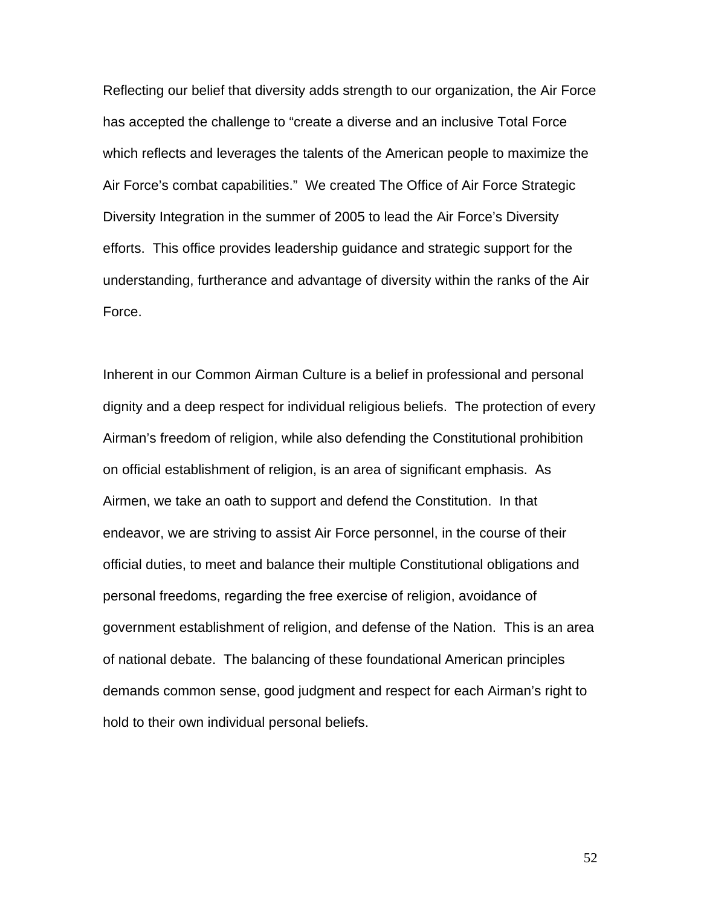Reflecting our belief that diversity adds strength to our organization, the Air Force has accepted the challenge to "create a diverse and an inclusive Total Force which reflects and leverages the talents of the American people to maximize the Air Force's combat capabilities." We created The Office of Air Force Strategic Diversity Integration in the summer of 2005 to lead the Air Force's Diversity efforts. This office provides leadership guidance and strategic support for the understanding, furtherance and advantage of diversity within the ranks of the Air Force.

Inherent in our Common Airman Culture is a belief in professional and personal dignity and a deep respect for individual religious beliefs. The protection of every Airman's freedom of religion, while also defending the Constitutional prohibition on official establishment of religion, is an area of significant emphasis. As Airmen, we take an oath to support and defend the Constitution. In that endeavor, we are striving to assist Air Force personnel, in the course of their official duties, to meet and balance their multiple Constitutional obligations and personal freedoms, regarding the free exercise of religion, avoidance of government establishment of religion, and defense of the Nation. This is an area of national debate. The balancing of these foundational American principles demands common sense, good judgment and respect for each Airman's right to hold to their own individual personal beliefs.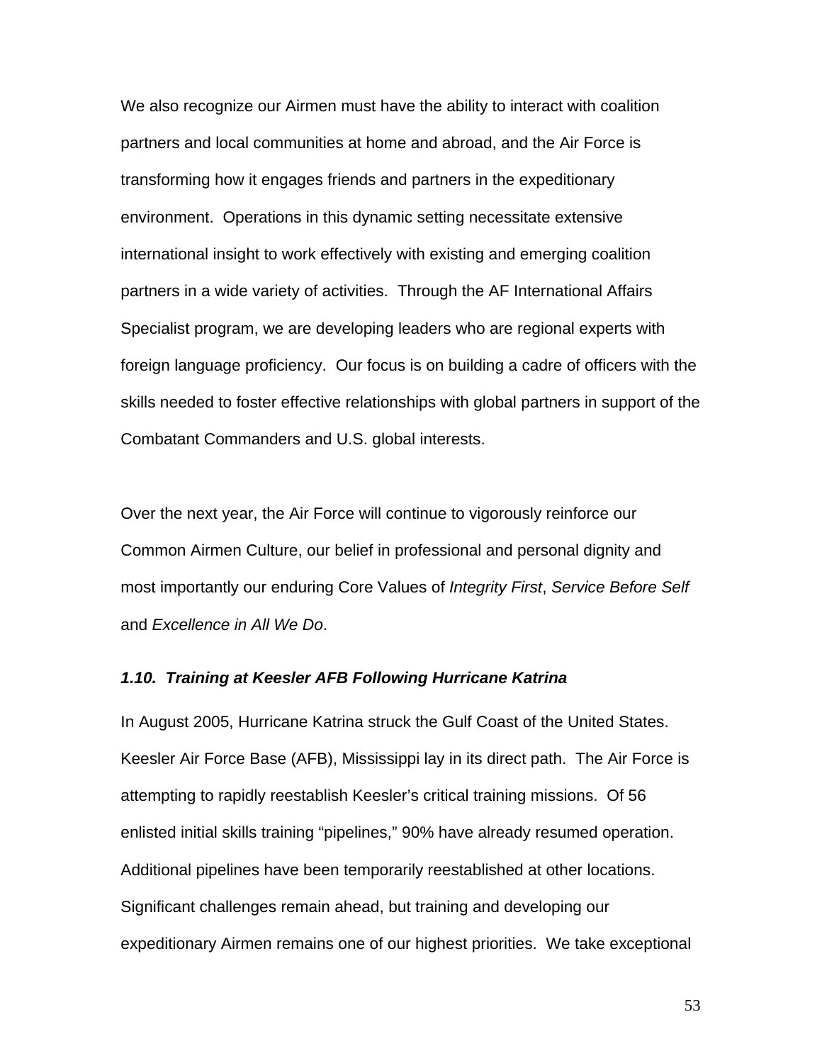We also recognize our Airmen must have the ability to interact with coalition partners and local communities at home and abroad, and the Air Force is transforming how it engages friends and partners in the expeditionary environment. Operations in this dynamic setting necessitate extensive international insight to work effectively with existing and emerging coalition partners in a wide variety of activities. Through the AF International Affairs Specialist program, we are developing leaders who are regional experts with foreign language proficiency. Our focus is on building a cadre of officers with the skills needed to foster effective relationships with global partners in support of the Combatant Commanders and U.S. global interests.

Over the next year, the Air Force will continue to vigorously reinforce our Common Airmen Culture, our belief in professional and personal dignity and most importantly our enduring Core Values of *Integrity First*, *Service Before Self* and *Excellence in All We Do*.

### *1.10. Training at Keesler AFB Following Hurricane Katrina*

In August 2005, Hurricane Katrina struck the Gulf Coast of the United States. Keesler Air Force Base (AFB), Mississippi lay in its direct path. The Air Force is attempting to rapidly reestablish Keesler's critical training missions. Of 56 enlisted initial skills training "pipelines," 90% have already resumed operation. Additional pipelines have been temporarily reestablished at other locations. Significant challenges remain ahead, but training and developing our expeditionary Airmen remains one of our highest priorities. We take exceptional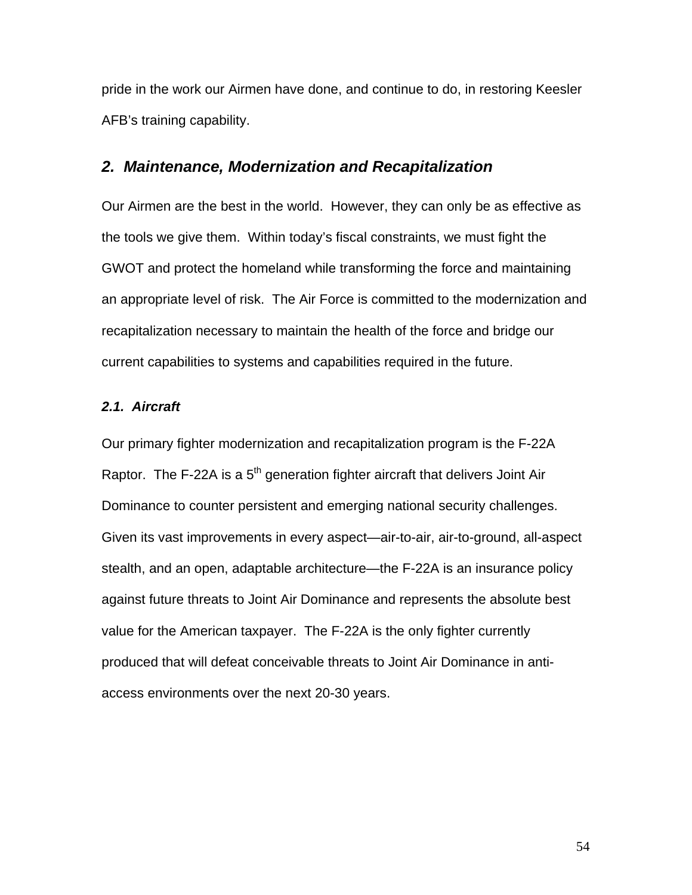pride in the work our Airmen have done, and continue to do, in restoring Keesler AFB's training capability.

## *2. Maintenance, Modernization and Recapitalization*

Our Airmen are the best in the world. However, they can only be as effective as the tools we give them. Within today's fiscal constraints, we must fight the GWOT and protect the homeland while transforming the force and maintaining an appropriate level of risk. The Air Force is committed to the modernization and recapitalization necessary to maintain the health of the force and bridge our current capabilities to systems and capabilities required in the future.

### *2.1. Aircraft*

Our primary fighter modernization and recapitalization program is the F-22A Raptor. The F-22A is a 5th generation fighter aircraft that delivers Joint Air Dominance to counter persistent and emerging national security challenges. Given its vast improvements in every aspect—air-to-air, air-to-ground, all-aspect stealth, and an open, adaptable architecture—the F-22A is an insurance policy against future threats to Joint Air Dominance and represents the absolute best value for the American taxpayer. The F-22A is the only fighter currently produced that will defeat conceivable threats to Joint Air Dominance in anti-access environments over the next 20-30 years.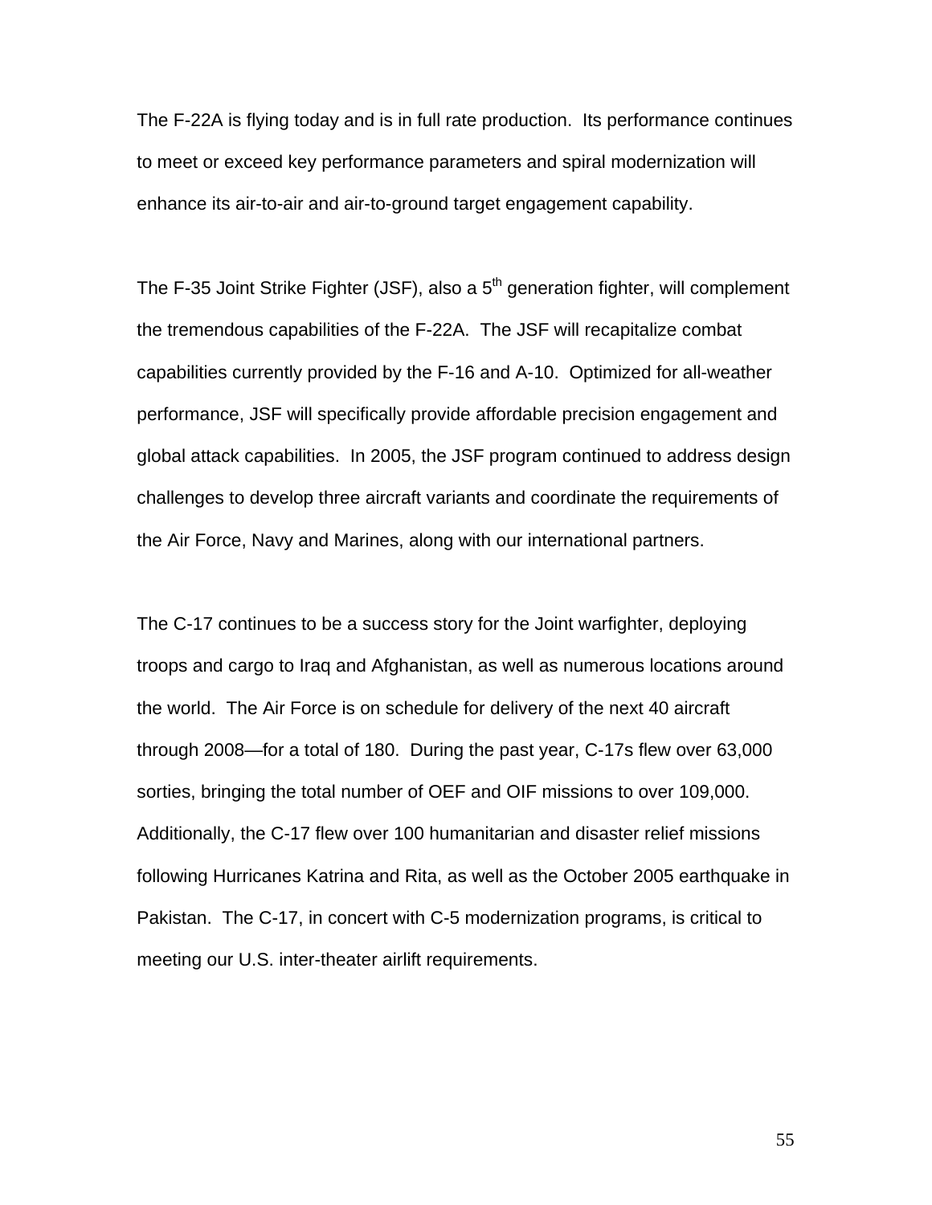The F-22A is flying today and is in full rate production. Its performance continues to meet or exceed key performance parameters and spiral modernization will enhance its air-to-air and air-to-ground target engagement capability.

The F-35 Joint Strike Fighter (JSF), also a 5th generation fighter, will complement the tremendous capabilities of the F-22A. The JSF will recapitalize combat capabilities currently provided by the F-16 and A-10. Optimized for all-weather performance, JSF will specifically provide affordable precision engagement and global attack capabilities. In 2005, the JSF program continued to address design challenges to develop three aircraft variants and coordinate the requirements of the Air Force, Navy and Marines, along with our international partners.

The C-17 continues to be a success story for the Joint warfighter, deploying troops and cargo to Iraq and Afghanistan, as well as numerous locations around the world. The Air Force is on schedule for delivery of the next 40 aircraft through 2008—for a total of 180. During the past year, C-17s flew over 63,000 sorties, bringing the total number of OEF and OIF missions to over 109,000. Additionally, the C-17 flew over 100 humanitarian and disaster relief missions following Hurricanes Katrina and Rita, as well as the October 2005 earthquake in Pakistan. The C-17, in concert with C-5 modernization programs, is critical to meeting our U.S. inter-theater airlift requirements.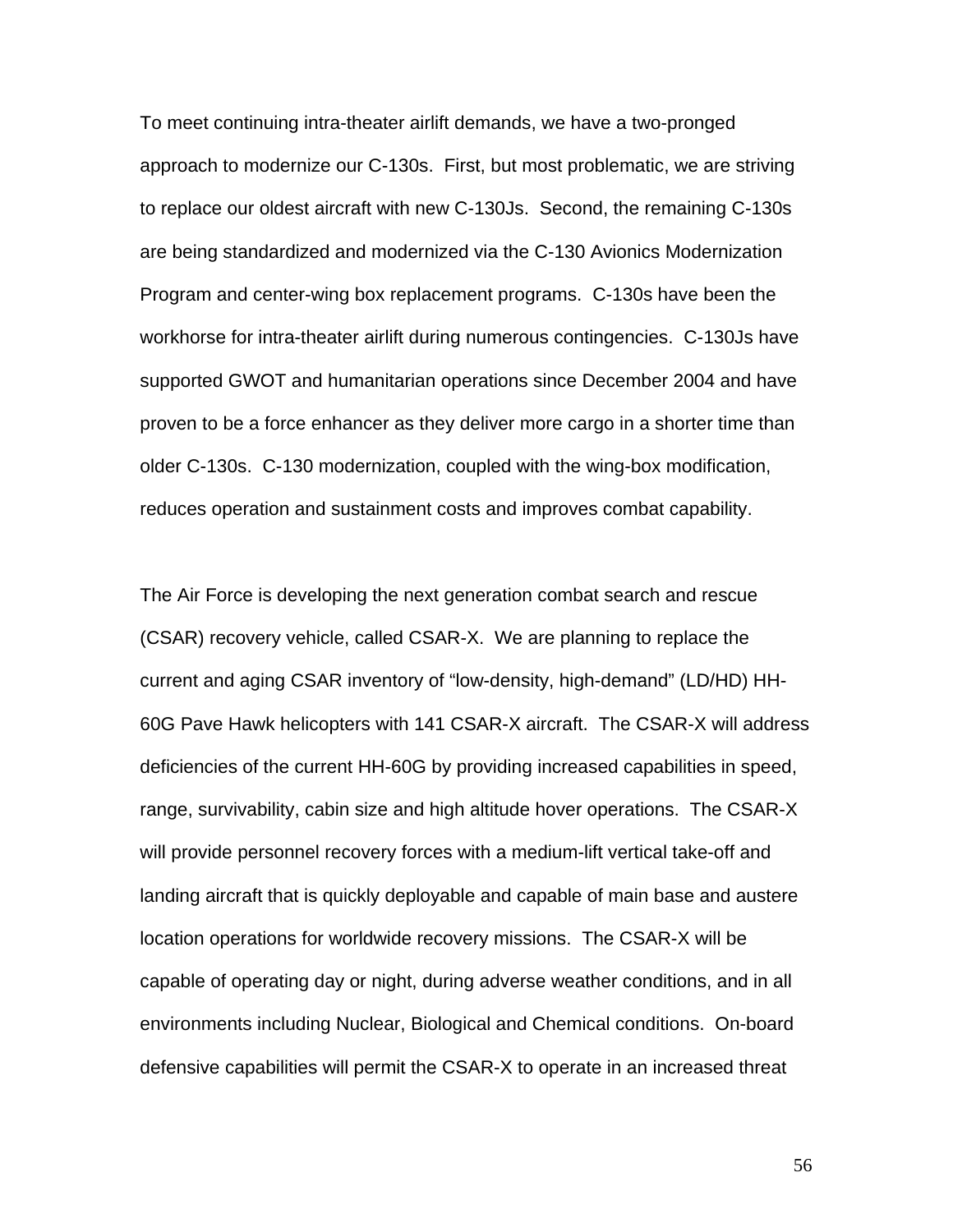To meet continuing intra-theater airlift demands, we have a two-pronged approach to modernize our C-130s. First, but most problematic, we are striving to replace our oldest aircraft with new C-130Js. Second, the remaining C-130s are being standardized and modernized via the C-130 Avionics Modernization Program and center-wing box replacement programs. C-130s have been the workhorse for intra-theater airlift during numerous contingencies. C-130Js have supported GWOT and humanitarian operations since December 2004 and have proven to be a force enhancer as they deliver more cargo in a shorter time than older C-130s. C-130 modernization, coupled with the wing-box modification, reduces operation and sustainment costs and improves combat capability.

The Air Force is developing the next generation combat search and rescue (CSAR) recovery vehicle, called CSAR-X. We are planning to replace the current and aging CSAR inventory of "low-density, high-demand" (LD/HD) HH-60G Pave Hawk helicopters with 141 CSAR-X aircraft. The CSAR-X will address deficiencies of the current HH-60G by providing increased capabilities in speed, range, survivability, cabin size and high altitude hover operations. The CSAR-X will provide personnel recovery forces with a medium-lift vertical take-off and landing aircraft that is quickly deployable and capable of main base and austere location operations for worldwide recovery missions. The CSAR-X will be capable of operating day or night, during adverse weather conditions, and in all environments including Nuclear, Biological and Chemical conditions. On-board defensive capabilities will permit the CSAR-X to operate in an increased threat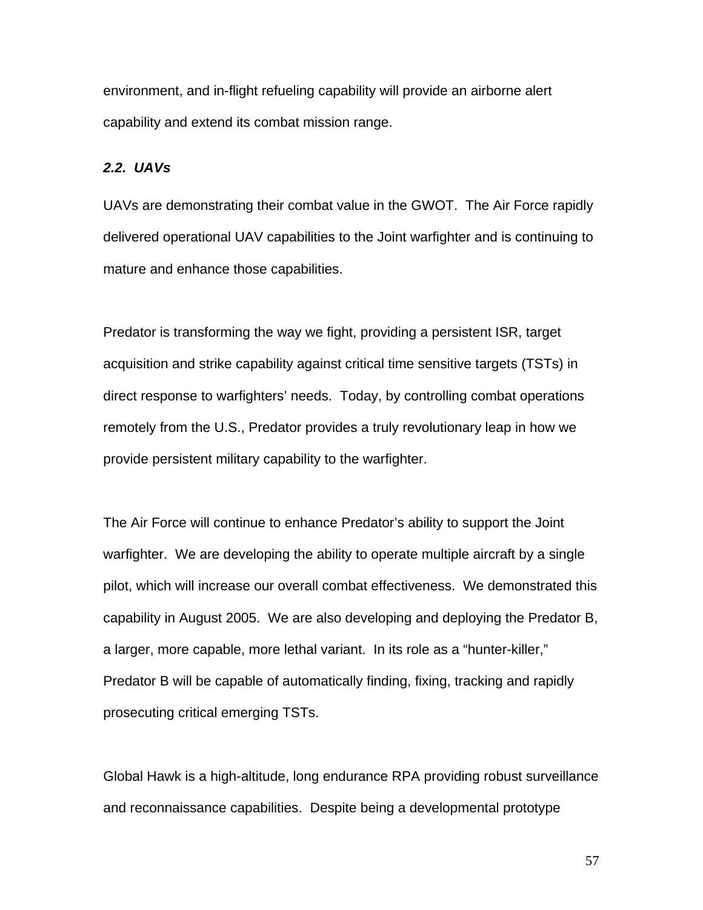environment, and in-flight refueling capability will provide an airborne alert capability and extend its combat mission range.

### *2.2. UAVs*

UAVs are demonstrating their combat value in the GWOT. The Air Force rapidly delivered operational UAV capabilities to the Joint warfighter and is continuing to mature and enhance those capabilities.

Predator is transforming the way we fight, providing a persistent ISR, target acquisition and strike capability against critical time sensitive targets (TSTs) in direct response to warfighters' needs. Today, by controlling combat operations remotely from the U.S., Predator provides a truly revolutionary leap in how we provide persistent military capability to the warfighter.

The Air Force will continue to enhance Predator's ability to support the Joint warfighter. We are developing the ability to operate multiple aircraft by a single pilot, which will increase our overall combat effectiveness. We demonstrated this capability in August 2005. We are also developing and deploying the Predator B, a larger, more capable, more lethal variant. In its role as a "hunter-killer," Predator B will be capable of automatically finding, fixing, tracking and rapidly prosecuting critical emerging TSTs.

Global Hawk is a high-altitude, long endurance RPA providing robust surveillance and reconnaissance capabilities. Despite being a developmental prototype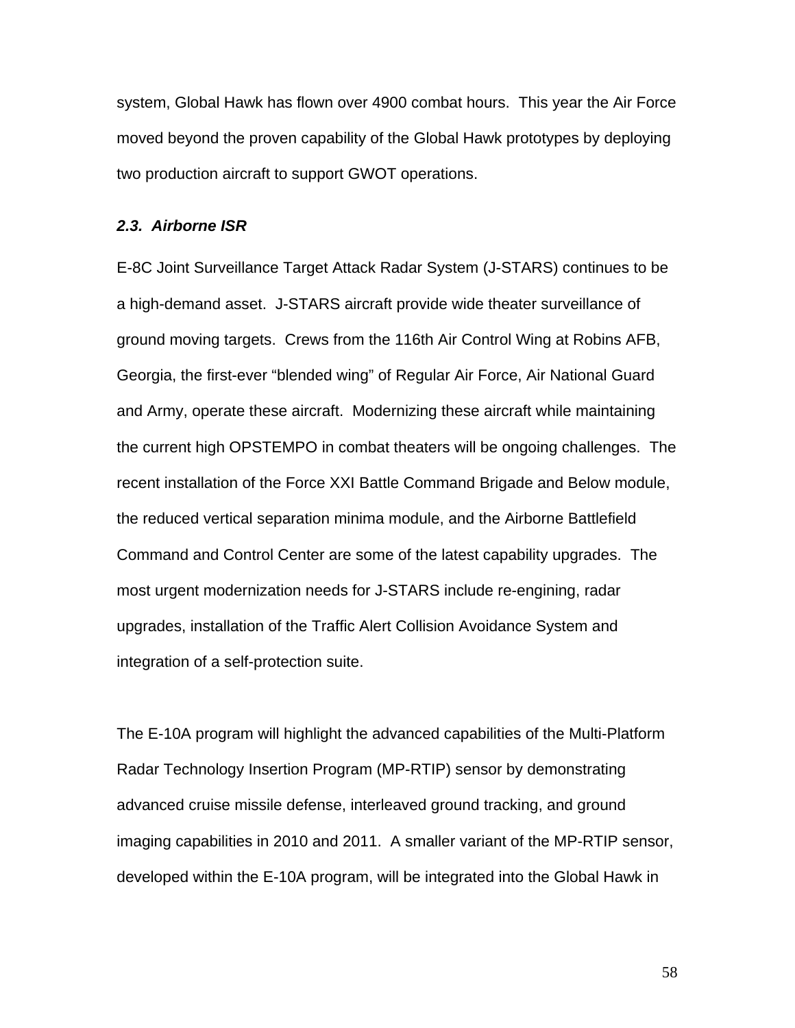system, Global Hawk has flown over 4900 combat hours. This year the Air Force moved beyond the proven capability of the Global Hawk prototypes by deploying two production aircraft to support GWOT operations.

### *2.3. Airborne ISR*

E-8C Joint Surveillance Target Attack Radar System (J-STARS) continues to be a high-demand asset. J-STARS aircraft provide wide theater surveillance of ground moving targets. Crews from the 116th Air Control Wing at Robins AFB, Georgia, the first-ever "blended wing" of Regular Air Force, Air National Guard and Army, operate these aircraft. Modernizing these aircraft while maintaining the current high OPSTEMPO in combat theaters will be ongoing challenges. The recent installation of the Force XXI Battle Command Brigade and Below module, the reduced vertical separation minima module, and the Airborne Battlefield Command and Control Center are some of the latest capability upgrades. The most urgent modernization needs for J-STARS include re-engining, radar upgrades, installation of the Traffic Alert Collision Avoidance System and integration of a self-protection suite.

The E-10A program will highlight the advanced capabilities of the Multi-Platform Radar Technology Insertion Program (MP-RTIP) sensor by demonstrating advanced cruise missile defense, interleaved ground tracking, and ground imaging capabilities in 2010 and 2011. A smaller variant of the MP-RTIP sensor, developed within the E-10A program, will be integrated into the Global Hawk in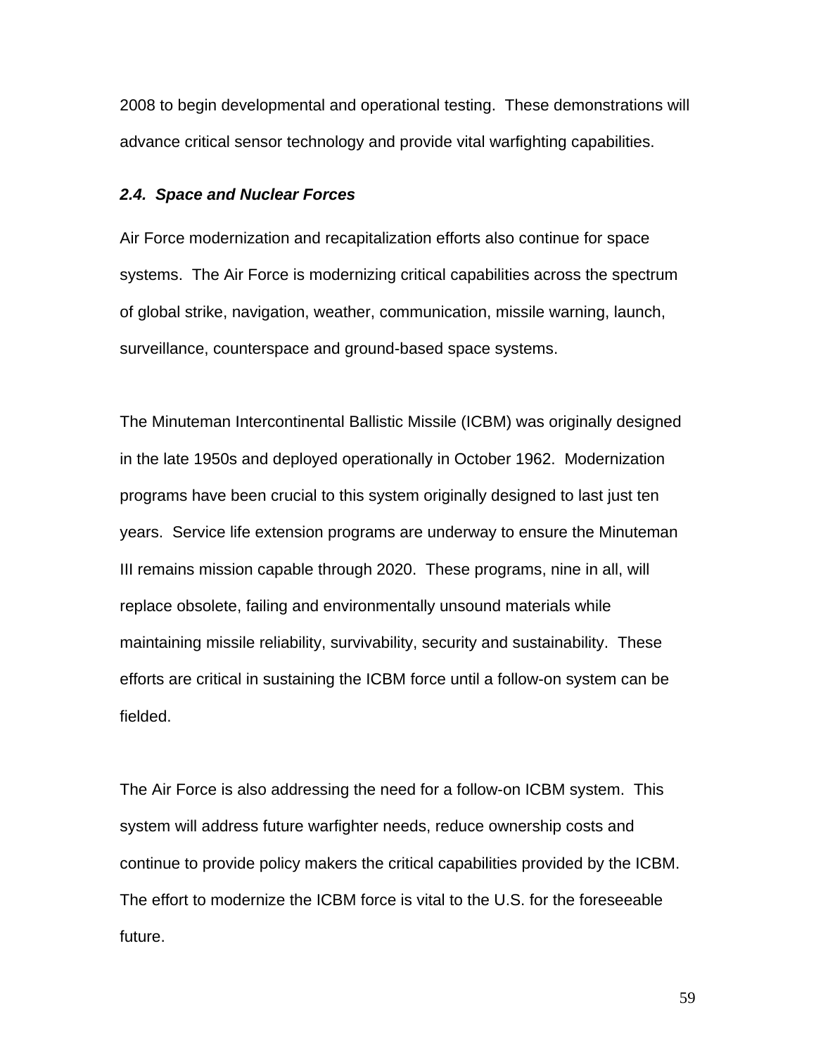2008 to begin developmental and operational testing. These demonstrations will advance critical sensor technology and provide vital warfighting capabilities.

### *2.4. Space and Nuclear Forces*

Air Force modernization and recapitalization efforts also continue for space systems. The Air Force is modernizing critical capabilities across the spectrum of global strike, navigation, weather, communication, missile warning, launch, surveillance, counterspace and ground-based space systems.

The Minuteman Intercontinental Ballistic Missile (ICBM) was originally designed in the late 1950s and deployed operationally in October 1962. Modernization programs have been crucial to this system originally designed to last just ten years. Service life extension programs are underway to ensure the Minuteman III remains mission capable through 2020. These programs, nine in all, will replace obsolete, failing and environmentally unsound materials while maintaining missile reliability, survivability, security and sustainability. These efforts are critical in sustaining the ICBM force until a follow-on system can be fielded.

The Air Force is also addressing the need for a follow-on ICBM system. This system will address future warfighter needs, reduce ownership costs and continue to provide policy makers the critical capabilities provided by the ICBM. The effort to modernize the ICBM force is vital to the U.S. for the foreseeable future.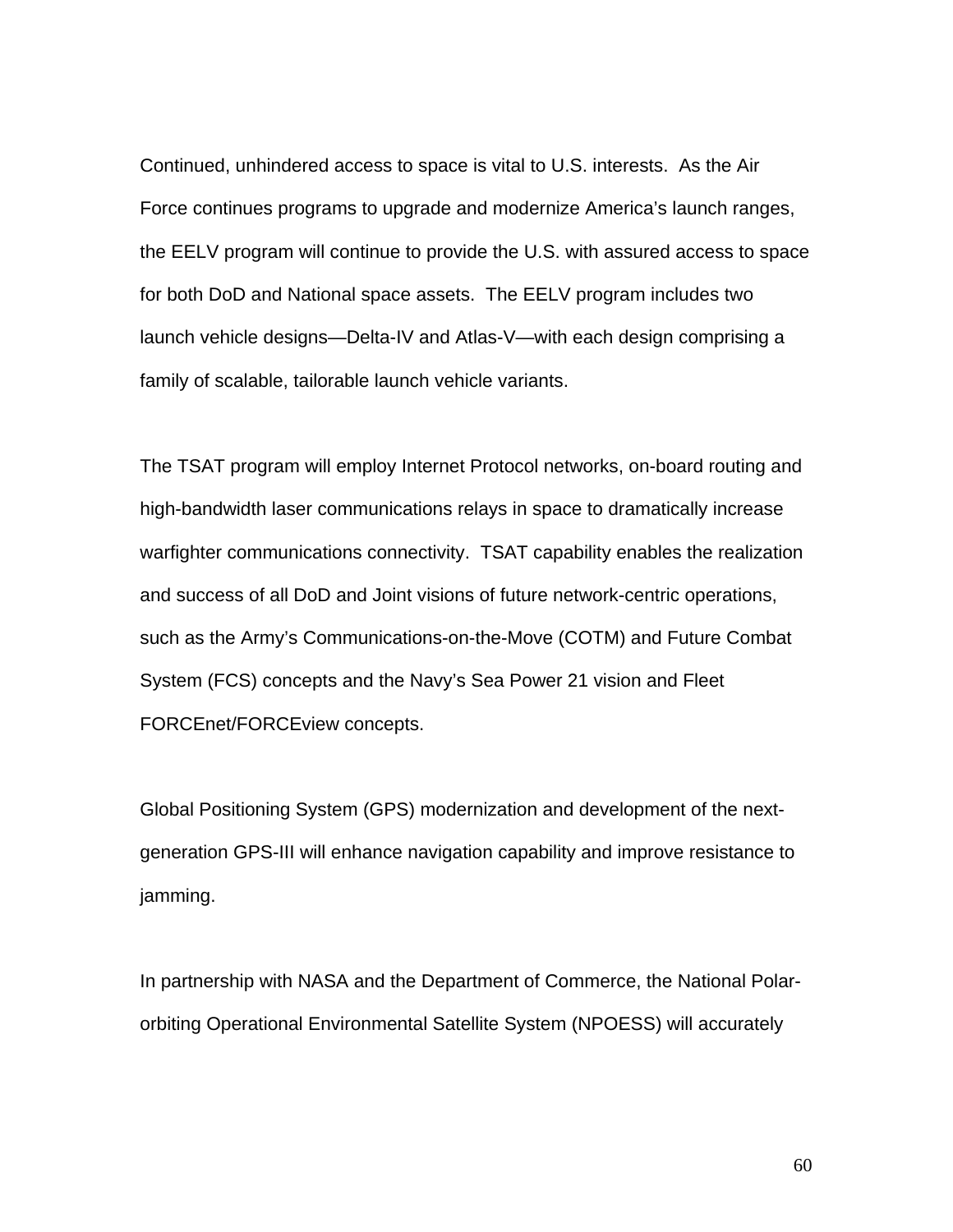Continued, unhindered access to space is vital to U.S. interests. As the Air Force continues programs to upgrade and modernize America's launch ranges, the EELV program will continue to provide the U.S. with assured access to space for both DoD and National space assets. The EELV program includes two launch vehicle designs—Delta-IV and Atlas-V—with each design comprising a family of scalable, tailorable launch vehicle variants.

The TSAT program will employ Internet Protocol networks, on-board routing and high-bandwidth laser communications relays in space to dramatically increase warfighter communications connectivity. TSAT capability enables the realization and success of all DoD and Joint visions of future network-centric operations, such as the Army's Communications-on-the-Move (COTM) and Future Combat System (FCS) concepts and the Navy's Sea Power 21 vision and Fleet FORCEnet/FORCEview concepts.

Global Positioning System (GPS) modernization and development of the next-generation GPS-III will enhance navigation capability and improve resistance to jamming.

In partnership with NASA and the Department of Commerce, the National Polar-orbiting Operational Environmental Satellite System (NPOESS) will accurately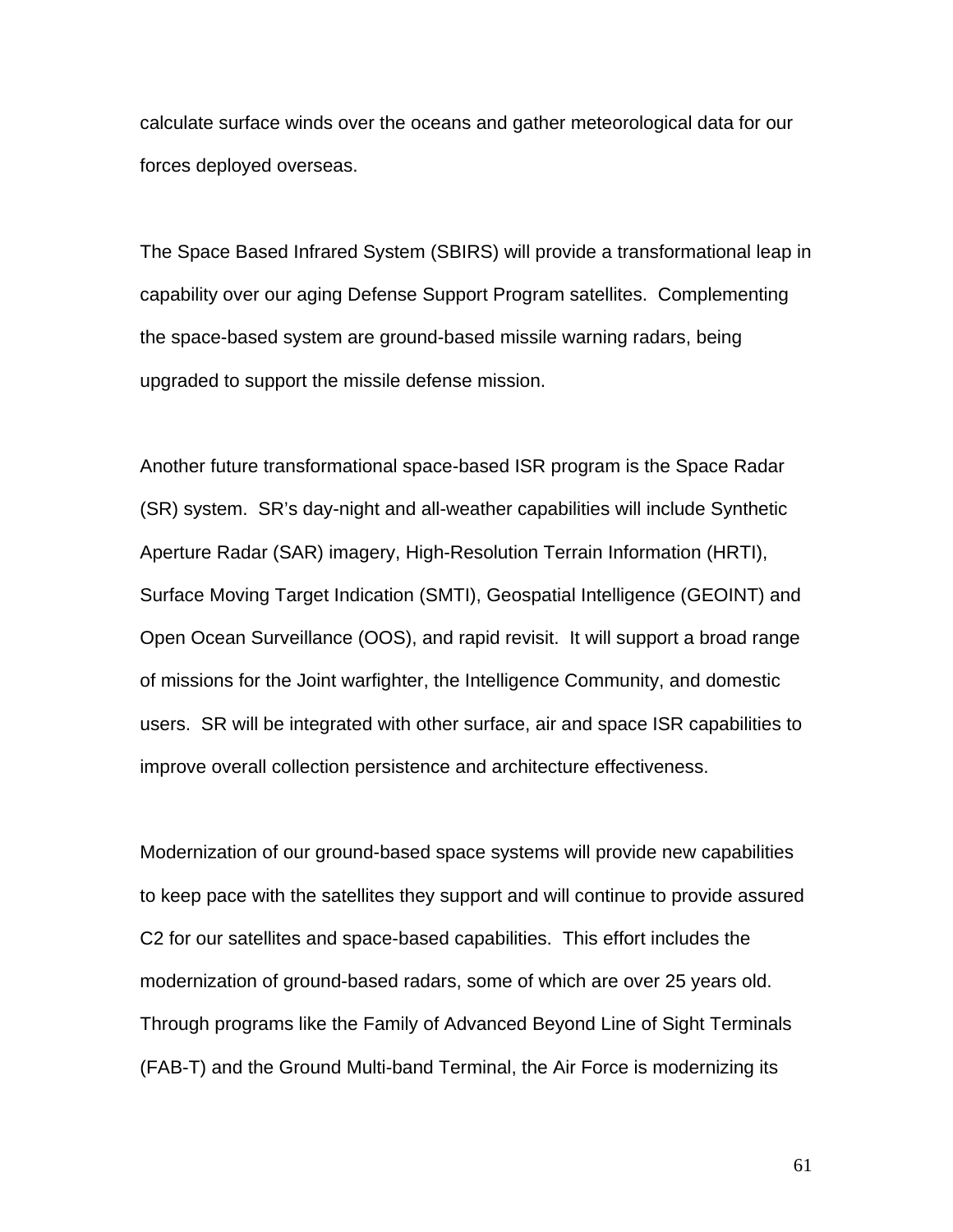calculate surface winds over the oceans and gather meteorological data for our forces deployed overseas.

The Space Based Infrared System (SBIRS) will provide a transformational leap in capability over our aging Defense Support Program satellites. Complementing the space-based system are ground-based missile warning radars, being upgraded to support the missile defense mission.

Another future transformational space-based ISR program is the Space Radar (SR) system. SR's day-night and all-weather capabilities will include Synthetic Aperture Radar (SAR) imagery, High-Resolution Terrain Information (HRTI), Surface Moving Target Indication (SMTI), Geospatial Intelligence (GEOINT) and Open Ocean Surveillance (OOS), and rapid revisit. It will support a broad range of missions for the Joint warfighter, the Intelligence Community, and domestic users. SR will be integrated with other surface, air and space ISR capabilities to improve overall collection persistence and architecture effectiveness.

Modernization of our ground-based space systems will provide new capabilities to keep pace with the satellites they support and will continue to provide assured C2 for our satellites and space-based capabilities. This effort includes the modernization of ground-based radars, some of which are over 25 years old. Through programs like the Family of Advanced Beyond Line of Sight Terminals (FAB-T) and the Ground Multi-band Terminal, the Air Force is modernizing its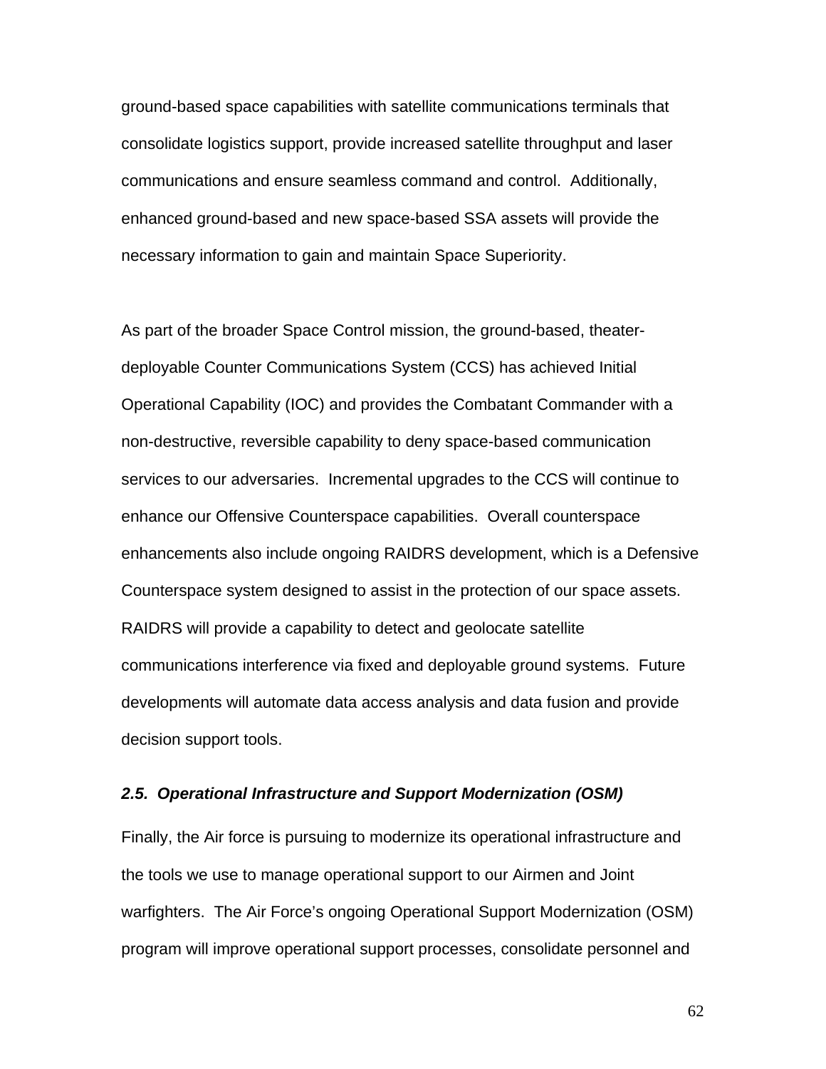ground-based space capabilities with satellite communications terminals that consolidate logistics support, provide increased satellite throughput and laser communications and ensure seamless command and control. Additionally, enhanced ground-based and new space-based SSA assets will provide the necessary information to gain and maintain Space Superiority.

As part of the broader Space Control mission, the ground-based, theater-deployable Counter Communications System (CCS) has achieved Initial Operational Capability (IOC) and provides the Combatant Commander with a non-destructive, reversible capability to deny space-based communication services to our adversaries. Incremental upgrades to the CCS will continue to enhance our Offensive Counterspace capabilities. Overall counterspace enhancements also include ongoing RAIDRS development, which is a Defensive Counterspace system designed to assist in the protection of our space assets. RAIDRS will provide a capability to detect and geolocate satellite communications interference via fixed and deployable ground systems. Future developments will automate data access analysis and data fusion and provide decision support tools.

### *2.5. Operational Infrastructure and Support Modernization (OSM)*

Finally, the Air force is pursuing to modernize its operational infrastructure and the tools we use to manage operational support to our Airmen and Joint warfighters. The Air Force's ongoing Operational Support Modernization (OSM) program will improve operational support processes, consolidate personnel and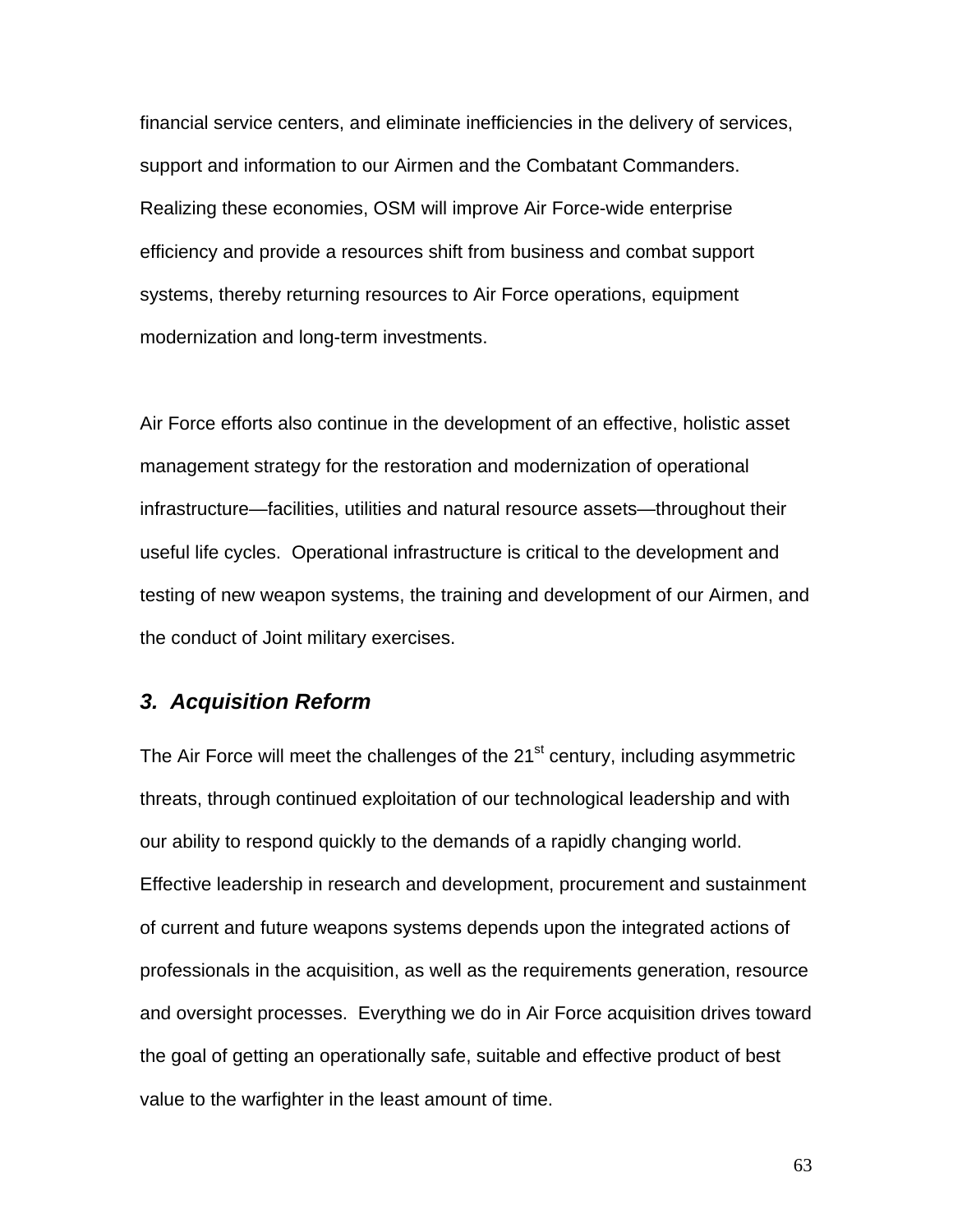financial service centers, and eliminate inefficiencies in the delivery of services, support and information to our Airmen and the Combatant Commanders. Realizing these economies, OSM will improve Air Force-wide enterprise efficiency and provide a resources shift from business and combat support systems, thereby returning resources to Air Force operations, equipment modernization and long-term investments.

Air Force efforts also continue in the development of an effective, holistic asset management strategy for the restoration and modernization of operational infrastructure—facilities, utilities and natural resource assets—throughout their useful life cycles. Operational infrastructure is critical to the development and testing of new weapon systems, the training and development of our Airmen, and the conduct of Joint military exercises.

### *3. Acquisition Reform*

The Air Force will meet the challenges of the 21st century, including asymmetric threats, through continued exploitation of our technological leadership and with our ability to respond quickly to the demands of a rapidly changing world. Effective leadership in research and development, procurement and sustainment of current and future weapons systems depends upon the integrated actions of professionals in the acquisition, as well as the requirements generation, resource and oversight processes. Everything we do in Air Force acquisition drives toward the goal of getting an operationally safe, suitable and effective product of best value to the warfighter in the least amount of time.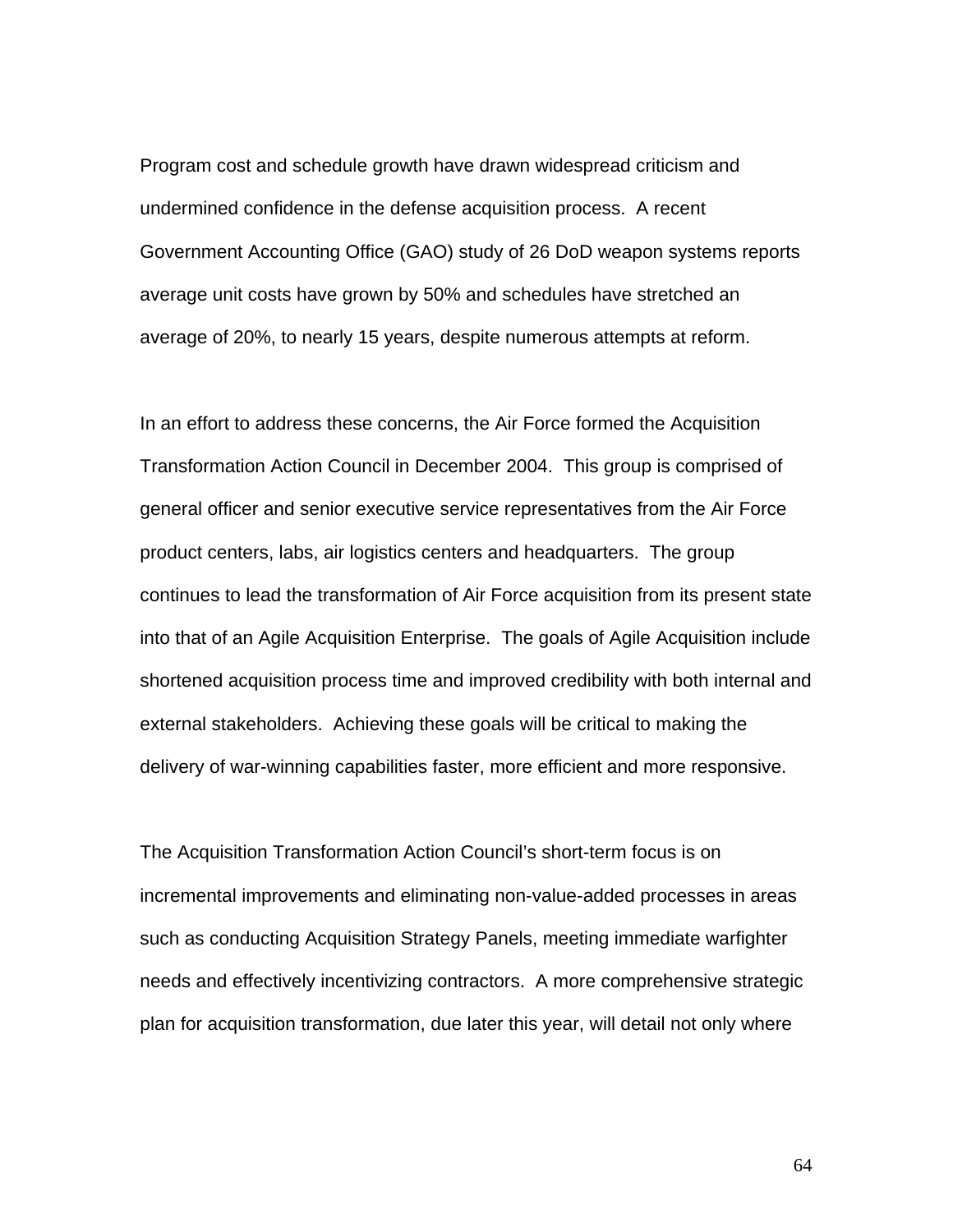Program cost and schedule growth have drawn widespread criticism and undermined confidence in the defense acquisition process.  A recent Government Accounting Office (GAO) study of 26 DoD weapon systems reports average unit costs have grown by 50% and schedules have stretched an average of 20%, to nearly 15 years, despite numerous attempts at reform.

In an effort to address these concerns, the Air Force formed the Acquisition Transformation Action Council in December 2004.  This group is comprised of general officer and senior executive service representatives from the Air Force product centers, labs, air logistics centers and headquarters.  The group continues to lead the transformation of Air Force acquisition from its present state into that of an Agile Acquisition Enterprise.  The goals of Agile Acquisition include shortened acquisition process time and improved credibility with both internal and external stakeholders.  Achieving these goals will be critical to making the delivery of war-winning capabilities faster, more efficient and more responsive.

The Acquisition Transformation Action Council's short-term focus is on incremental improvements and eliminating non-value-added processes in areas such as conducting Acquisition Strategy Panels, meeting immediate warfighter needs and effectively incentivizing contractors.  A more comprehensive strategic plan for acquisition transformation, due later this year, will detail not only where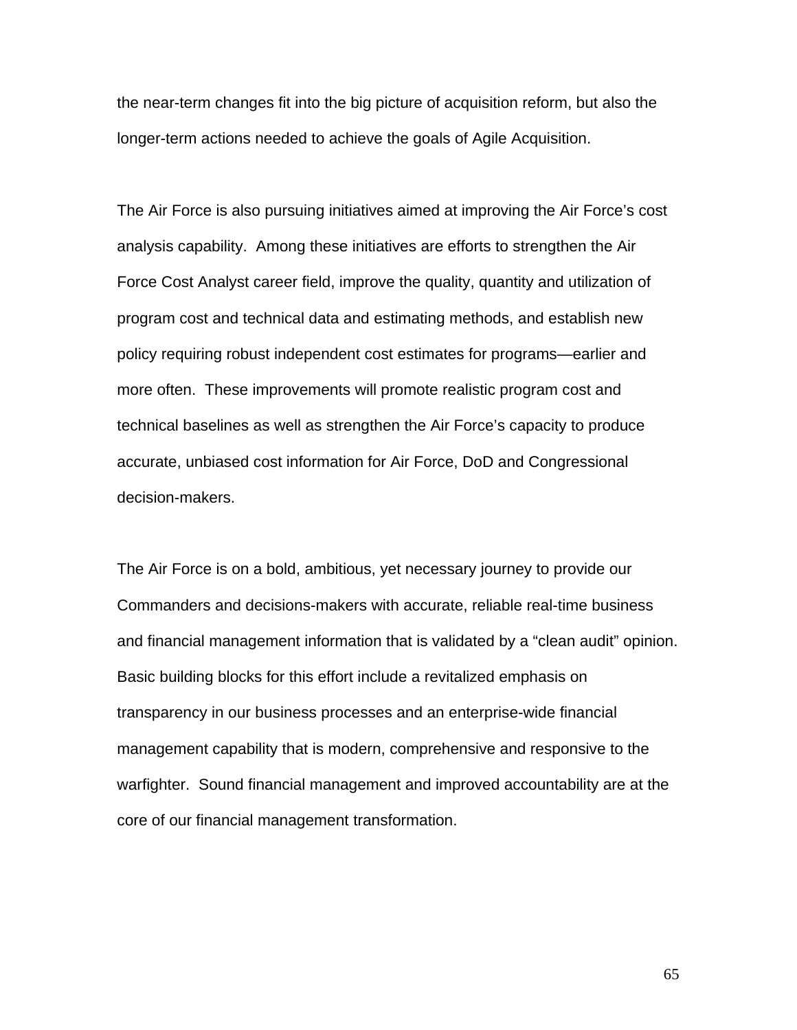the near-term changes fit into the big picture of acquisition reform, but also the longer-term actions needed to achieve the goals of Agile Acquisition.

The Air Force is also pursuing initiatives aimed at improving the Air Force's cost analysis capability. Among these initiatives are efforts to strengthen the Air Force Cost Analyst career field, improve the quality, quantity and utilization of program cost and technical data and estimating methods, and establish new policy requiring robust independent cost estimates for programs—earlier and more often. These improvements will promote realistic program cost and technical baselines as well as strengthen the Air Force's capacity to produce accurate, unbiased cost information for Air Force, DoD and Congressional decision-makers.

The Air Force is on a bold, ambitious, yet necessary journey to provide our Commanders and decisions-makers with accurate, reliable real-time business and financial management information that is validated by a "clean audit" opinion. Basic building blocks for this effort include a revitalized emphasis on transparency in our business processes and an enterprise-wide financial management capability that is modern, comprehensive and responsive to the warfighter. Sound financial management and improved accountability are at the core of our financial management transformation.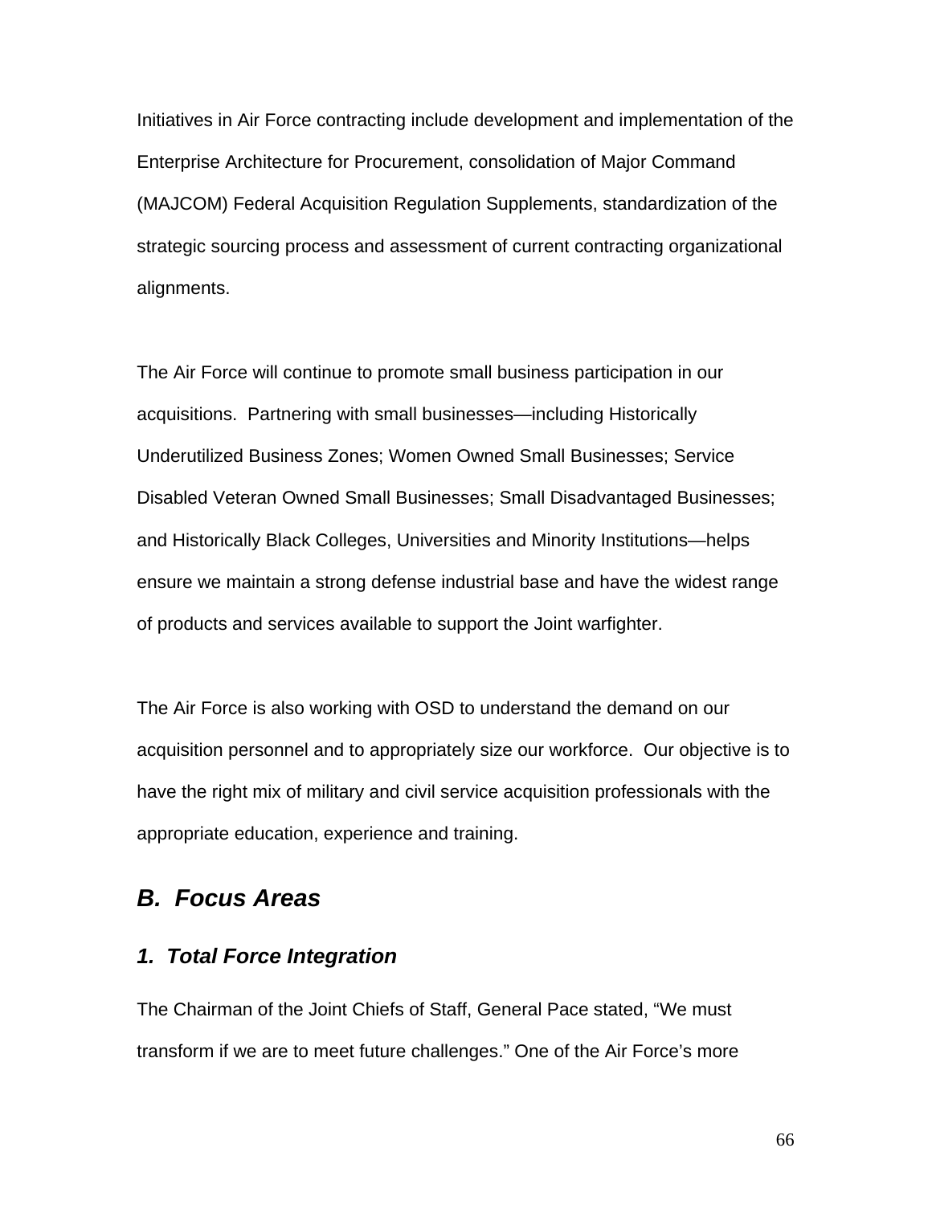Initiatives in Air Force contracting include development and implementation of the Enterprise Architecture for Procurement, consolidation of Major Command (MAJCOM) Federal Acquisition Regulation Supplements, standardization of the strategic sourcing process and assessment of current contracting organizational alignments.

The Air Force will continue to promote small business participation in our acquisitions.  Partnering with small businesses—including Historically Underutilized Business Zones; Women Owned Small Businesses; Service Disabled Veteran Owned Small Businesses; Small Disadvantaged Businesses; and Historically Black Colleges, Universities and Minority Institutions—helps ensure we maintain a strong defense industrial base and have the widest range of products and services available to support the Joint warfighter.

The Air Force is also working with OSD to understand the demand on our acquisition personnel and to appropriately size our workforce.  Our objective is to have the right mix of military and civil service acquisition professionals with the appropriate education, experience and training.

## *B.  Focus Areas*

### *1.  Total Force Integration*

The Chairman of the Joint Chiefs of Staff, General Pace stated, “We must transform if we are to meet future challenges.” One of the Air Force’s more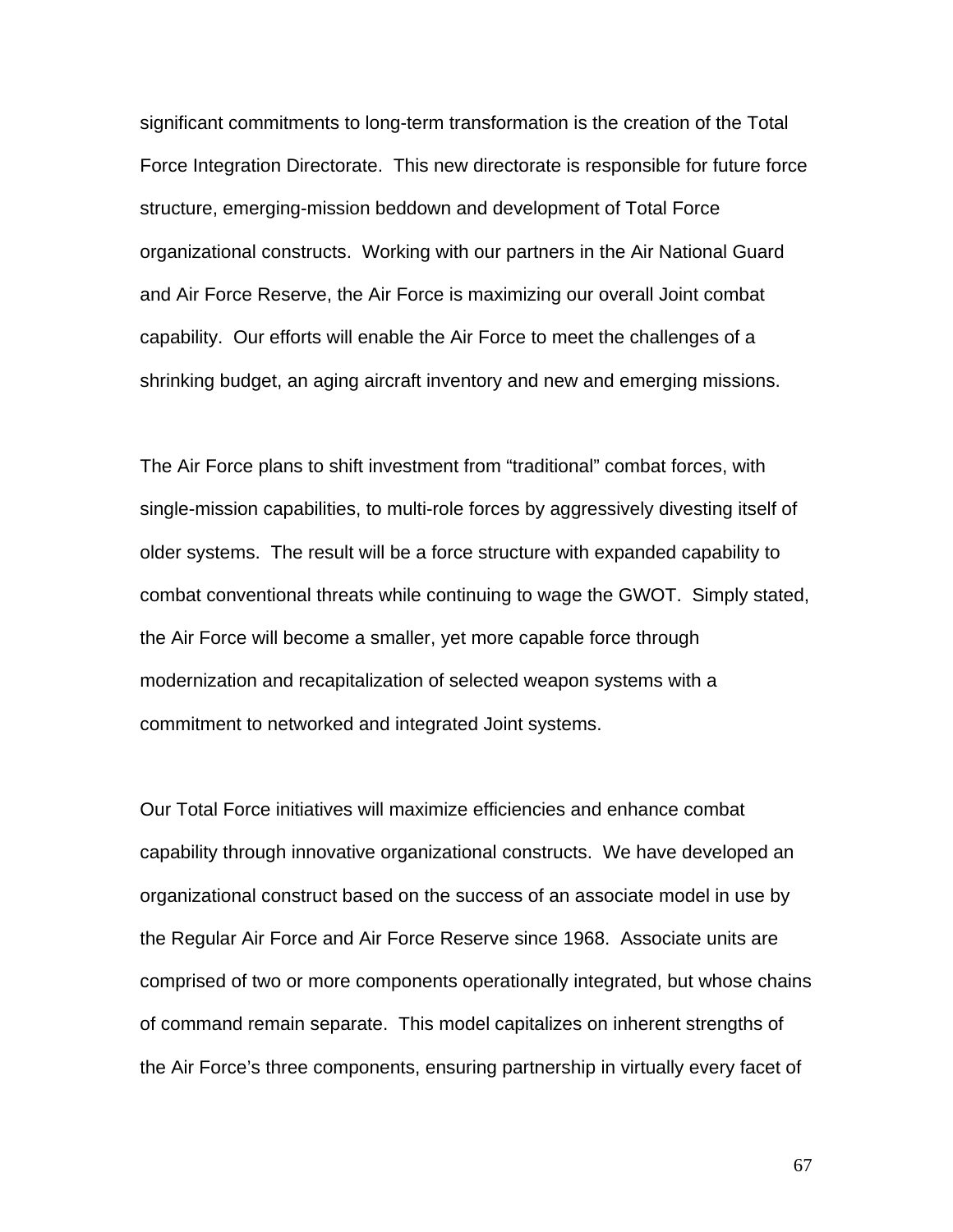significant commitments to long-term transformation is the creation of the Total Force Integration Directorate. This new directorate is responsible for future force structure, emerging-mission beddown and development of Total Force organizational constructs. Working with our partners in the Air National Guard and Air Force Reserve, the Air Force is maximizing our overall Joint combat capability. Our efforts will enable the Air Force to meet the challenges of a shrinking budget, an aging aircraft inventory and new and emerging missions.

The Air Force plans to shift investment from "traditional" combat forces, with single-mission capabilities, to multi-role forces by aggressively divesting itself of older systems. The result will be a force structure with expanded capability to combat conventional threats while continuing to wage the GWOT. Simply stated, the Air Force will become a smaller, yet more capable force through modernization and recapitalization of selected weapon systems with a commitment to networked and integrated Joint systems.

Our Total Force initiatives will maximize efficiencies and enhance combat capability through innovative organizational constructs. We have developed an organizational construct based on the success of an associate model in use by the Regular Air Force and Air Force Reserve since 1968. Associate units are comprised of two or more components operationally integrated, but whose chains of command remain separate. This model capitalizes on inherent strengths of the Air Force's three components, ensuring partnership in virtually every facet of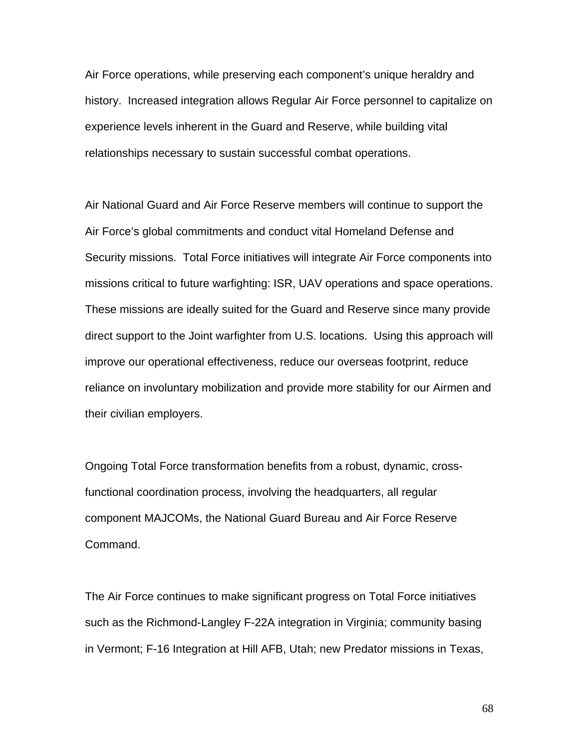Air Force operations, while preserving each component's unique heraldry and history. Increased integration allows Regular Air Force personnel to capitalize on experience levels inherent in the Guard and Reserve, while building vital relationships necessary to sustain successful combat operations.

Air National Guard and Air Force Reserve members will continue to support the Air Force's global commitments and conduct vital Homeland Defense and Security missions. Total Force initiatives will integrate Air Force components into missions critical to future warfighting: ISR, UAV operations and space operations. These missions are ideally suited for the Guard and Reserve since many provide direct support to the Joint warfighter from U.S. locations. Using this approach will improve our operational effectiveness, reduce our overseas footprint, reduce reliance on involuntary mobilization and provide more stability for our Airmen and their civilian employers.

Ongoing Total Force transformation benefits from a robust, dynamic, cross-functional coordination process, involving the headquarters, all regular component MAJCOMs, the National Guard Bureau and Air Force Reserve Command.

The Air Force continues to make significant progress on Total Force initiatives such as the Richmond-Langley F-22A integration in Virginia; community basing in Vermont; F-16 Integration at Hill AFB, Utah; new Predator missions in Texas,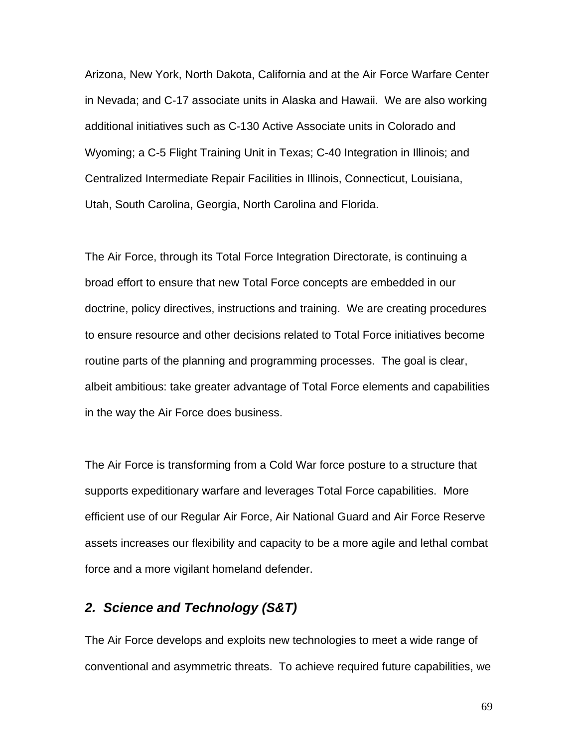Arizona, New York, North Dakota, California and at the Air Force Warfare Center in Nevada; and C-17 associate units in Alaska and Hawaii. We are also working additional initiatives such as C-130 Active Associate units in Colorado and Wyoming; a C-5 Flight Training Unit in Texas; C-40 Integration in Illinois; and Centralized Intermediate Repair Facilities in Illinois, Connecticut, Louisiana, Utah, South Carolina, Georgia, North Carolina and Florida.

The Air Force, through its Total Force Integration Directorate, is continuing a broad effort to ensure that new Total Force concepts are embedded in our doctrine, policy directives, instructions and training. We are creating procedures to ensure resource and other decisions related to Total Force initiatives become routine parts of the planning and programming processes. The goal is clear, albeit ambitious: take greater advantage of Total Force elements and capabilities in the way the Air Force does business.

The Air Force is transforming from a Cold War force posture to a structure that supports expeditionary warfare and leverages Total Force capabilities. More efficient use of our Regular Air Force, Air National Guard and Air Force Reserve assets increases our flexibility and capacity to be a more agile and lethal combat force and a more vigilant homeland defender.

### *2. Science and Technology (S&T)*

The Air Force develops and exploits new technologies to meet a wide range of conventional and asymmetric threats. To achieve required future capabilities, we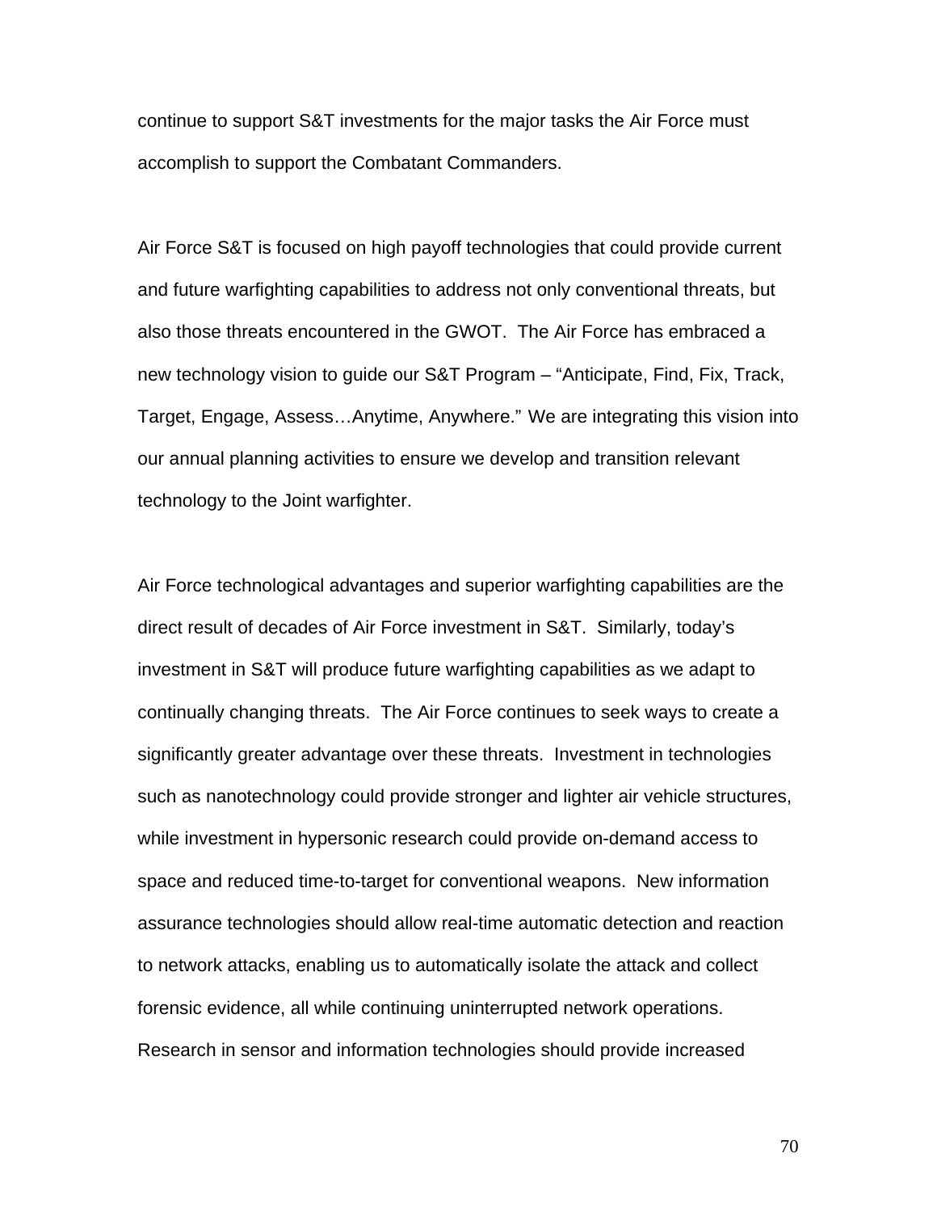continue to support S&T investments for the major tasks the Air Force must accomplish to support the Combatant Commanders.

Air Force S&T is focused on high payoff technologies that could provide current and future warfighting capabilities to address not only conventional threats, but also those threats encountered in the GWOT. The Air Force has embraced a new technology vision to guide our S&T Program – "Anticipate, Find, Fix, Track, Target, Engage, Assess…Anytime, Anywhere." We are integrating this vision into our annual planning activities to ensure we develop and transition relevant technology to the Joint warfighter.

Air Force technological advantages and superior warfighting capabilities are the direct result of decades of Air Force investment in S&T. Similarly, today's investment in S&T will produce future warfighting capabilities as we adapt to continually changing threats. The Air Force continues to seek ways to create a significantly greater advantage over these threats. Investment in technologies such as nanotechnology could provide stronger and lighter air vehicle structures, while investment in hypersonic research could provide on-demand access to space and reduced time-to-target for conventional weapons. New information assurance technologies should allow real-time automatic detection and reaction to network attacks, enabling us to automatically isolate the attack and collect forensic evidence, all while continuing uninterrupted network operations. Research in sensor and information technologies should provide increased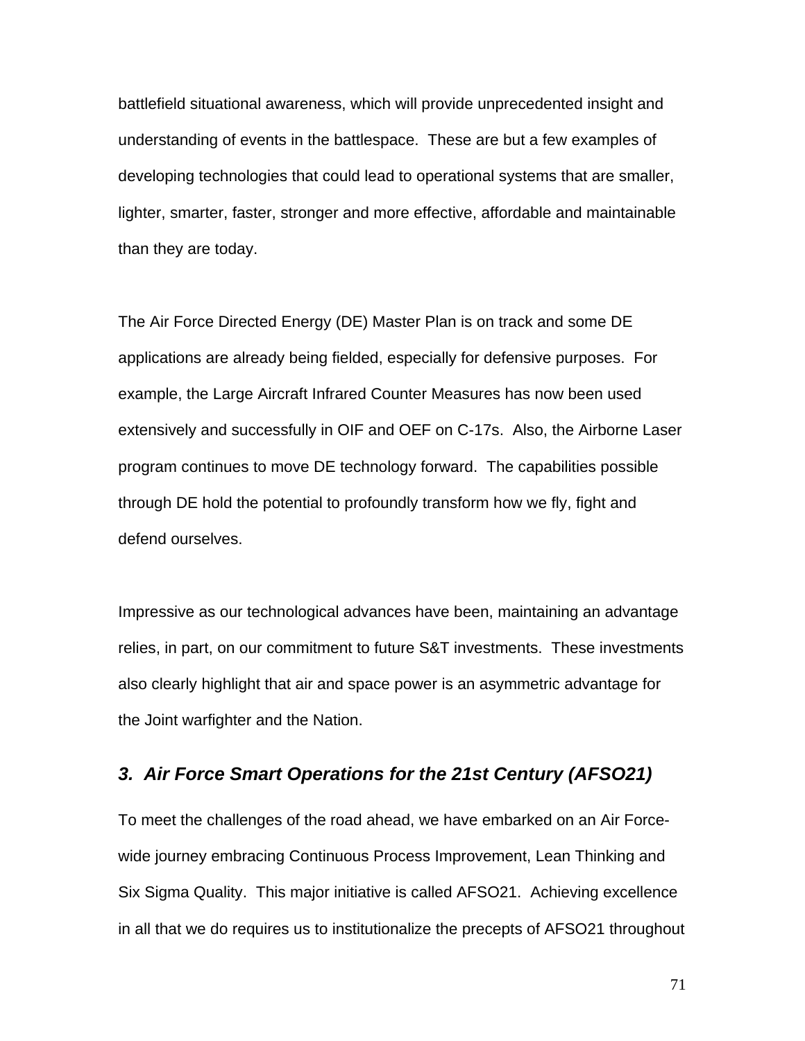battlefield situational awareness, which will provide unprecedented insight and understanding of events in the battlespace. These are but a few examples of developing technologies that could lead to operational systems that are smaller, lighter, smarter, faster, stronger and more effective, affordable and maintainable than they are today.

The Air Force Directed Energy (DE) Master Plan is on track and some DE applications are already being fielded, especially for defensive purposes. For example, the Large Aircraft Infrared Counter Measures has now been used extensively and successfully in OIF and OEF on C-17s. Also, the Airborne Laser program continues to move DE technology forward. The capabilities possible through DE hold the potential to profoundly transform how we fly, fight and defend ourselves.

Impressive as our technological advances have been, maintaining an advantage relies, in part, on our commitment to future S&T investments. These investments also clearly highlight that air and space power is an asymmetric advantage for the Joint warfighter and the Nation.

### *3. Air Force Smart Operations for the 21st Century (AFSO21)*

To meet the challenges of the road ahead, we have embarked on an Air Force-wide journey embracing Continuous Process Improvement, Lean Thinking and Six Sigma Quality. This major initiative is called AFSO21. Achieving excellence in all that we do requires us to institutionalize the precepts of AFSO21 throughout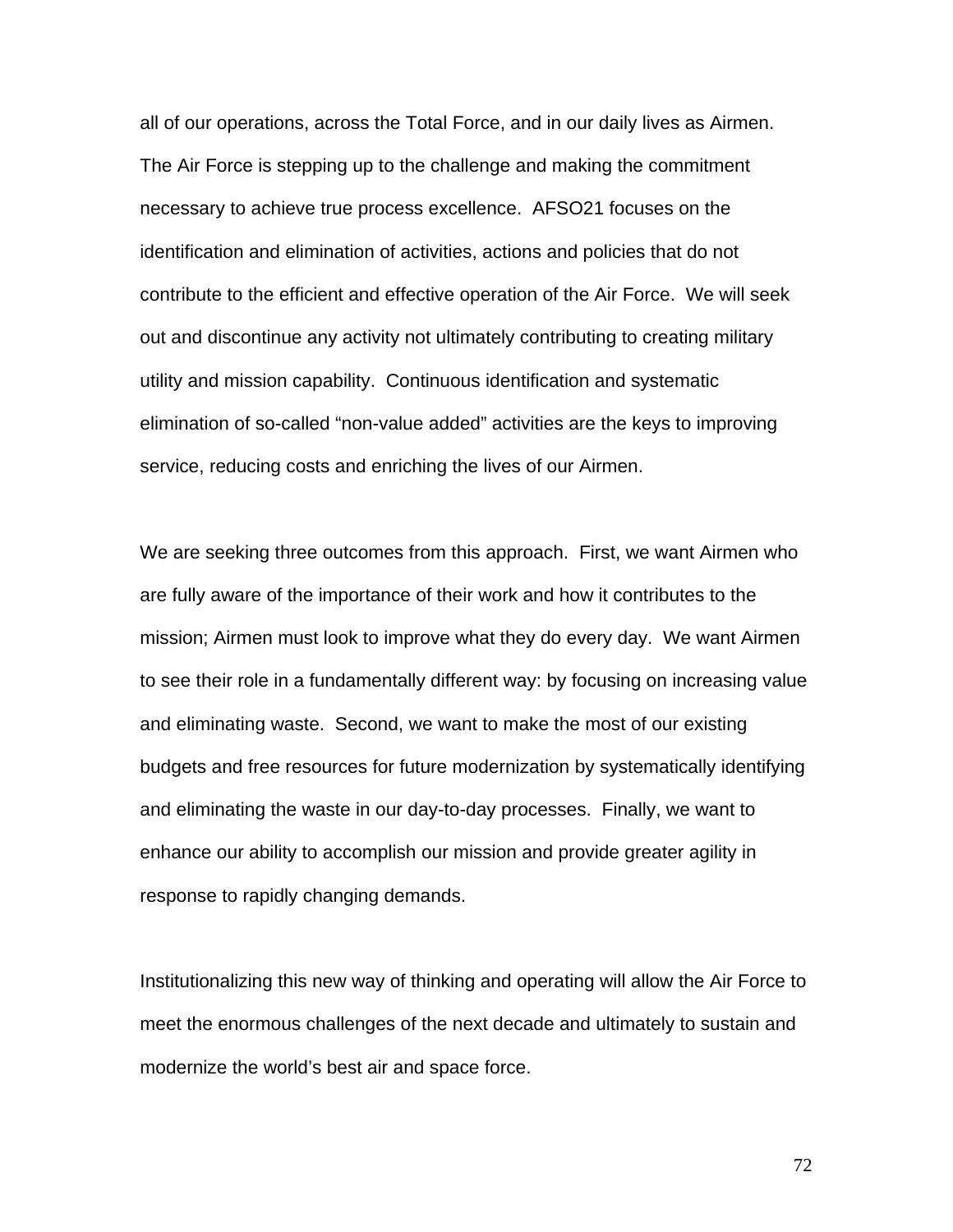all of our operations, across the Total Force, and in our daily lives as Airmen. The Air Force is stepping up to the challenge and making the commitment necessary to achieve true process excellence. AFSO21 focuses on the identification and elimination of activities, actions and policies that do not contribute to the efficient and effective operation of the Air Force. We will seek out and discontinue any activity not ultimately contributing to creating military utility and mission capability. Continuous identification and systematic elimination of so-called "non-value added" activities are the keys to improving service, reducing costs and enriching the lives of our Airmen.

We are seeking three outcomes from this approach. First, we want Airmen who are fully aware of the importance of their work and how it contributes to the mission; Airmen must look to improve what they do every day. We want Airmen to see their role in a fundamentally different way: by focusing on increasing value and eliminating waste. Second, we want to make the most of our existing budgets and free resources for future modernization by systematically identifying and eliminating the waste in our day-to-day processes. Finally, we want to enhance our ability to accomplish our mission and provide greater agility in response to rapidly changing demands.

Institutionalizing this new way of thinking and operating will allow the Air Force to meet the enormous challenges of the next decade and ultimately to sustain and modernize the world's best air and space force.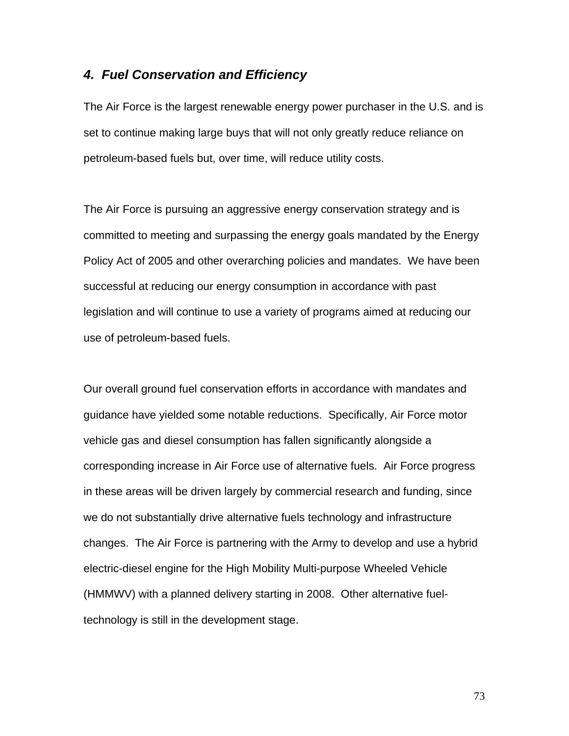### *4. Fuel Conservation and Efficiency*

The Air Force is the largest renewable energy power purchaser in the U.S. and is set to continue making large buys that will not only greatly reduce reliance on petroleum-based fuels but, over time, will reduce utility costs.

The Air Force is pursuing an aggressive energy conservation strategy and is committed to meeting and surpassing the energy goals mandated by the Energy Policy Act of 2005 and other overarching policies and mandates. We have been successful at reducing our energy consumption in accordance with past legislation and will continue to use a variety of programs aimed at reducing our use of petroleum-based fuels.

Our overall ground fuel conservation efforts in accordance with mandates and guidance have yielded some notable reductions. Specifically, Air Force motor vehicle gas and diesel consumption has fallen significantly alongside a corresponding increase in Air Force use of alternative fuels. Air Force progress in these areas will be driven largely by commercial research and funding, since we do not substantially drive alternative fuels technology and infrastructure changes. The Air Force is partnering with the Army to develop and use a hybrid electric-diesel engine for the High Mobility Multi-purpose Wheeled Vehicle (HMMWV) with a planned delivery starting in 2008. Other alternative fuel-technology is still in the development stage.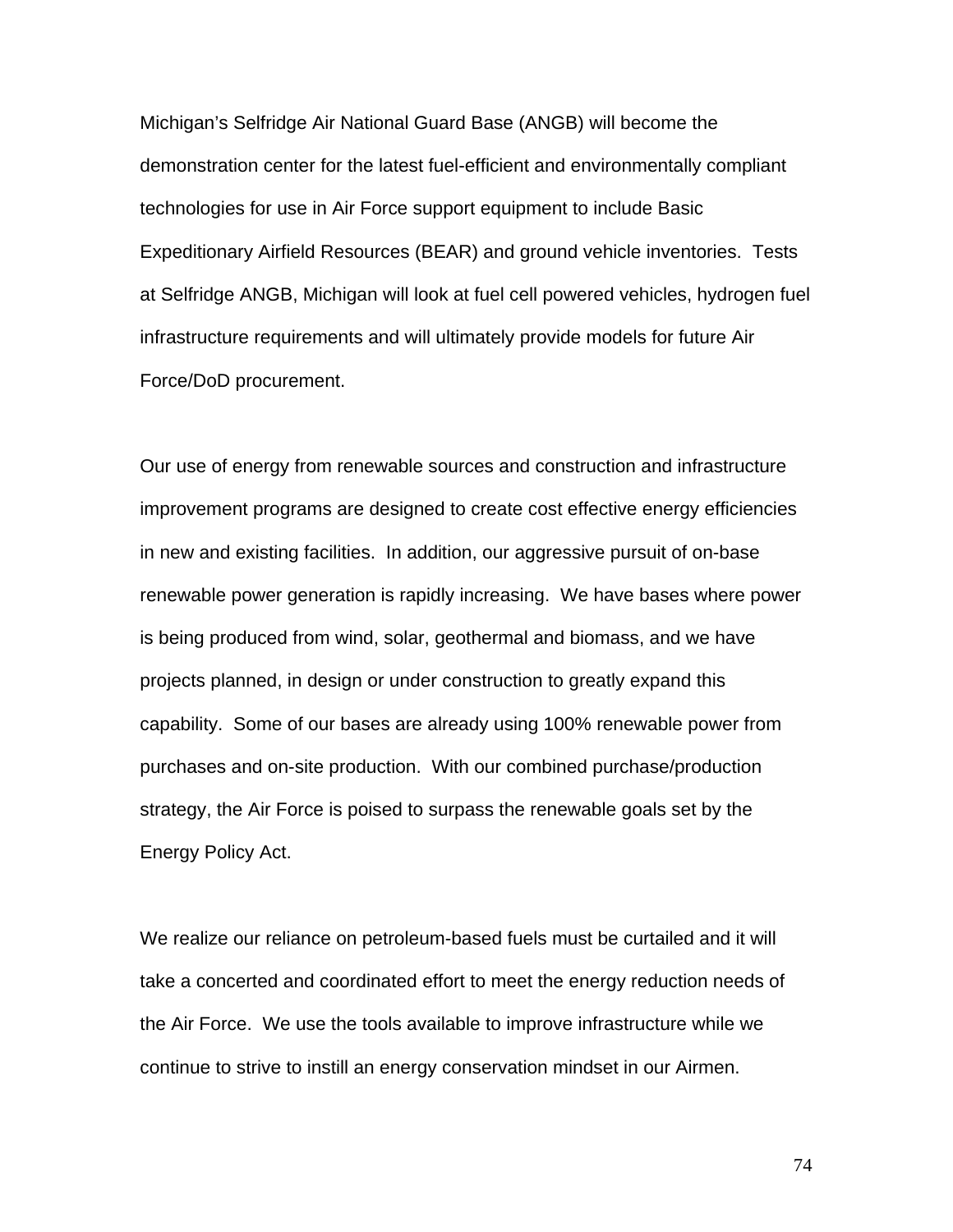Michigan's Selfridge Air National Guard Base (ANGB) will become the demonstration center for the latest fuel-efficient and environmentally compliant technologies for use in Air Force support equipment to include Basic Expeditionary Airfield Resources (BEAR) and ground vehicle inventories. Tests at Selfridge ANGB, Michigan will look at fuel cell powered vehicles, hydrogen fuel infrastructure requirements and will ultimately provide models for future Air Force/DoD procurement.

Our use of energy from renewable sources and construction and infrastructure improvement programs are designed to create cost effective energy efficiencies in new and existing facilities. In addition, our aggressive pursuit of on-base renewable power generation is rapidly increasing. We have bases where power is being produced from wind, solar, geothermal and biomass, and we have projects planned, in design or under construction to greatly expand this capability. Some of our bases are already using 100% renewable power from purchases and on-site production. With our combined purchase/production strategy, the Air Force is poised to surpass the renewable goals set by the Energy Policy Act.

We realize our reliance on petroleum-based fuels must be curtailed and it will take a concerted and coordinated effort to meet the energy reduction needs of the Air Force. We use the tools available to improve infrastructure while we continue to strive to instill an energy conservation mindset in our Airmen.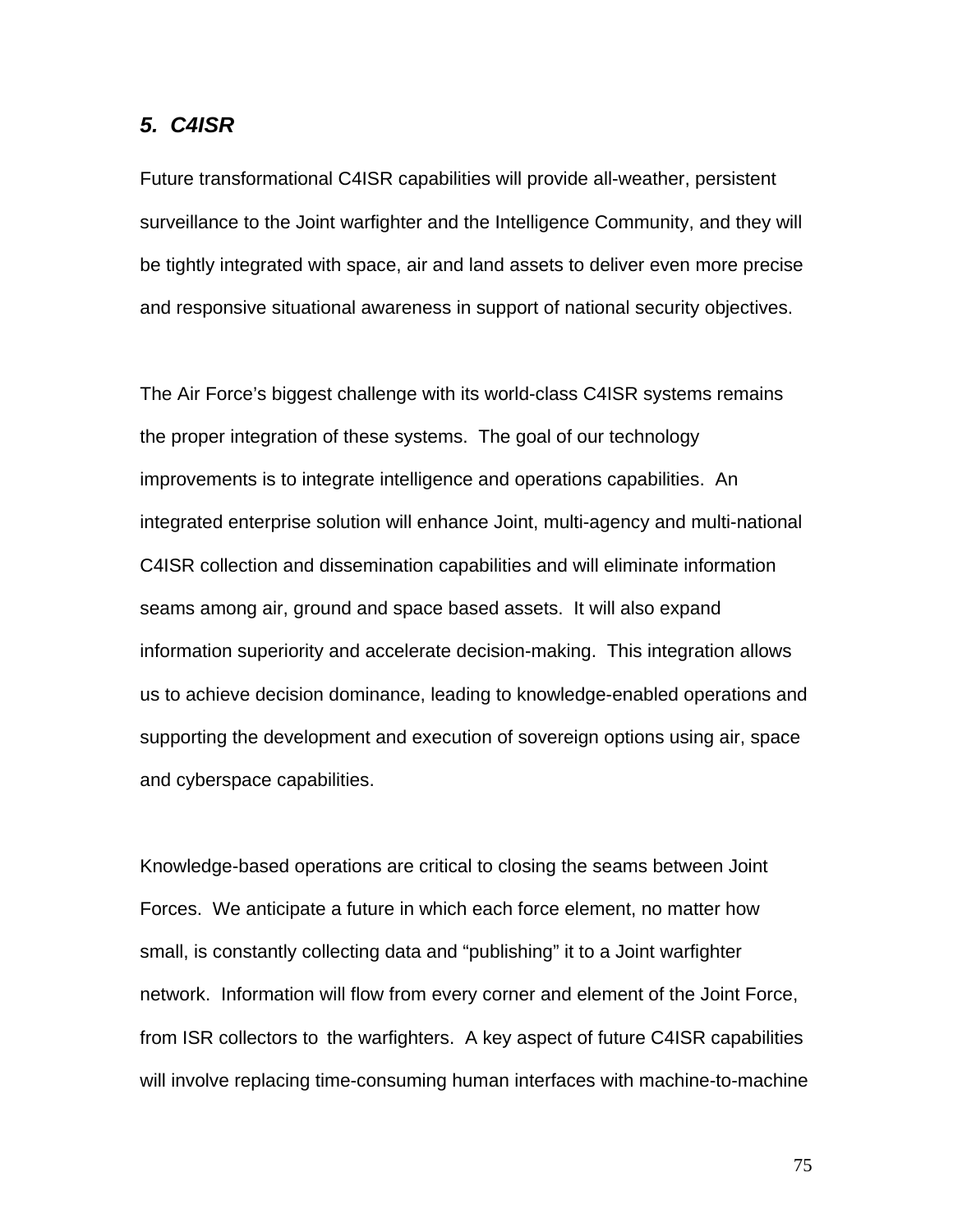### *5. C4ISR*

Future transformational C4ISR capabilities will provide all-weather, persistent surveillance to the Joint warfighter and the Intelligence Community, and they will be tightly integrated with space, air and land assets to deliver even more precise and responsive situational awareness in support of national security objectives.

The Air Force's biggest challenge with its world-class C4ISR systems remains the proper integration of these systems. The goal of our technology improvements is to integrate intelligence and operations capabilities. An integrated enterprise solution will enhance Joint, multi-agency and multi-national C4ISR collection and dissemination capabilities and will eliminate information seams among air, ground and space based assets. It will also expand information superiority and accelerate decision-making. This integration allows us to achieve decision dominance, leading to knowledge-enabled operations and supporting the development and execution of sovereign options using air, space and cyberspace capabilities.

Knowledge-based operations are critical to closing the seams between Joint Forces. We anticipate a future in which each force element, no matter how small, is constantly collecting data and "publishing" it to a Joint warfighter network. Information will flow from every corner and element of the Joint Force, from ISR collectors to the warfighters. A key aspect of future C4ISR capabilities will involve replacing time-consuming human interfaces with machine-to-machine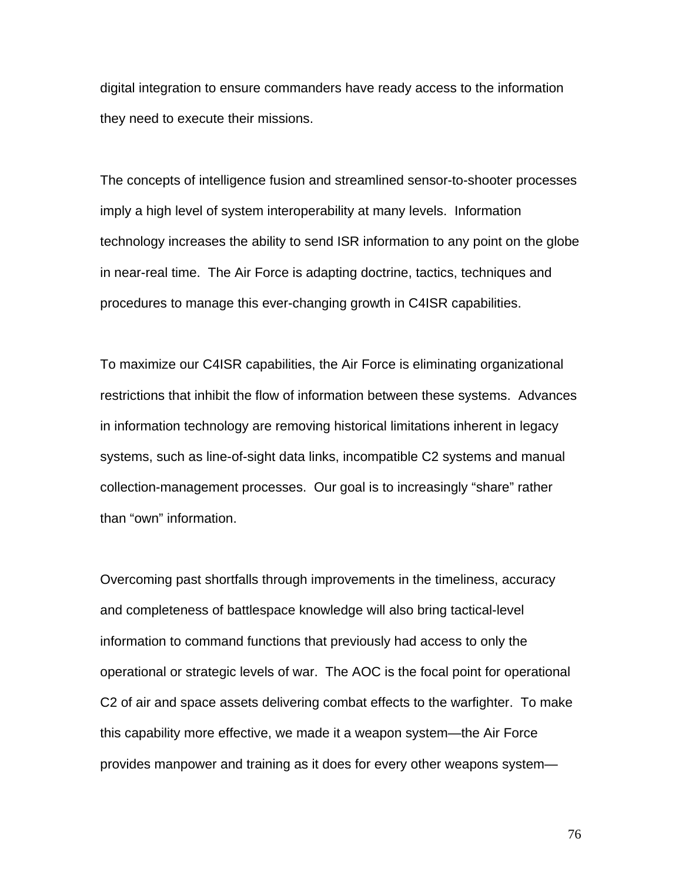digital integration to ensure commanders have ready access to the information they need to execute their missions.

The concepts of intelligence fusion and streamlined sensor-to-shooter processes imply a high level of system interoperability at many levels. Information technology increases the ability to send ISR information to any point on the globe in near-real time. The Air Force is adapting doctrine, tactics, techniques and procedures to manage this ever-changing growth in C4ISR capabilities.

To maximize our C4ISR capabilities, the Air Force is eliminating organizational restrictions that inhibit the flow of information between these systems. Advances in information technology are removing historical limitations inherent in legacy systems, such as line-of-sight data links, incompatible C2 systems and manual collection-management processes. Our goal is to increasingly "share" rather than "own" information.

Overcoming past shortfalls through improvements in the timeliness, accuracy and completeness of battlespace knowledge will also bring tactical-level information to command functions that previously had access to only the operational or strategic levels of war. The AOC is the focal point for operational C2 of air and space assets delivering combat effects to the warfighter. To make this capability more effective, we made it a weapon system—the Air Force provides manpower and training as it does for every other weapons system—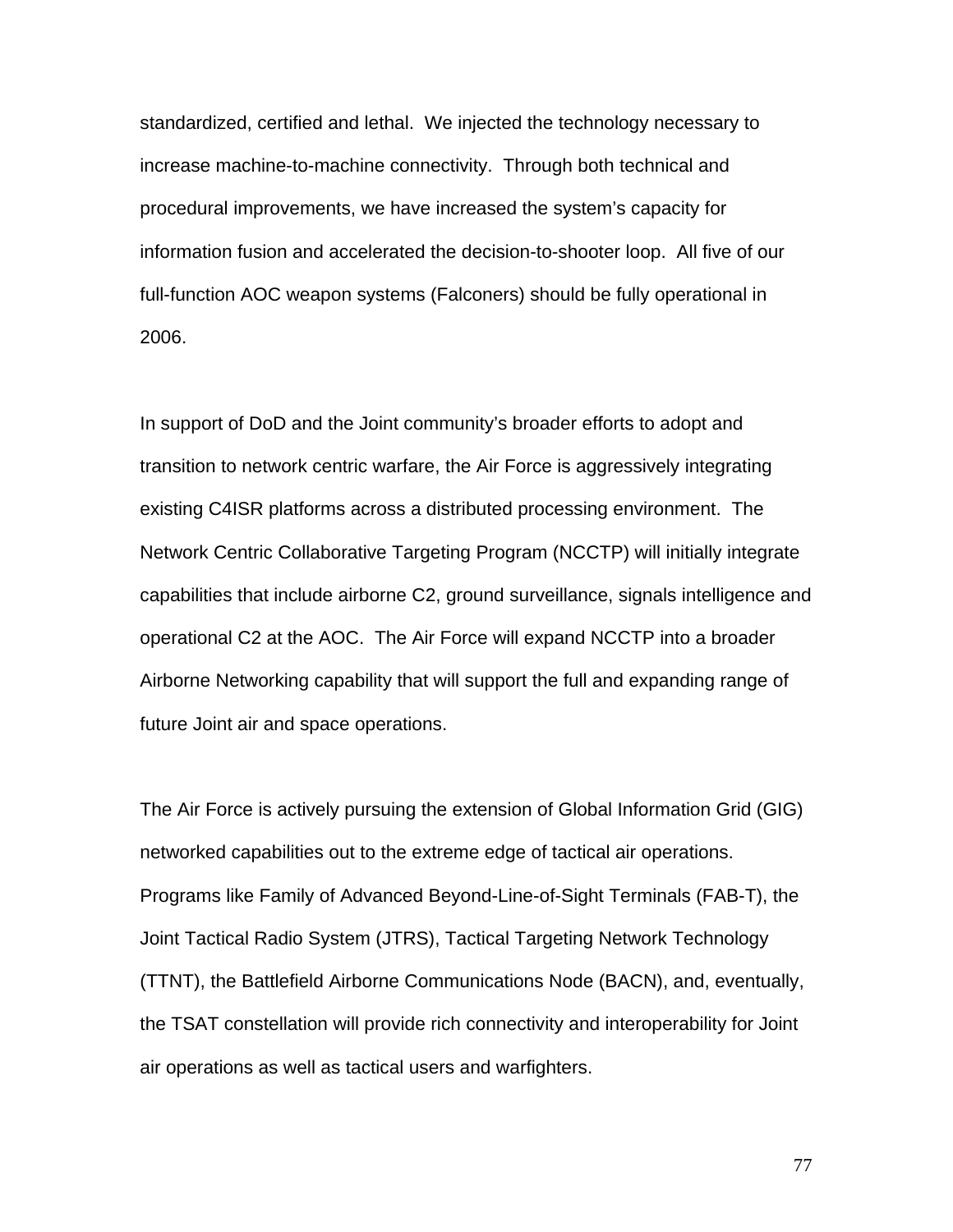standardized, certified and lethal.  We injected the technology necessary to increase machine-to-machine connectivity.  Through both technical and procedural improvements, we have increased the system's capacity for information fusion and accelerated the decision-to-shooter loop.  All five of our full-function AOC weapon systems (Falconers) should be fully operational in 2006.

In support of DoD and the Joint community's broader efforts to adopt and transition to network centric warfare, the Air Force is aggressively integrating existing C4ISR platforms across a distributed processing environment.  The Network Centric Collaborative Targeting Program (NCCTP) will initially integrate capabilities that include airborne C2, ground surveillance, signals intelligence and operational C2 at the AOC.  The Air Force will expand NCCTP into a broader Airborne Networking capability that will support the full and expanding range of future Joint air and space operations.

The Air Force is actively pursuing the extension of Global Information Grid (GIG) networked capabilities out to the extreme edge of tactical air operations.  Programs like Family of Advanced Beyond-Line-of-Sight Terminals (FAB-T), the Joint Tactical Radio System (JTRS), Tactical Targeting Network Technology (TTNT), the Battlefield Airborne Communications Node (BACN), and, eventually, the TSAT constellation will provide rich connectivity and interoperability for Joint air operations as well as tactical users and warfighters.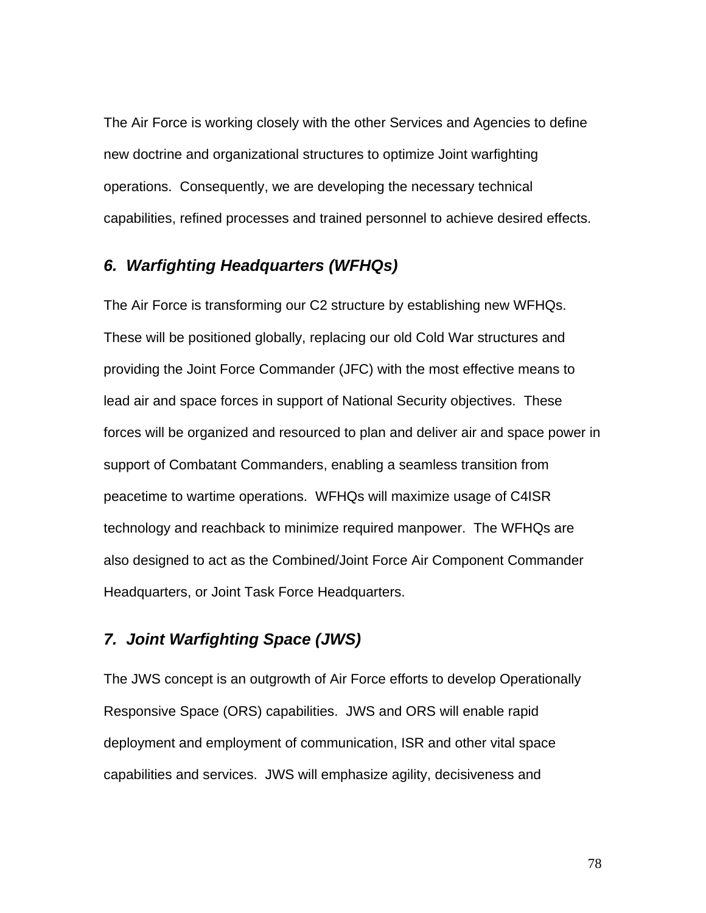The Air Force is working closely with the other Services and Agencies to define new doctrine and organizational structures to optimize Joint warfighting operations. Consequently, we are developing the necessary technical capabilities, refined processes and trained personnel to achieve desired effects.

### *6. Warfighting Headquarters (WFHQs)*

The Air Force is transforming our C2 structure by establishing new WFHQs. These will be positioned globally, replacing our old Cold War structures and providing the Joint Force Commander (JFC) with the most effective means to lead air and space forces in support of National Security objectives. These forces will be organized and resourced to plan and deliver air and space power in support of Combatant Commanders, enabling a seamless transition from peacetime to wartime operations. WFHQs will maximize usage of C4ISR technology and reachback to minimize required manpower. The WFHQs are also designed to act as the Combined/Joint Force Air Component Commander Headquarters, or Joint Task Force Headquarters.

### *7. Joint Warfighting Space (JWS)*

The JWS concept is an outgrowth of Air Force efforts to develop Operationally Responsive Space (ORS) capabilities. JWS and ORS will enable rapid deployment and employment of communication, ISR and other vital space capabilities and services. JWS will emphasize agility, decisiveness and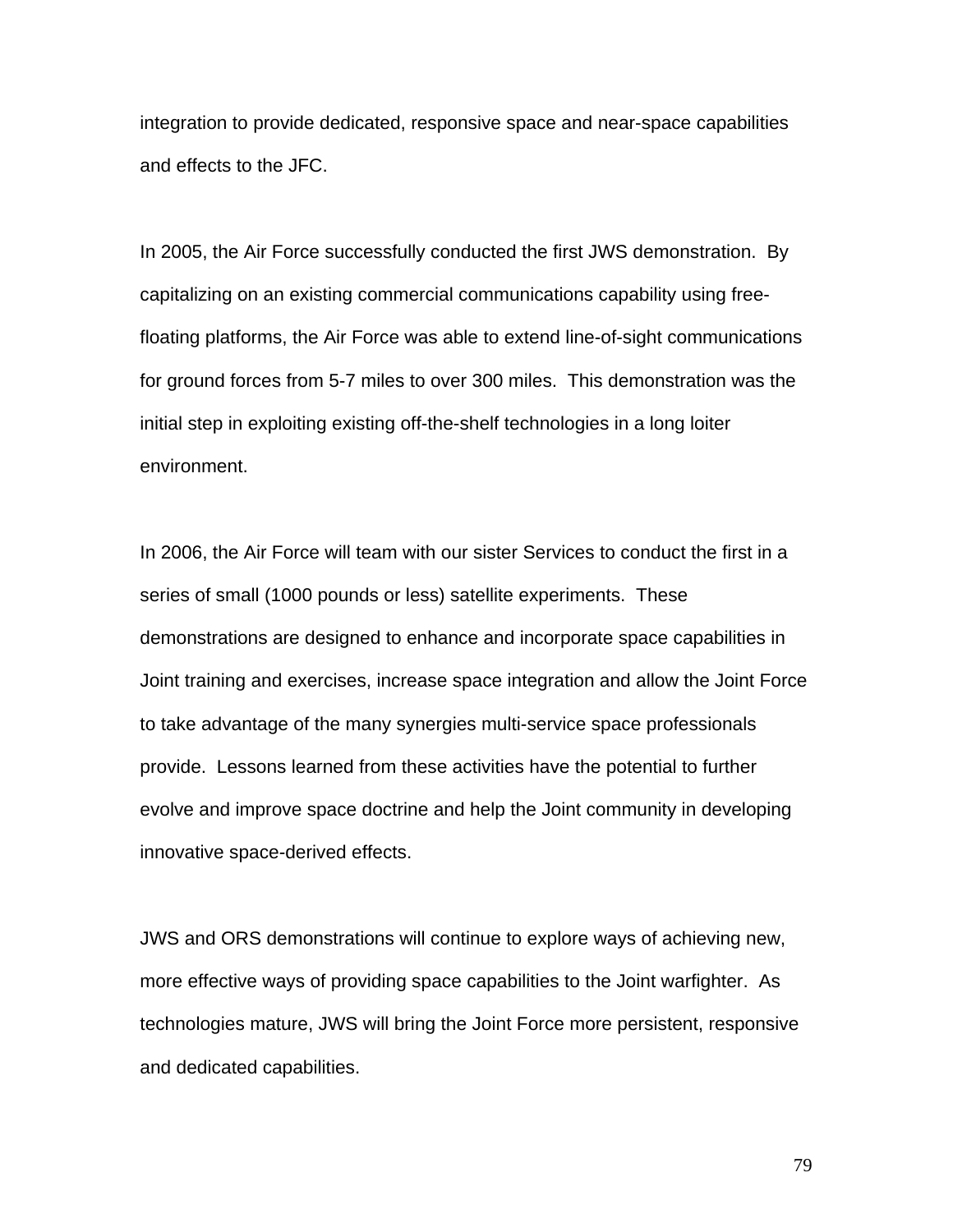integration to provide dedicated, responsive space and near-space capabilities and effects to the JFC.

In 2005, the Air Force successfully conducted the first JWS demonstration. By capitalizing on an existing commercial communications capability using free-floating platforms, the Air Force was able to extend line-of-sight communications for ground forces from 5-7 miles to over 300 miles. This demonstration was the initial step in exploiting existing off-the-shelf technologies in a long loiter environment.

In 2006, the Air Force will team with our sister Services to conduct the first in a series of small (1000 pounds or less) satellite experiments. These demonstrations are designed to enhance and incorporate space capabilities in Joint training and exercises, increase space integration and allow the Joint Force to take advantage of the many synergies multi-service space professionals provide. Lessons learned from these activities have the potential to further evolve and improve space doctrine and help the Joint community in developing innovative space-derived effects.

JWS and ORS demonstrations will continue to explore ways of achieving new, more effective ways of providing space capabilities to the Joint warfighter. As technologies mature, JWS will bring the Joint Force more persistent, responsive and dedicated capabilities.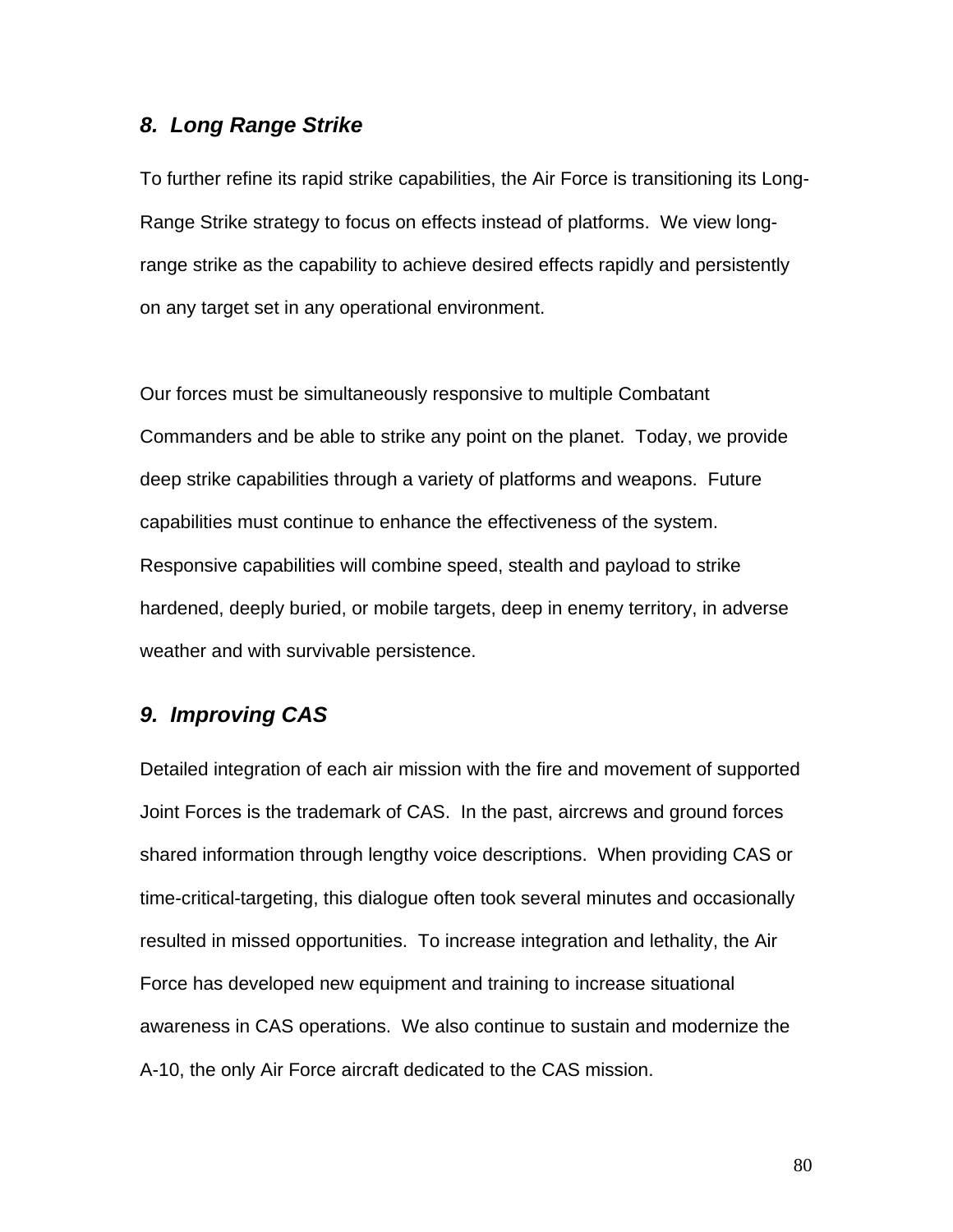### *8. Long Range Strike*

To further refine its rapid strike capabilities, the Air Force is transitioning its Long-Range Strike strategy to focus on effects instead of platforms. We view long-range strike as the capability to achieve desired effects rapidly and persistently on any target set in any operational environment.

Our forces must be simultaneously responsive to multiple Combatant Commanders and be able to strike any point on the planet. Today, we provide deep strike capabilities through a variety of platforms and weapons. Future capabilities must continue to enhance the effectiveness of the system. Responsive capabilities will combine speed, stealth and payload to strike hardened, deeply buried, or mobile targets, deep in enemy territory, in adverse weather and with survivable persistence.

### *9. Improving CAS*

Detailed integration of each air mission with the fire and movement of supported Joint Forces is the trademark of CAS. In the past, aircrews and ground forces shared information through lengthy voice descriptions. When providing CAS or time-critical-targeting, this dialogue often took several minutes and occasionally resulted in missed opportunities. To increase integration and lethality, the Air Force has developed new equipment and training to increase situational awareness in CAS operations. We also continue to sustain and modernize the A-10, the only Air Force aircraft dedicated to the CAS mission.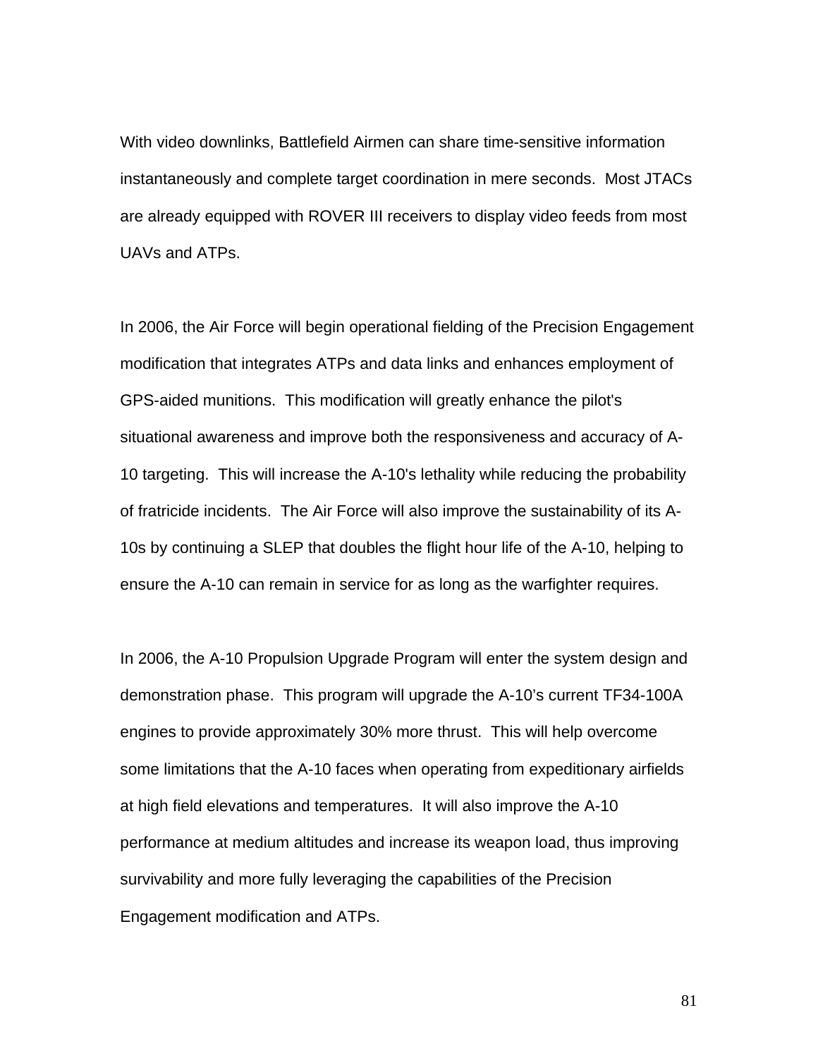With video downlinks, Battlefield Airmen can share time-sensitive information instantaneously and complete target coordination in mere seconds. Most JTACs are already equipped with ROVER III receivers to display video feeds from most UAVs and ATPs.

In 2006, the Air Force will begin operational fielding of the Precision Engagement modification that integrates ATPs and data links and enhances employment of GPS-aided munitions. This modification will greatly enhance the pilot's situational awareness and improve both the responsiveness and accuracy of A-10 targeting. This will increase the A-10's lethality while reducing the probability of fratricide incidents. The Air Force will also improve the sustainability of its A-10s by continuing a SLEP that doubles the flight hour life of the A-10, helping to ensure the A-10 can remain in service for as long as the warfighter requires.

In 2006, the A-10 Propulsion Upgrade Program will enter the system design and demonstration phase. This program will upgrade the A-10's current TF34-100A engines to provide approximately 30% more thrust. This will help overcome some limitations that the A-10 faces when operating from expeditionary airfields at high field elevations and temperatures. It will also improve the A-10 performance at medium altitudes and increase its weapon load, thus improving survivability and more fully leveraging the capabilities of the Precision Engagement modification and ATPs.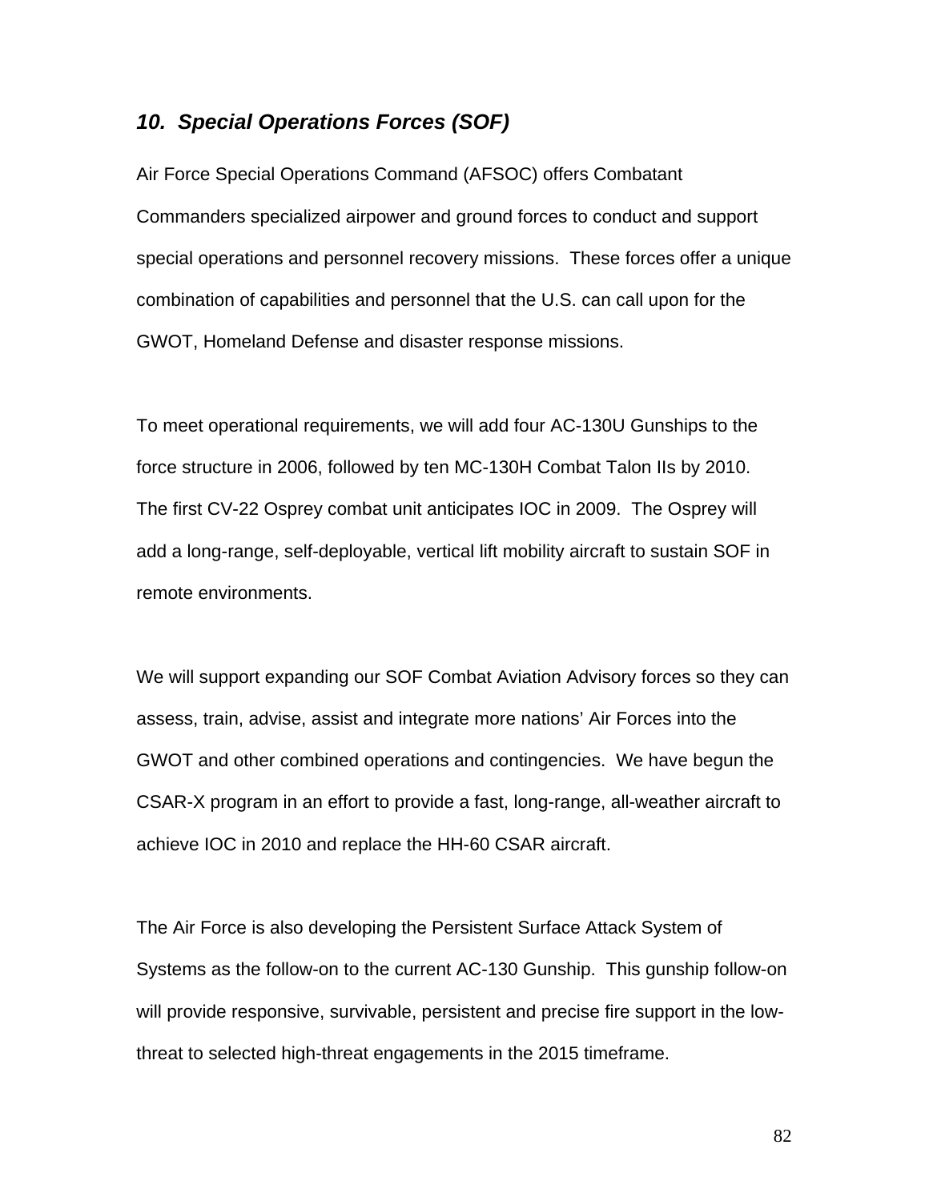### *10. Special Operations Forces (SOF)*

Air Force Special Operations Command (AFSOC) offers Combatant Commanders specialized airpower and ground forces to conduct and support special operations and personnel recovery missions. These forces offer a unique combination of capabilities and personnel that the U.S. can call upon for the GWOT, Homeland Defense and disaster response missions.

To meet operational requirements, we will add four AC-130U Gunships to the force structure in 2006, followed by ten MC-130H Combat Talon IIs by 2010. The first CV-22 Osprey combat unit anticipates IOC in 2009. The Osprey will add a long-range, self-deployable, vertical lift mobility aircraft to sustain SOF in remote environments.

We will support expanding our SOF Combat Aviation Advisory forces so they can assess, train, advise, assist and integrate more nations' Air Forces into the GWOT and other combined operations and contingencies. We have begun the CSAR-X program in an effort to provide a fast, long-range, all-weather aircraft to achieve IOC in 2010 and replace the HH-60 CSAR aircraft.

The Air Force is also developing the Persistent Surface Attack System of Systems as the follow-on to the current AC-130 Gunship. This gunship follow-on will provide responsive, survivable, persistent and precise fire support in the low-threat to selected high-threat engagements in the 2015 timeframe.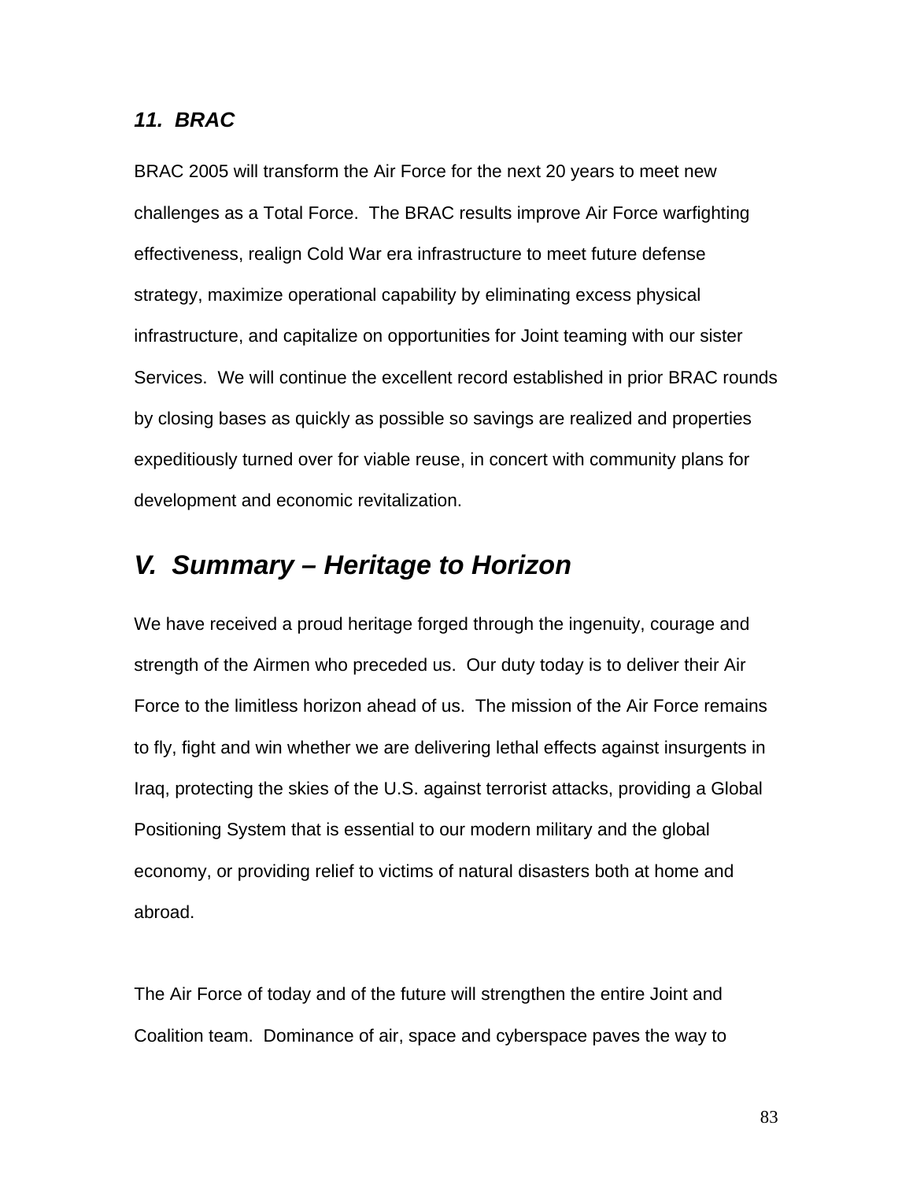### *11. BRAC*

BRAC 2005 will transform the Air Force for the next 20 years to meet new challenges as a Total Force. The BRAC results improve Air Force warfighting effectiveness, realign Cold War era infrastructure to meet future defense strategy, maximize operational capability by eliminating excess physical infrastructure, and capitalize on opportunities for Joint teaming with our sister Services. We will continue the excellent record established in prior BRAC rounds by closing bases as quickly as possible so savings are realized and properties expeditiously turned over for viable reuse, in concert with community plans for development and economic revitalization.

## *V. Summary – Heritage to Horizon*

We have received a proud heritage forged through the ingenuity, courage and strength of the Airmen who preceded us. Our duty today is to deliver their Air Force to the limitless horizon ahead of us. The mission of the Air Force remains to fly, fight and win whether we are delivering lethal effects against insurgents in Iraq, protecting the skies of the U.S. against terrorist attacks, providing a Global Positioning System that is essential to our modern military and the global economy, or providing relief to victims of natural disasters both at home and abroad.

The Air Force of today and of the future will strengthen the entire Joint and Coalition team. Dominance of air, space and cyberspace paves the way to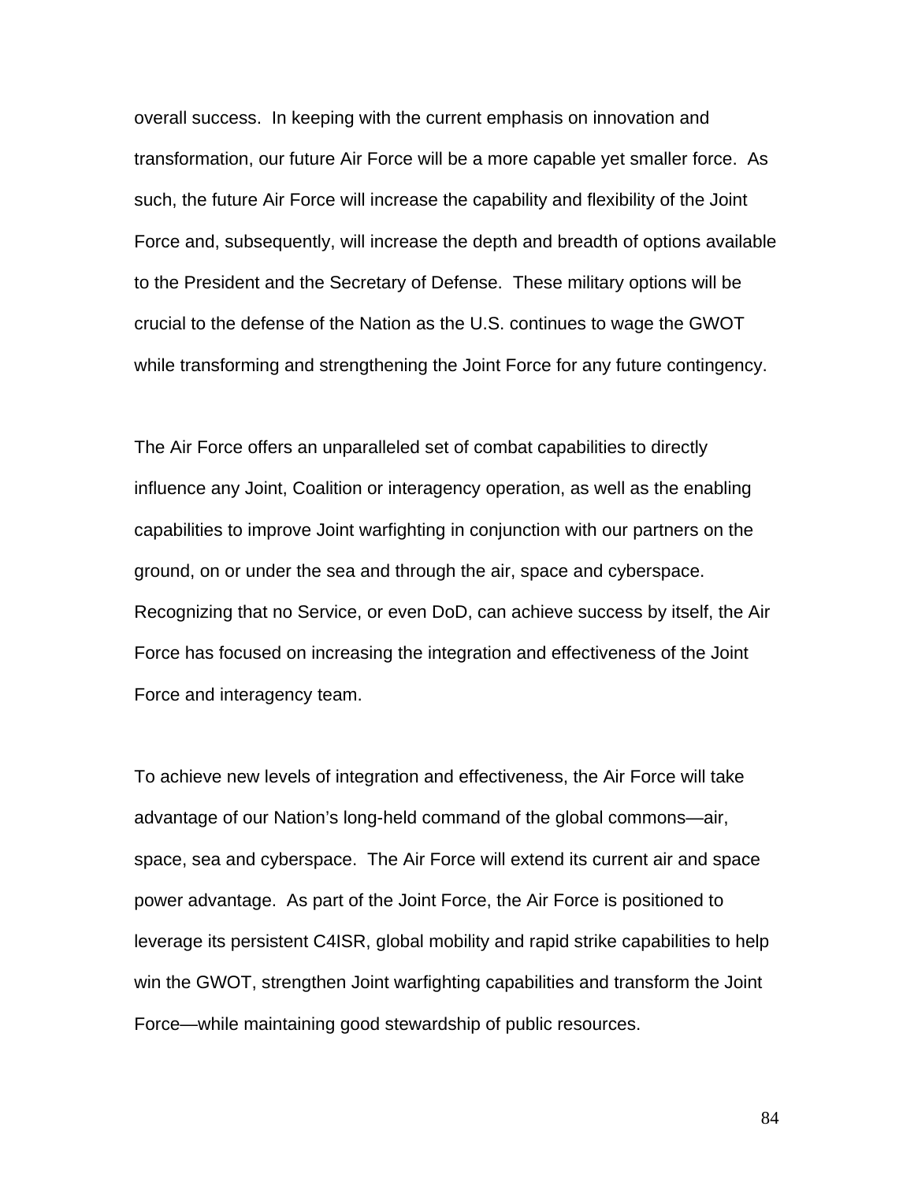overall success. In keeping with the current emphasis on innovation and transformation, our future Air Force will be a more capable yet smaller force. As such, the future Air Force will increase the capability and flexibility of the Joint Force and, subsequently, will increase the depth and breadth of options available to the President and the Secretary of Defense. These military options will be crucial to the defense of the Nation as the U.S. continues to wage the GWOT while transforming and strengthening the Joint Force for any future contingency.

The Air Force offers an unparalleled set of combat capabilities to directly influence any Joint, Coalition or interagency operation, as well as the enabling capabilities to improve Joint warfighting in conjunction with our partners on the ground, on or under the sea and through the air, space and cyberspace. Recognizing that no Service, or even DoD, can achieve success by itself, the Air Force has focused on increasing the integration and effectiveness of the Joint Force and interagency team.

To achieve new levels of integration and effectiveness, the Air Force will take advantage of our Nation's long-held command of the global commons—air, space, sea and cyberspace. The Air Force will extend its current air and space power advantage. As part of the Joint Force, the Air Force is positioned to leverage its persistent C4ISR, global mobility and rapid strike capabilities to help win the GWOT, strengthen Joint warfighting capabilities and transform the Joint Force—while maintaining good stewardship of public resources.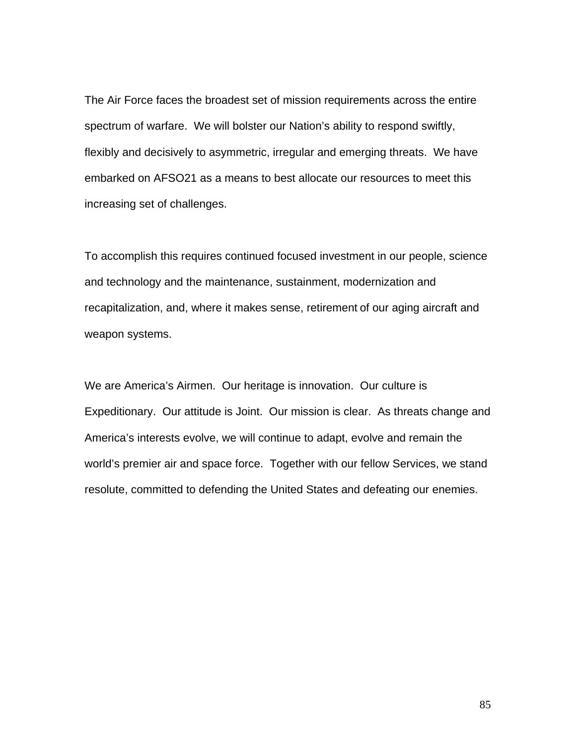The Air Force faces the broadest set of mission requirements across the entire spectrum of warfare. We will bolster our Nation's ability to respond swiftly, flexibly and decisively to asymmetric, irregular and emerging threats. We have embarked on AFSO21 as a means to best allocate our resources to meet this increasing set of challenges.

To accomplish this requires continued focused investment in our people, science and technology and the maintenance, sustainment, modernization and recapitalization, and, where it makes sense, retirement of our aging aircraft and weapon systems.

We are America's Airmen. Our heritage is innovation. Our culture is Expeditionary. Our attitude is Joint. Our mission is clear. As threats change and America's interests evolve, we will continue to adapt, evolve and remain the world's premier air and space force. Together with our fellow Services, we stand resolute, committed to defending the United States and defeating our enemies.